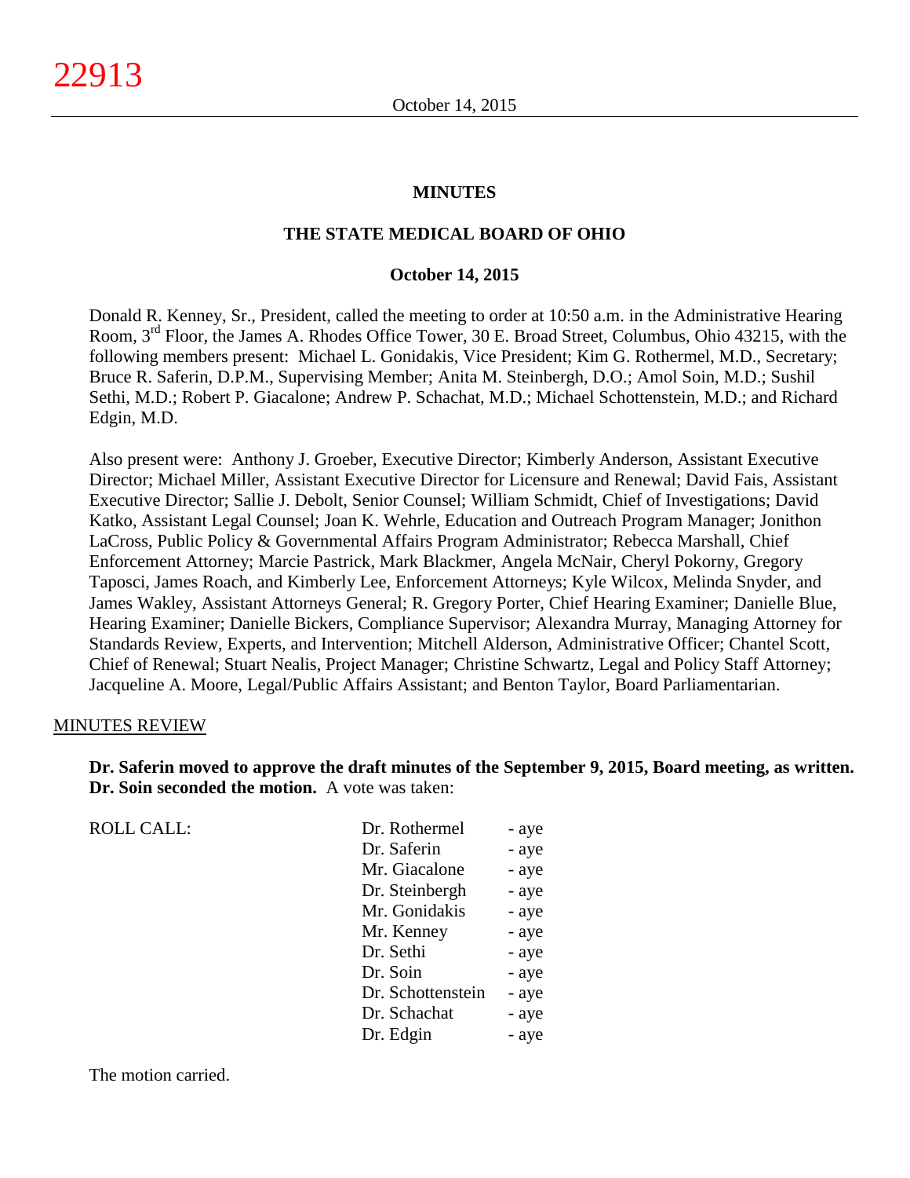## MINUTES

## THE STATE MEDICAL BOARD OF OHIO

### October 14, 2015

Donald R. Kenney, Sr., President, called the meeting to order at 10:50 a.m. in the Administrative Hearing Room, 3rd Floor, the James A. Rhodes Office Tower, 30 E. Broad Street, Columbus, Ohio 43215, with the following members present: Michael L. Gonidakis, Vice President; Kim G. Rothermel, M.D., Secretary; Bruce R. Saferin, D.P.M., Supervising Member; Anita M. Steinbergh, D.O.; Amol Soin, M.D.; Sushil Sethi, M.D.; Robert P. Giacalone; Andrew P. Schachat, M.D.; Michael Schottenstein, M.D.; and Richard Edgin, M.D.

Also present were: Anthony J. Groeber, Executive Director; Kimberly Anderson, Assistant Executive Director; Michael Miller, Assistant Executive Director for Licensure and Renewal; David Fais, Assistant Executive Director; Sallie J. Debolt, Senior Counsel; William Schmidt, Chief of Investigations; David Katko, Assistant Legal Counsel; Joan K. Wehrle, Education and Outreach Program Manager; Jonithon LaCross, Public Policy & Governmental Affairs Program Administrator; Rebecca Marshall, Chief Enforcement Attorney; Marcie Pastrick, Mark Blackmer, Angela McNair, Cheryl Pokorny, Gregory Taposci, James Roach, and Kimberly Lee, Enforcement Attorneys; Kyle Wilcox, Melinda Snyder, and James Wakley, Assistant Attorneys General; R. Gregory Porter, Chief Hearing Examiner; Danielle Blue, Hearing Examiner; Danielle Bickers, Compliance Supervisor; Alexandra Murray, Managing Attorney for Standards Review, Experts, and Intervention; Mitchell Alderson, Administrative Officer; Chantel Scott, Chief of Renewal; Stuart Nealis, Project Manager; Christine Schwartz, Legal and Policy Staff Attorney; Jacqueline A. Moore, Legal/Public Affairs Assistant; and Benton Taylor, Board Parliamentarian.

MINUTES REVIEW

**Dr. Saferin moved to approve the draft minutes of the September 9, 2015, Board meeting, as written. Dr. Soin seconded the motion.** A vote was taken:

| ROLL CALL: | | |
|---|---|---|
| | Dr. Rothermel | - aye |
| | Dr. Saferin | - aye |
| | Mr. Giacalone | - aye |
| | Dr. Steinbergh | - aye |
| | Mr. Gonidakis | - aye |
| | Mr. Kenney | - aye |
| | Dr. Sethi | - aye |
| | Dr. Soin | - aye |
| | Dr. Schottenstein | - aye |
| | Dr. Schachat | - aye |
| | Dr. Edgin | - aye |

The motion carried.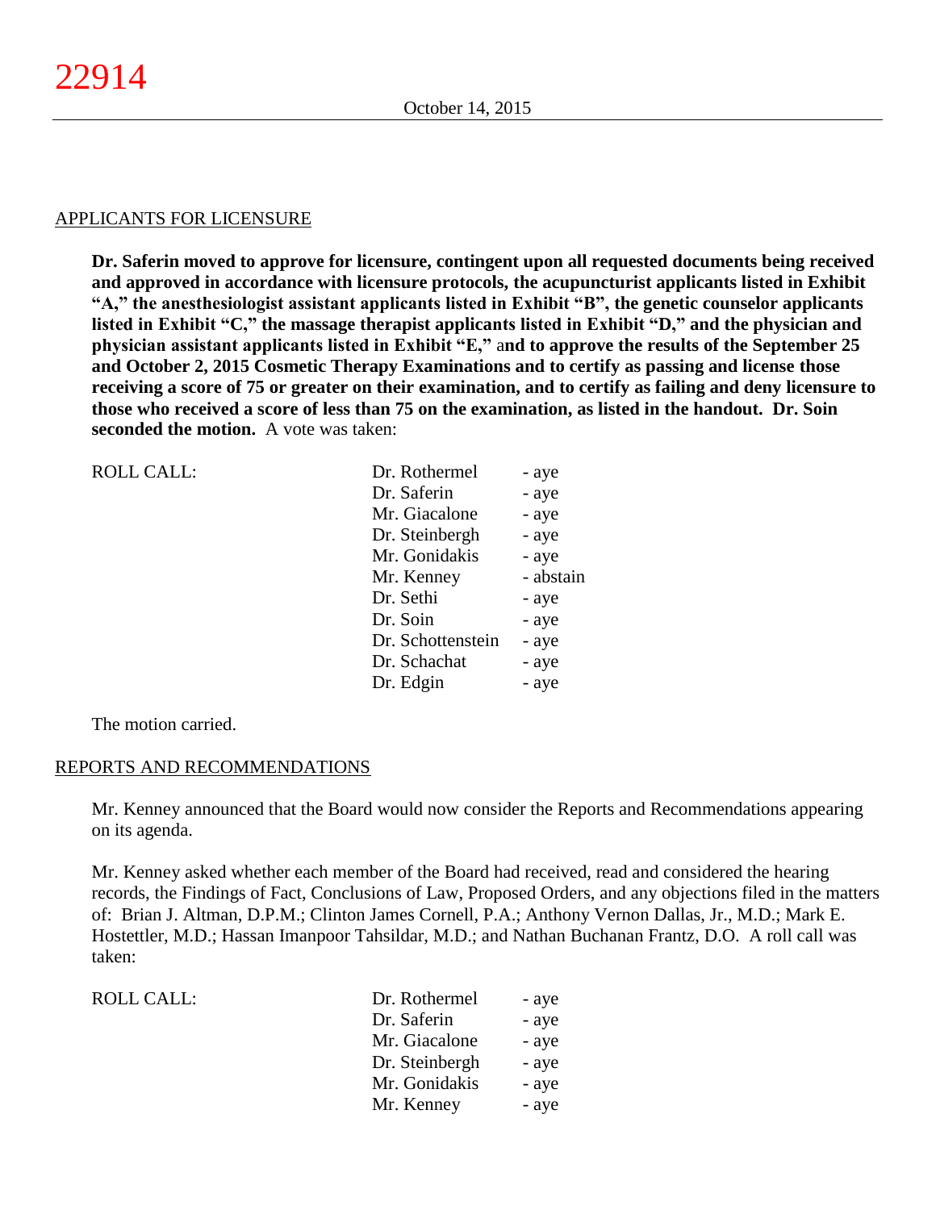APPLICANTS FOR LICENSURE

**Dr. Saferin moved to approve for licensure, contingent upon all requested documents being received and approved in accordance with licensure protocols, the acupuncturist applicants listed in Exhibit "A," the anesthesiologist assistant applicants listed in Exhibit "B", the genetic counselor applicants listed in Exhibit "C," the massage therapist applicants listed in Exhibit "D," and the physician and physician assistant applicants listed in Exhibit "E," and to approve the results of the September 25 and October 2, 2015 Cosmetic Therapy Examinations and to certify as passing and license those receiving a score of 75 or greater on their examination, and to certify as failing and deny licensure to those who received a score of less than 75 on the examination, as listed in the handout. Dr. Soin seconded the motion.** A vote was taken:

| ROLL CALL: | Dr. Rothermel | - aye |
|---|---|---|
| | Dr. Saferin | - aye |
| | Mr. Giacalone | - aye |
| | Dr. Steinbergh | - aye |
| | Mr. Gonidakis | - aye |
| | Mr. Kenney | - abstain |
| | Dr. Sethi | - aye |
| | Dr. Soin | - aye |
| | Dr. Schottenstein | - aye |
| | Dr. Schachat | - aye |
| | Dr. Edgin | - aye |

The motion carried.

REPORTS AND RECOMMENDATIONS

Mr. Kenney announced that the Board would now consider the Reports and Recommendations appearing on its agenda.

Mr. Kenney asked whether each member of the Board had received, read and considered the hearing records, the Findings of Fact, Conclusions of Law, Proposed Orders, and any objections filed in the matters of: Brian J. Altman, D.P.M.; Clinton James Cornell, P.A.; Anthony Vernon Dallas, Jr., M.D.; Mark E. Hostettler, M.D.; Hassan Imanpoor Tahsildar, M.D.; and Nathan Buchanan Frantz, D.O. A roll call was taken:

| ROLL CALL: | Dr. Rothermel | - aye |
|---|---|---|
| | Dr. Saferin | - aye |
| | Mr. Giacalone | - aye |
| | Dr. Steinbergh | - aye |
| | Mr. Gonidakis | - aye |
| | Mr. Kenney | - aye |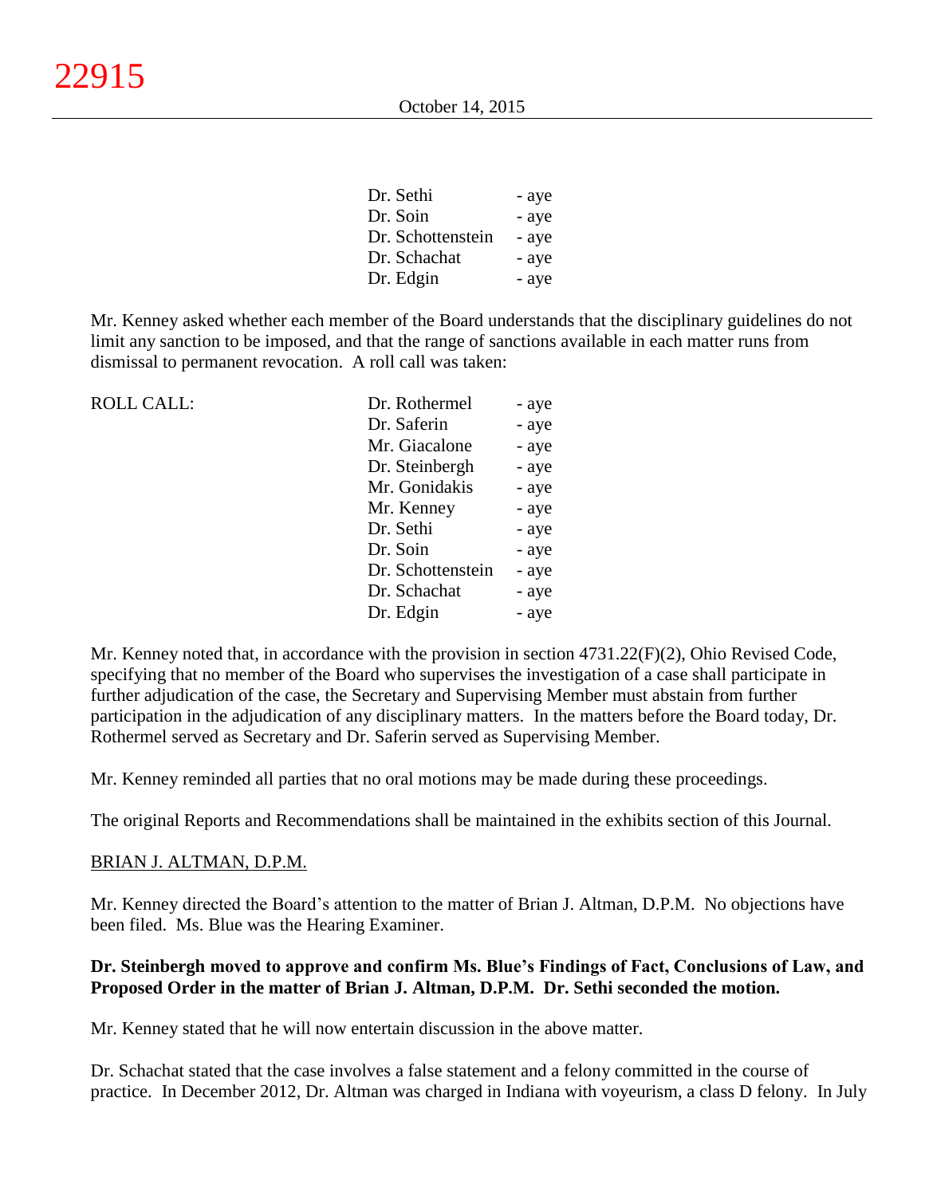| | |
|---|---|
| Dr. Sethi | - aye |
| Dr. Soin | - aye |
| Dr. Schottenstein | - aye |
| Dr. Schachat | - aye |
| Dr. Edgin | - aye |

Mr. Kenney asked whether each member of the Board understands that the disciplinary guidelines do not limit any sanction to be imposed, and that the range of sanctions available in each matter runs from dismissal to permanent revocation. A roll call was taken:

| ROLL CALL: | | |
|---|---|---|
| | Dr. Rothermel | - aye |
| | Dr. Saferin | - aye |
| | Mr. Giacalone | - aye |
| | Dr. Steinbergh | - aye |
| | Mr. Gonidakis | - aye |
| | Mr. Kenney | - aye |
| | Dr. Sethi | - aye |
| | Dr. Soin | - aye |
| | Dr. Schottenstein | - aye |
| | Dr. Schachat | - aye |
| | Dr. Edgin | - aye |

Mr. Kenney noted that, in accordance with the provision in section 4731.22(F)(2), Ohio Revised Code, specifying that no member of the Board who supervises the investigation of a case shall participate in further adjudication of the case, the Secretary and Supervising Member must abstain from further participation in the adjudication of any disciplinary matters. In the matters before the Board today, Dr. Rothermel served as Secretary and Dr. Saferin served as Supervising Member.

Mr. Kenney reminded all parties that no oral motions may be made during these proceedings.

The original Reports and Recommendations shall be maintained in the exhibits section of this Journal.

BRIAN J. ALTMAN, D.P.M.

Mr. Kenney directed the Board's attention to the matter of Brian J. Altman, D.P.M. No objections have been filed. Ms. Blue was the Hearing Examiner.

**Dr. Steinbergh moved to approve and confirm Ms. Blue's Findings of Fact, Conclusions of Law, and Proposed Order in the matter of Brian J. Altman, D.P.M. Dr. Sethi seconded the motion.**

Mr. Kenney stated that he will now entertain discussion in the above matter.

Dr. Schachat stated that the case involves a false statement and a felony committed in the course of practice. In December 2012, Dr. Altman was charged in Indiana with voyeurism, a class D felony. In July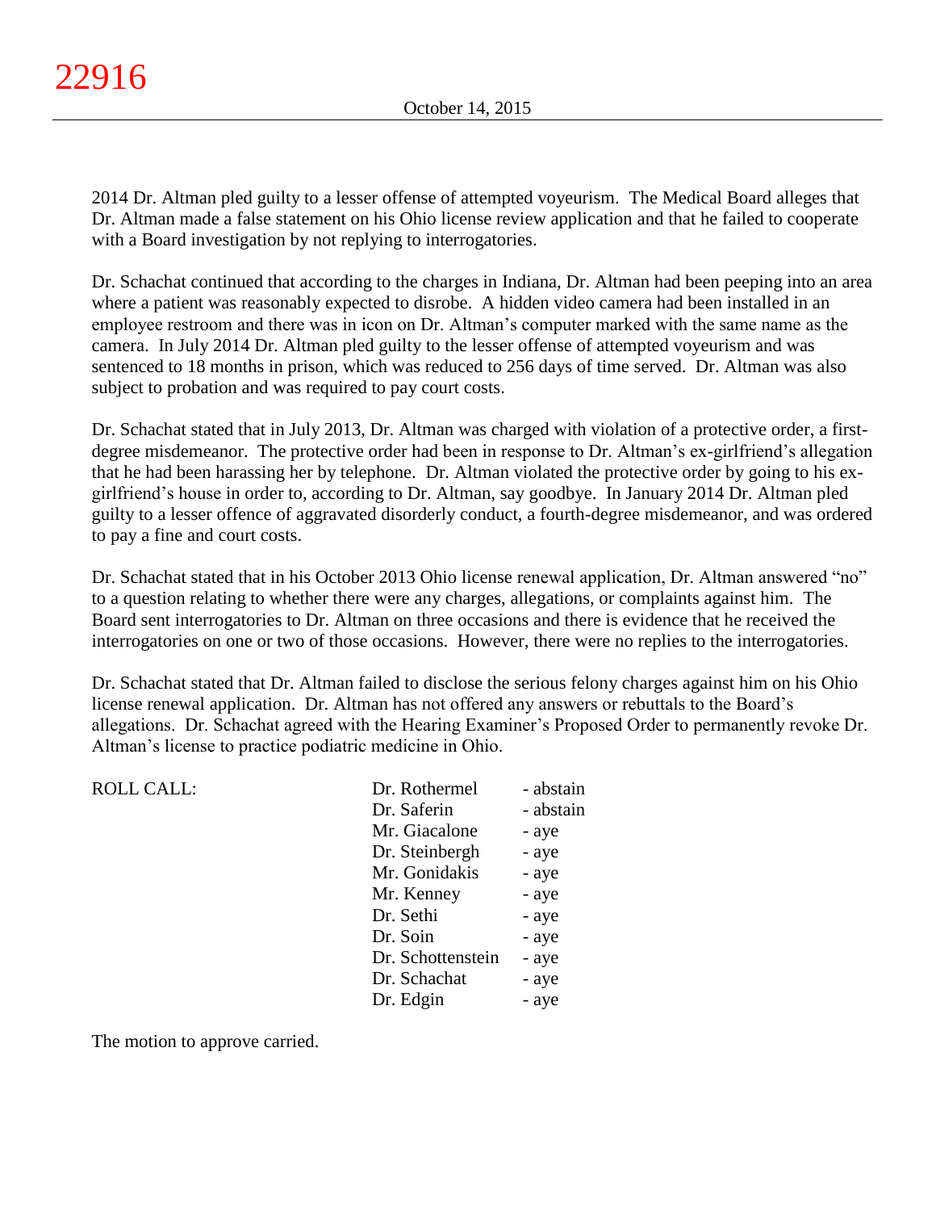2014 Dr. Altman pled guilty to a lesser offense of attempted voyeurism. The Medical Board alleges that Dr. Altman made a false statement on his Ohio license review application and that he failed to cooperate with a Board investigation by not replying to interrogatories.

Dr. Schachat continued that according to the charges in Indiana, Dr. Altman had been peeping into an area where a patient was reasonably expected to disrobe. A hidden video camera had been installed in an employee restroom and there was in icon on Dr. Altman's computer marked with the same name as the camera. In July 2014 Dr. Altman pled guilty to the lesser offense of attempted voyeurism and was sentenced to 18 months in prison, which was reduced to 256 days of time served. Dr. Altman was also subject to probation and was required to pay court costs.

Dr. Schachat stated that in July 2013, Dr. Altman was charged with violation of a protective order, a first-degree misdemeanor. The protective order had been in response to Dr. Altman's ex-girlfriend's allegation that he had been harassing her by telephone. Dr. Altman violated the protective order by going to his ex-girlfriend's house in order to, according to Dr. Altman, say goodbye. In January 2014 Dr. Altman pled guilty to a lesser offence of aggravated disorderly conduct, a fourth-degree misdemeanor, and was ordered to pay a fine and court costs.

Dr. Schachat stated that in his October 2013 Ohio license renewal application, Dr. Altman answered "no" to a question relating to whether there were any charges, allegations, or complaints against him. The Board sent interrogatories to Dr. Altman on three occasions and there is evidence that he received the interrogatories on one or two of those occasions. However, there were no replies to the interrogatories.

Dr. Schachat stated that Dr. Altman failed to disclose the serious felony charges against him on his Ohio license renewal application. Dr. Altman has not offered any answers or rebuttals to the Board's allegations. Dr. Schachat agreed with the Hearing Examiner's Proposed Order to permanently revoke Dr. Altman's license to practice podiatric medicine in Ohio.

| ROLL CALL: | | |
|---|---|---|
| | Dr. Rothermel | - abstain |
| | Dr. Saferin | - abstain |
| | Mr. Giacalone | - aye |
| | Dr. Steinbergh | - aye |
| | Mr. Gonidakis | - aye |
| | Mr. Kenney | - aye |
| | Dr. Sethi | - aye |
| | Dr. Soin | - aye |
| | Dr. Schottenstein | - aye |
| | Dr. Schachat | - aye |
| | Dr. Edgin | - aye |

The motion to approve carried.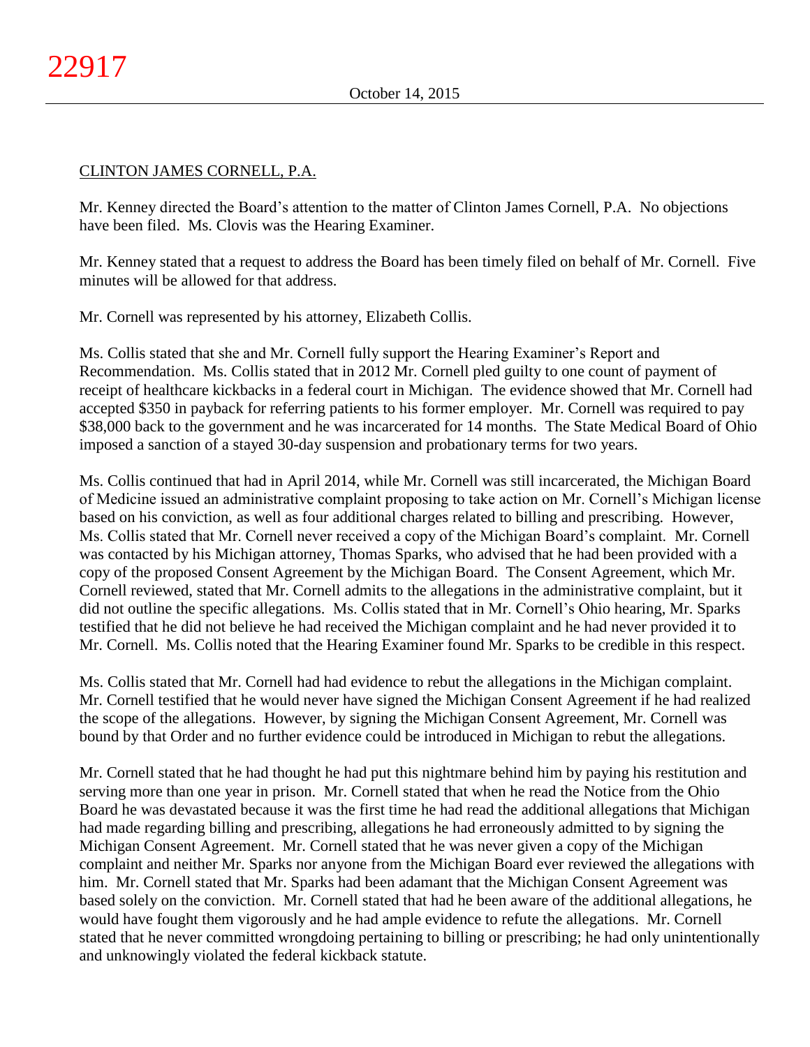CLINTON JAMES CORNELL, P.A.

Mr. Kenney directed the Board's attention to the matter of Clinton James Cornell, P.A. No objections have been filed. Ms. Clovis was the Hearing Examiner.

Mr. Kenney stated that a request to address the Board has been timely filed on behalf of Mr. Cornell. Five minutes will be allowed for that address.

Mr. Cornell was represented by his attorney, Elizabeth Collis.

Ms. Collis stated that she and Mr. Cornell fully support the Hearing Examiner's Report and Recommendation. Ms. Collis stated that in 2012 Mr. Cornell pled guilty to one count of payment of receipt of healthcare kickbacks in a federal court in Michigan. The evidence showed that Mr. Cornell had accepted $350 in payback for referring patients to his former employer. Mr. Cornell was required to pay $38,000 back to the government and he was incarcerated for 14 months. The State Medical Board of Ohio imposed a sanction of a stayed 30-day suspension and probationary terms for two years.

Ms. Collis continued that had in April 2014, while Mr. Cornell was still incarcerated, the Michigan Board of Medicine issued an administrative complaint proposing to take action on Mr. Cornell's Michigan license based on his conviction, as well as four additional charges related to billing and prescribing. However, Ms. Collis stated that Mr. Cornell never received a copy of the Michigan Board's complaint. Mr. Cornell was contacted by his Michigan attorney, Thomas Sparks, who advised that he had been provided with a copy of the proposed Consent Agreement by the Michigan Board. The Consent Agreement, which Mr. Cornell reviewed, stated that Mr. Cornell admits to the allegations in the administrative complaint, but it did not outline the specific allegations. Ms. Collis stated that in Mr. Cornell's Ohio hearing, Mr. Sparks testified that he did not believe he had received the Michigan complaint and he had never provided it to Mr. Cornell. Ms. Collis noted that the Hearing Examiner found Mr. Sparks to be credible in this respect.

Ms. Collis stated that Mr. Cornell had had evidence to rebut the allegations in the Michigan complaint. Mr. Cornell testified that he would never have signed the Michigan Consent Agreement if he had realized the scope of the allegations. However, by signing the Michigan Consent Agreement, Mr. Cornell was bound by that Order and no further evidence could be introduced in Michigan to rebut the allegations.

Mr. Cornell stated that he had thought he had put this nightmare behind him by paying his restitution and serving more than one year in prison. Mr. Cornell stated that when he read the Notice from the Ohio Board he was devastated because it was the first time he had read the additional allegations that Michigan had made regarding billing and prescribing, allegations he had erroneously admitted to by signing the Michigan Consent Agreement. Mr. Cornell stated that he was never given a copy of the Michigan complaint and neither Mr. Sparks nor anyone from the Michigan Board ever reviewed the allegations with him. Mr. Cornell stated that Mr. Sparks had been adamant that the Michigan Consent Agreement was based solely on the conviction. Mr. Cornell stated that had he been aware of the additional allegations, he would have fought them vigorously and he had ample evidence to refute the allegations. Mr. Cornell stated that he never committed wrongdoing pertaining to billing or prescribing; he had only unintentionally and unknowingly violated the federal kickback statute.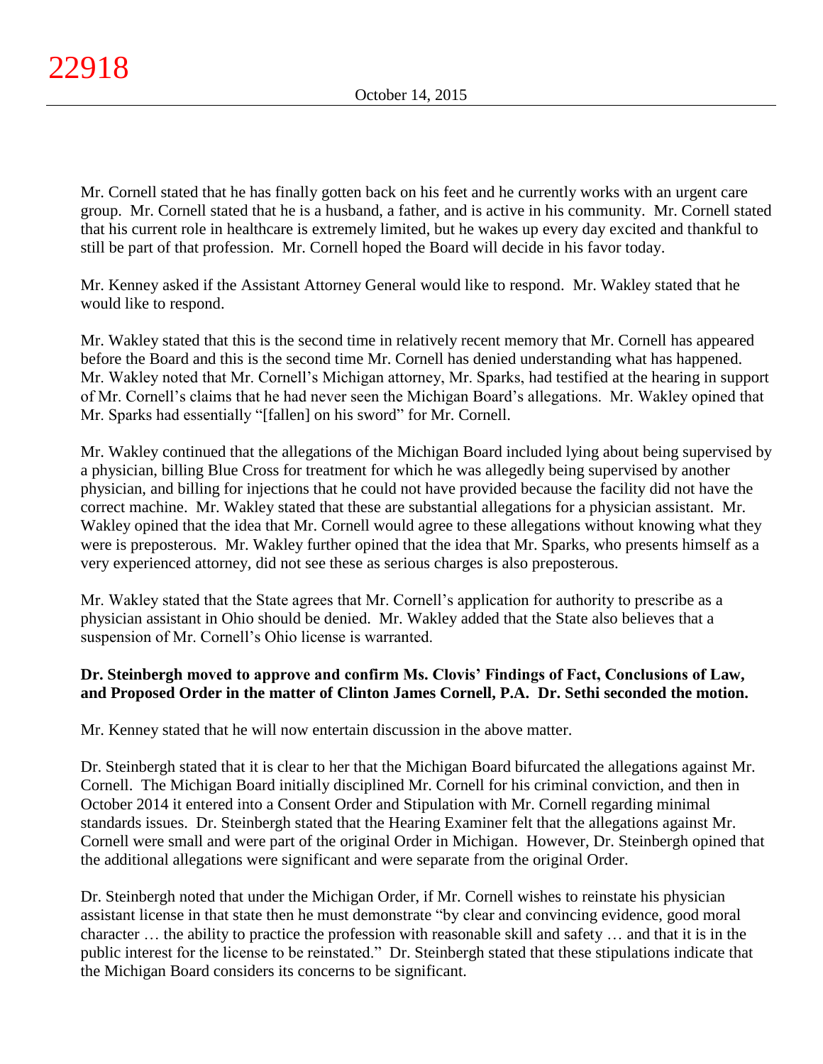Mr. Cornell stated that he has finally gotten back on his feet and he currently works with an urgent care group. Mr. Cornell stated that he is a husband, a father, and is active in his community. Mr. Cornell stated that his current role in healthcare is extremely limited, but he wakes up every day excited and thankful to still be part of that profession. Mr. Cornell hoped the Board will decide in his favor today.

Mr. Kenney asked if the Assistant Attorney General would like to respond. Mr. Wakley stated that he would like to respond.

Mr. Wakley stated that this is the second time in relatively recent memory that Mr. Cornell has appeared before the Board and this is the second time Mr. Cornell has denied understanding what has happened. Mr. Wakley noted that Mr. Cornell's Michigan attorney, Mr. Sparks, had testified at the hearing in support of Mr. Cornell's claims that he had never seen the Michigan Board's allegations. Mr. Wakley opined that Mr. Sparks had essentially "[fallen] on his sword" for Mr. Cornell.

Mr. Wakley continued that the allegations of the Michigan Board included lying about being supervised by a physician, billing Blue Cross for treatment for which he was allegedly being supervised by another physician, and billing for injections that he could not have provided because the facility did not have the correct machine. Mr. Wakley stated that these are substantial allegations for a physician assistant. Mr. Wakley opined that the idea that Mr. Cornell would agree to these allegations without knowing what they were is preposterous. Mr. Wakley further opined that the idea that Mr. Sparks, who presents himself as a very experienced attorney, did not see these as serious charges is also preposterous.

Mr. Wakley stated that the State agrees that Mr. Cornell's application for authority to prescribe as a physician assistant in Ohio should be denied. Mr. Wakley added that the State also believes that a suspension of Mr. Cornell's Ohio license is warranted.

**Dr. Steinbergh moved to approve and confirm Ms. Clovis' Findings of Fact, Conclusions of Law, and Proposed Order in the matter of Clinton James Cornell, P.A. Dr. Sethi seconded the motion.**

Mr. Kenney stated that he will now entertain discussion in the above matter.

Dr. Steinbergh stated that it is clear to her that the Michigan Board bifurcated the allegations against Mr. Cornell. The Michigan Board initially disciplined Mr. Cornell for his criminal conviction, and then in October 2014 it entered into a Consent Order and Stipulation with Mr. Cornell regarding minimal standards issues. Dr. Steinbergh stated that the Hearing Examiner felt that the allegations against Mr. Cornell were small and were part of the original Order in Michigan. However, Dr. Steinbergh opined that the additional allegations were significant and were separate from the original Order.

Dr. Steinbergh noted that under the Michigan Order, if Mr. Cornell wishes to reinstate his physician assistant license in that state then he must demonstrate "by clear and convincing evidence, good moral character … the ability to practice the profession with reasonable skill and safety … and that it is in the public interest for the license to be reinstated." Dr. Steinbergh stated that these stipulations indicate that the Michigan Board considers its concerns to be significant.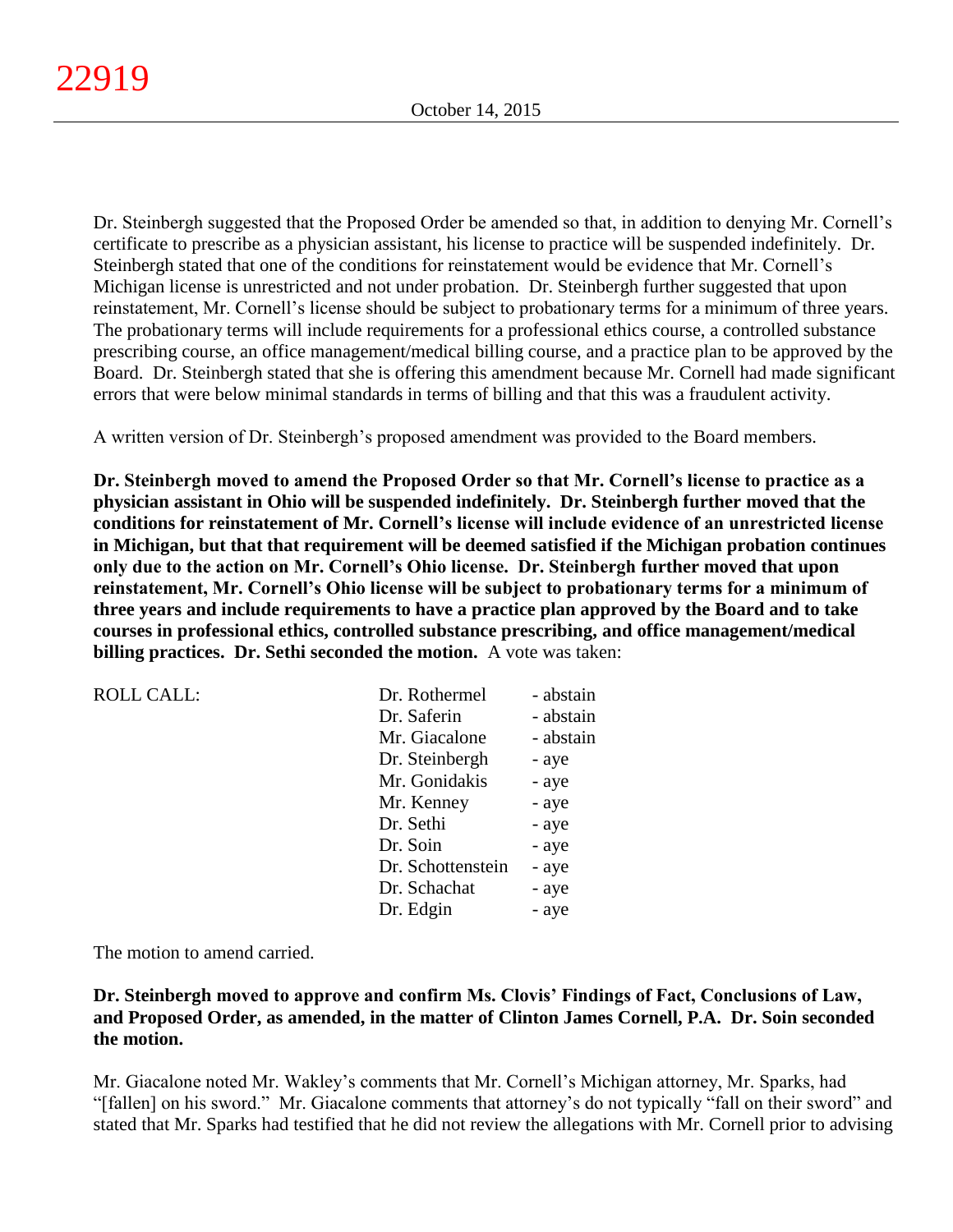Dr. Steinbergh suggested that the Proposed Order be amended so that, in addition to denying Mr. Cornell's certificate to prescribe as a physician assistant, his license to practice will be suspended indefinitely. Dr. Steinbergh stated that one of the conditions for reinstatement would be evidence that Mr. Cornell's Michigan license is unrestricted and not under probation. Dr. Steinbergh further suggested that upon reinstatement, Mr. Cornell's license should be subject to probationary terms for a minimum of three years. The probationary terms will include requirements for a professional ethics course, a controlled substance prescribing course, an office management/medical billing course, and a practice plan to be approved by the Board. Dr. Steinbergh stated that she is offering this amendment because Mr. Cornell had made significant errors that were below minimal standards in terms of billing and that this was a fraudulent activity.

A written version of Dr. Steinbergh's proposed amendment was provided to the Board members.

**Dr. Steinbergh moved to amend the Proposed Order so that Mr. Cornell's license to practice as a physician assistant in Ohio will be suspended indefinitely. Dr. Steinbergh further moved that the conditions for reinstatement of Mr. Cornell's license will include evidence of an unrestricted license in Michigan, but that that requirement will be deemed satisfied if the Michigan probation continues only due to the action on Mr. Cornell's Ohio license. Dr. Steinbergh further moved that upon reinstatement, Mr. Cornell's Ohio license will be subject to probationary terms for a minimum of three years and include requirements to have a practice plan approved by the Board and to take courses in professional ethics, controlled substance prescribing, and office management/medical billing practices. Dr. Sethi seconded the motion.** A vote was taken:

| ROLL CALL: | | |
|---|---|---|
| | Dr. Rothermel | - abstain |
| | Dr. Saferin | - abstain |
| | Mr. Giacalone | - abstain |
| | Dr. Steinbergh | - aye |
| | Mr. Gonidakis | - aye |
| | Mr. Kenney | - aye |
| | Dr. Sethi | - aye |
| | Dr. Soin | - aye |
| | Dr. Schottenstein | - aye |
| | Dr. Schachat | - aye |
| | Dr. Edgin | - aye |

The motion to amend carried.

**Dr. Steinbergh moved to approve and confirm Ms. Clovis' Findings of Fact, Conclusions of Law, and Proposed Order, as amended, in the matter of Clinton James Cornell, P.A. Dr. Soin seconded the motion.**

Mr. Giacalone noted Mr. Wakley's comments that Mr. Cornell's Michigan attorney, Mr. Sparks, had "[fallen] on his sword." Mr. Giacalone comments that attorney's do not typically "fall on their sword" and stated that Mr. Sparks had testified that he did not review the allegations with Mr. Cornell prior to advising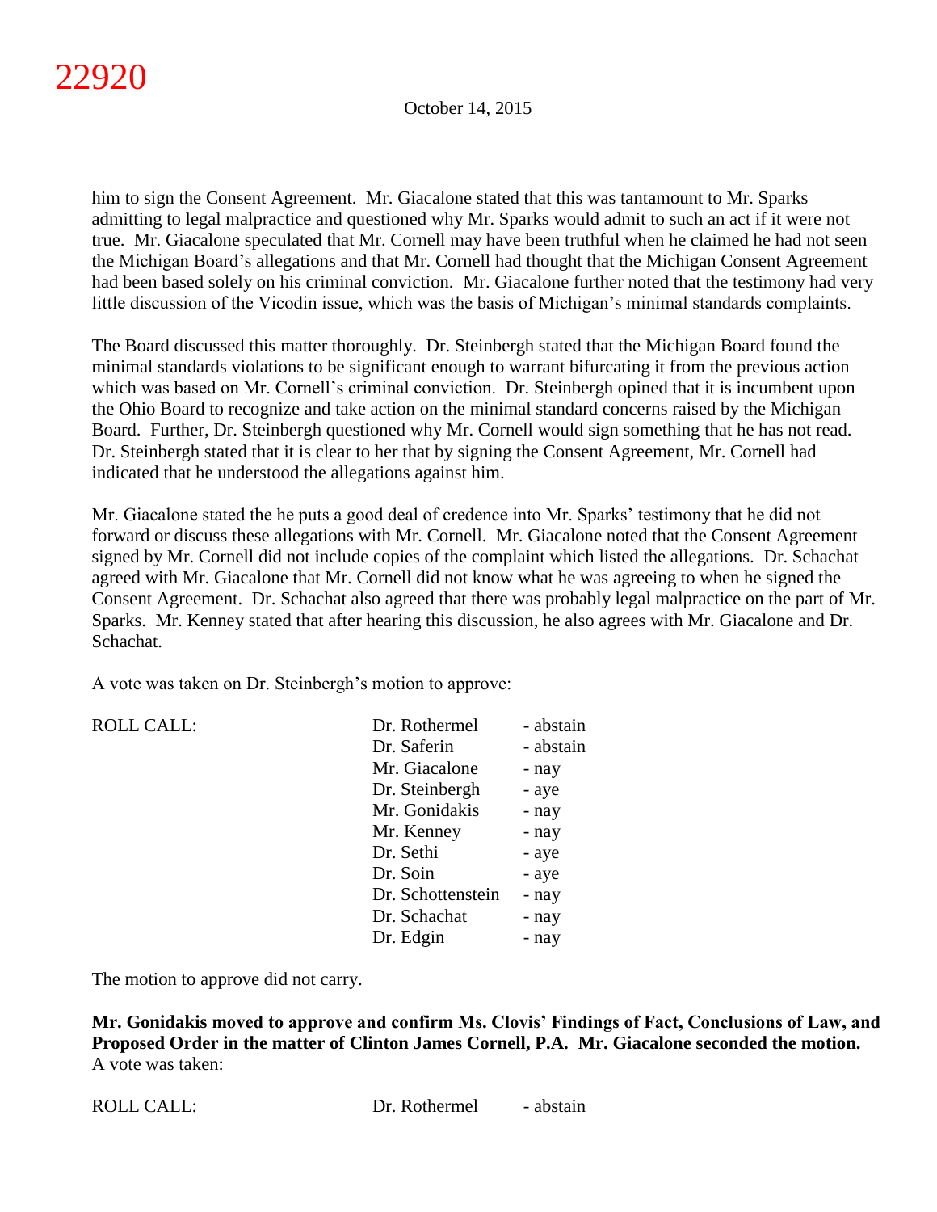him to sign the Consent Agreement. Mr. Giacalone stated that this was tantamount to Mr. Sparks admitting to legal malpractice and questioned why Mr. Sparks would admit to such an act if it were not true. Mr. Giacalone speculated that Mr. Cornell may have been truthful when he claimed he had not seen the Michigan Board's allegations and that Mr. Cornell had thought that the Michigan Consent Agreement had been based solely on his criminal conviction. Mr. Giacalone further noted that the testimony had very little discussion of the Vicodin issue, which was the basis of Michigan's minimal standards complaints.

The Board discussed this matter thoroughly. Dr. Steinbergh stated that the Michigan Board found the minimal standards violations to be significant enough to warrant bifurcating it from the previous action which was based on Mr. Cornell's criminal conviction. Dr. Steinbergh opined that it is incumbent upon the Ohio Board to recognize and take action on the minimal standard concerns raised by the Michigan Board. Further, Dr. Steinbergh questioned why Mr. Cornell would sign something that he has not read. Dr. Steinbergh stated that it is clear to her that by signing the Consent Agreement, Mr. Cornell had indicated that he understood the allegations against him.

Mr. Giacalone stated the he puts a good deal of credence into Mr. Sparks' testimony that he did not forward or discuss these allegations with Mr. Cornell. Mr. Giacalone noted that the Consent Agreement signed by Mr. Cornell did not include copies of the complaint which listed the allegations. Dr. Schachat agreed with Mr. Giacalone that Mr. Cornell did not know what he was agreeing to when he signed the Consent Agreement. Dr. Schachat also agreed that there was probably legal malpractice on the part of Mr. Sparks. Mr. Kenney stated that after hearing this discussion, he also agrees with Mr. Giacalone and Dr. Schachat.

A vote was taken on Dr. Steinbergh's motion to approve:

| ROLL CALL: | Dr. Rothermel | - abstain |
|---|---|---|
| | Dr. Saferin | - abstain |
| | Mr. Giacalone | - nay |
| | Dr. Steinbergh | - aye |
| | Mr. Gonidakis | - nay |
| | Mr. Kenney | - nay |
| | Dr. Sethi | - aye |
| | Dr. Soin | - aye |
| | Dr. Schottenstein | - nay |
| | Dr. Schachat | - nay |
| | Dr. Edgin | - nay |

The motion to approve did not carry.

**Mr. Gonidakis moved to approve and confirm Ms. Clovis' Findings of Fact, Conclusions of Law, and Proposed Order in the matter of Clinton James Cornell, P.A. Mr. Giacalone seconded the motion.** A vote was taken:

| ROLL CALL: | Dr. Rothermel | - abstain |
|---|---|---|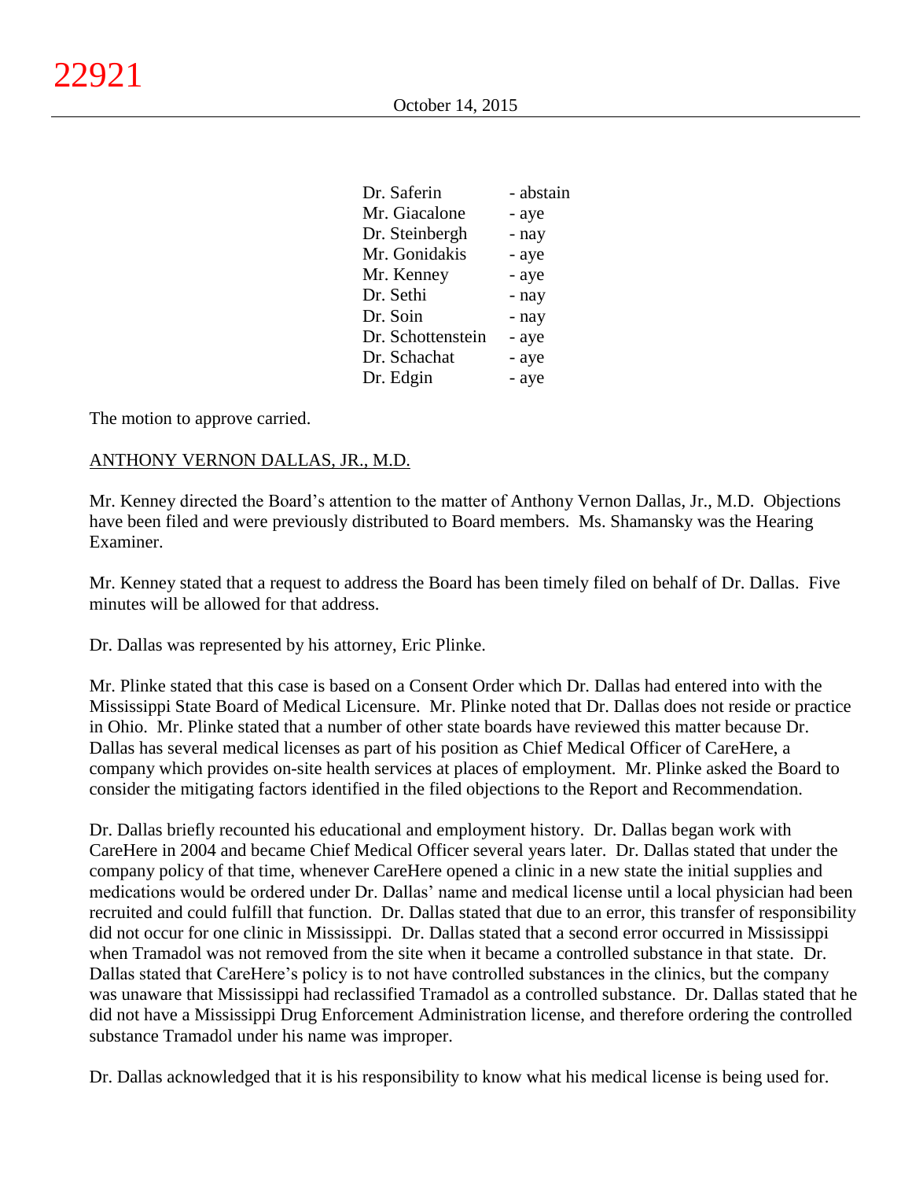| | |
|---|---|
| Dr. Saferin | - abstain |
| Mr. Giacalone | - aye |
| Dr. Steinbergh | - nay |
| Mr. Gonidakis | - aye |
| Mr. Kenney | - aye |
| Dr. Sethi | - nay |
| Dr. Soin | - nay |
| Dr. Schottenstein | - aye |
| Dr. Schachat | - aye |
| Dr. Edgin | - aye |

The motion to approve carried.

ANTHONY VERNON DALLAS, JR., M.D.

Mr. Kenney directed the Board's attention to the matter of Anthony Vernon Dallas, Jr., M.D. Objections have been filed and were previously distributed to Board members. Ms. Shamansky was the Hearing Examiner.

Mr. Kenney stated that a request to address the Board has been timely filed on behalf of Dr. Dallas. Five minutes will be allowed for that address.

Dr. Dallas was represented by his attorney, Eric Plinke.

Mr. Plinke stated that this case is based on a Consent Order which Dr. Dallas had entered into with the Mississippi State Board of Medical Licensure. Mr. Plinke noted that Dr. Dallas does not reside or practice in Ohio. Mr. Plinke stated that a number of other state boards have reviewed this matter because Dr. Dallas has several medical licenses as part of his position as Chief Medical Officer of CareHere, a company which provides on-site health services at places of employment. Mr. Plinke asked the Board to consider the mitigating factors identified in the filed objections to the Report and Recommendation.

Dr. Dallas briefly recounted his educational and employment history. Dr. Dallas began work with CareHere in 2004 and became Chief Medical Officer several years later. Dr. Dallas stated that under the company policy of that time, whenever CareHere opened a clinic in a new state the initial supplies and medications would be ordered under Dr. Dallas' name and medical license until a local physician had been recruited and could fulfill that function. Dr. Dallas stated that due to an error, this transfer of responsibility did not occur for one clinic in Mississippi. Dr. Dallas stated that a second error occurred in Mississippi when Tramadol was not removed from the site when it became a controlled substance in that state. Dr. Dallas stated that CareHere's policy is to not have controlled substances in the clinics, but the company was unaware that Mississippi had reclassified Tramadol as a controlled substance. Dr. Dallas stated that he did not have a Mississippi Drug Enforcement Administration license, and therefore ordering the controlled substance Tramadol under his name was improper.

Dr. Dallas acknowledged that it is his responsibility to know what his medical license is being used for.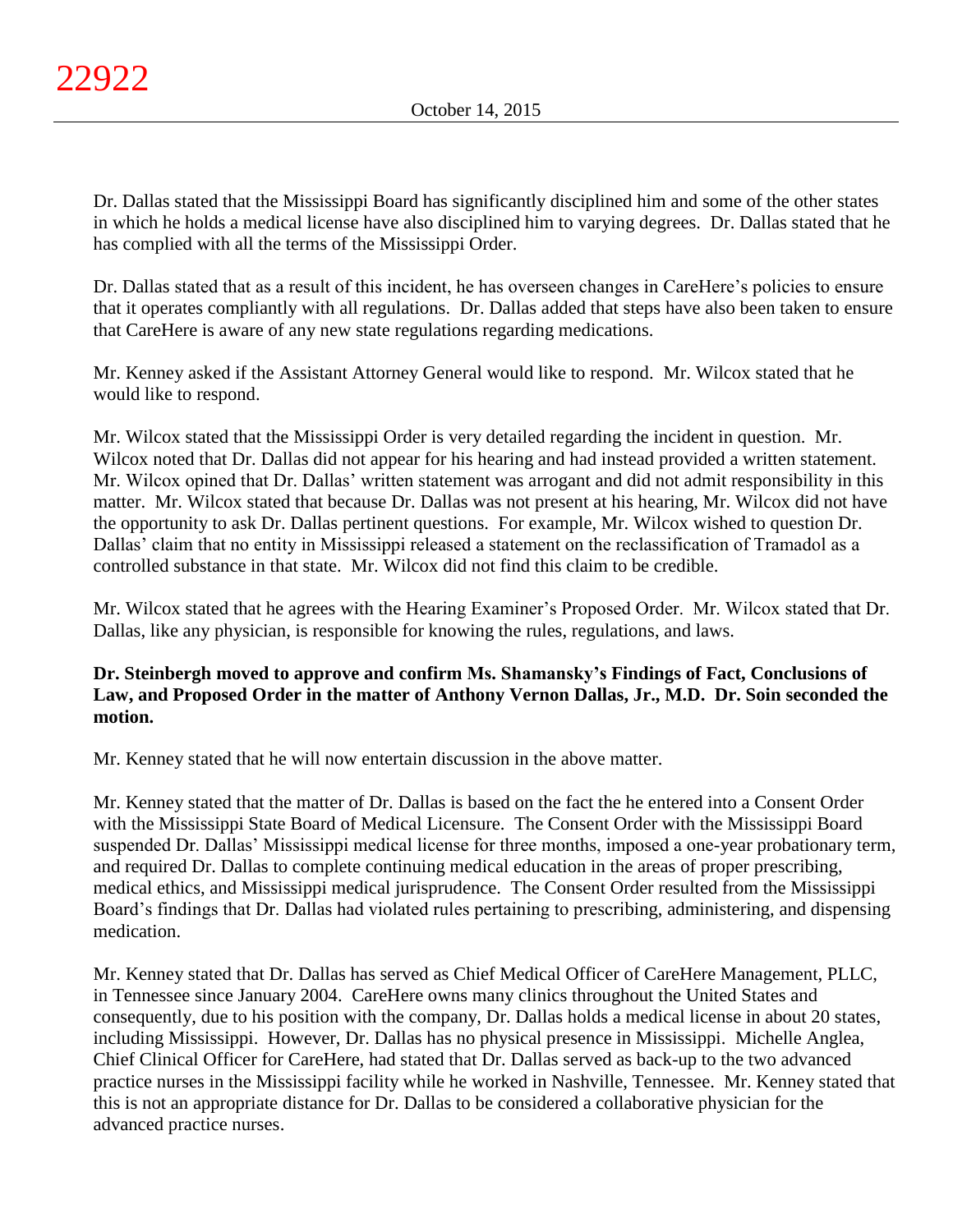Dr. Dallas stated that the Mississippi Board has significantly disciplined him and some of the other states in which he holds a medical license have also disciplined him to varying degrees. Dr. Dallas stated that he has complied with all the terms of the Mississippi Order.

Dr. Dallas stated that as a result of this incident, he has overseen changes in CareHere's policies to ensure that it operates compliantly with all regulations. Dr. Dallas added that steps have also been taken to ensure that CareHere is aware of any new state regulations regarding medications.

Mr. Kenney asked if the Assistant Attorney General would like to respond. Mr. Wilcox stated that he would like to respond.

Mr. Wilcox stated that the Mississippi Order is very detailed regarding the incident in question. Mr. Wilcox noted that Dr. Dallas did not appear for his hearing and had instead provided a written statement. Mr. Wilcox opined that Dr. Dallas' written statement was arrogant and did not admit responsibility in this matter. Mr. Wilcox stated that because Dr. Dallas was not present at his hearing, Mr. Wilcox did not have the opportunity to ask Dr. Dallas pertinent questions. For example, Mr. Wilcox wished to question Dr. Dallas' claim that no entity in Mississippi released a statement on the reclassification of Tramadol as a controlled substance in that state. Mr. Wilcox did not find this claim to be credible.

Mr. Wilcox stated that he agrees with the Hearing Examiner's Proposed Order. Mr. Wilcox stated that Dr. Dallas, like any physician, is responsible for knowing the rules, regulations, and laws.

**Dr. Steinbergh moved to approve and confirm Ms. Shamansky's Findings of Fact, Conclusions of Law, and Proposed Order in the matter of Anthony Vernon Dallas, Jr., M.D. Dr. Soin seconded the motion.**

Mr. Kenney stated that he will now entertain discussion in the above matter.

Mr. Kenney stated that the matter of Dr. Dallas is based on the fact the he entered into a Consent Order with the Mississippi State Board of Medical Licensure. The Consent Order with the Mississippi Board suspended Dr. Dallas' Mississippi medical license for three months, imposed a one-year probationary term, and required Dr. Dallas to complete continuing medical education in the areas of proper prescribing, medical ethics, and Mississippi medical jurisprudence. The Consent Order resulted from the Mississippi Board's findings that Dr. Dallas had violated rules pertaining to prescribing, administering, and dispensing medication.

Mr. Kenney stated that Dr. Dallas has served as Chief Medical Officer of CareHere Management, PLLC, in Tennessee since January 2004. CareHere owns many clinics throughout the United States and consequently, due to his position with the company, Dr. Dallas holds a medical license in about 20 states, including Mississippi. However, Dr. Dallas has no physical presence in Mississippi. Michelle Anglea, Chief Clinical Officer for CareHere, had stated that Dr. Dallas served as back-up to the two advanced practice nurses in the Mississippi facility while he worked in Nashville, Tennessee. Mr. Kenney stated that this is not an appropriate distance for Dr. Dallas to be considered a collaborative physician for the advanced practice nurses.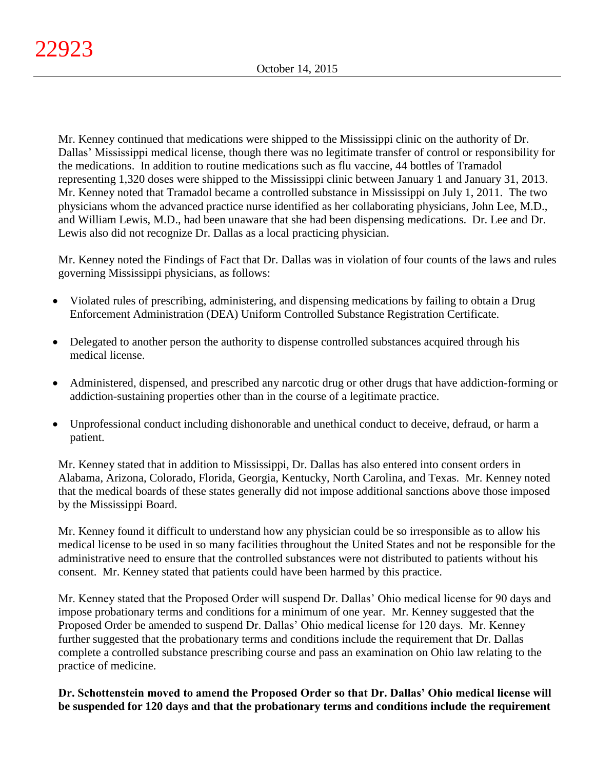Mr. Kenney continued that medications were shipped to the Mississippi clinic on the authority of Dr. Dallas' Mississippi medical license, though there was no legitimate transfer of control or responsibility for the medications. In addition to routine medications such as flu vaccine, 44 bottles of Tramadol representing 1,320 doses were shipped to the Mississippi clinic between January 1 and January 31, 2013. Mr. Kenney noted that Tramadol became a controlled substance in Mississippi on July 1, 2011. The two physicians whom the advanced practice nurse identified as her collaborating physicians, John Lee, M.D., and William Lewis, M.D., had been unaware that she had been dispensing medications. Dr. Lee and Dr. Lewis also did not recognize Dr. Dallas as a local practicing physician.

Mr. Kenney noted the Findings of Fact that Dr. Dallas was in violation of four counts of the laws and rules governing Mississippi physicians, as follows:

- Violated rules of prescribing, administering, and dispensing medications by failing to obtain a Drug Enforcement Administration (DEA) Uniform Controlled Substance Registration Certificate.
- Delegated to another person the authority to dispense controlled substances acquired through his medical license.
- Administered, dispensed, and prescribed any narcotic drug or other drugs that have addiction-forming or addiction-sustaining properties other than in the course of a legitimate practice.
- Unprofessional conduct including dishonorable and unethical conduct to deceive, defraud, or harm a patient.

Mr. Kenney stated that in addition to Mississippi, Dr. Dallas has also entered into consent orders in Alabama, Arizona, Colorado, Florida, Georgia, Kentucky, North Carolina, and Texas. Mr. Kenney noted that the medical boards of these states generally did not impose additional sanctions above those imposed by the Mississippi Board.

Mr. Kenney found it difficult to understand how any physician could be so irresponsible as to allow his medical license to be used in so many facilities throughout the United States and not be responsible for the administrative need to ensure that the controlled substances were not distributed to patients without his consent. Mr. Kenney stated that patients could have been harmed by this practice.

Mr. Kenney stated that the Proposed Order will suspend Dr. Dallas' Ohio medical license for 90 days and impose probationary terms and conditions for a minimum of one year. Mr. Kenney suggested that the Proposed Order be amended to suspend Dr. Dallas' Ohio medical license for 120 days. Mr. Kenney further suggested that the probationary terms and conditions include the requirement that Dr. Dallas complete a controlled substance prescribing course and pass an examination on Ohio law relating to the practice of medicine.

**Dr. Schottenstein moved to amend the Proposed Order so that Dr. Dallas' Ohio medical license will be suspended for 120 days and that the probationary terms and conditions include the requirement**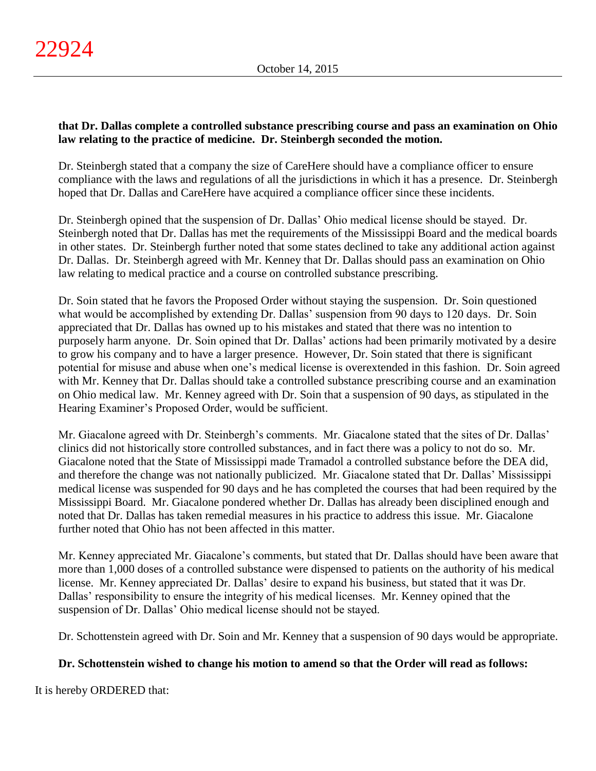**that Dr. Dallas complete a controlled substance prescribing course and pass an examination on Ohio law relating to the practice of medicine. Dr. Steinbergh seconded the motion.**

Dr. Steinbergh stated that a company the size of CareHere should have a compliance officer to ensure compliance with the laws and regulations of all the jurisdictions in which it has a presence. Dr. Steinbergh hoped that Dr. Dallas and CareHere have acquired a compliance officer since these incidents.

Dr. Steinbergh opined that the suspension of Dr. Dallas' Ohio medical license should be stayed. Dr. Steinbergh noted that Dr. Dallas has met the requirements of the Mississippi Board and the medical boards in other states. Dr. Steinbergh further noted that some states declined to take any additional action against Dr. Dallas. Dr. Steinbergh agreed with Mr. Kenney that Dr. Dallas should pass an examination on Ohio law relating to medical practice and a course on controlled substance prescribing.

Dr. Soin stated that he favors the Proposed Order without staying the suspension. Dr. Soin questioned what would be accomplished by extending Dr. Dallas' suspension from 90 days to 120 days. Dr. Soin appreciated that Dr. Dallas has owned up to his mistakes and stated that there was no intention to purposely harm anyone. Dr. Soin opined that Dr. Dallas' actions had been primarily motivated by a desire to grow his company and to have a larger presence. However, Dr. Soin stated that there is significant potential for misuse and abuse when one's medical license is overextended in this fashion. Dr. Soin agreed with Mr. Kenney that Dr. Dallas should take a controlled substance prescribing course and an examination on Ohio medical law. Mr. Kenney agreed with Dr. Soin that a suspension of 90 days, as stipulated in the Hearing Examiner's Proposed Order, would be sufficient.

Mr. Giacalone agreed with Dr. Steinbergh's comments. Mr. Giacalone stated that the sites of Dr. Dallas' clinics did not historically store controlled substances, and in fact there was a policy to not do so. Mr. Giacalone noted that the State of Mississippi made Tramadol a controlled substance before the DEA did, and therefore the change was not nationally publicized. Mr. Giacalone stated that Dr. Dallas' Mississippi medical license was suspended for 90 days and he has completed the courses that had been required by the Mississippi Board. Mr. Giacalone pondered whether Dr. Dallas has already been disciplined enough and noted that Dr. Dallas has taken remedial measures in his practice to address this issue. Mr. Giacalone further noted that Ohio has not been affected in this matter.

Mr. Kenney appreciated Mr. Giacalone's comments, but stated that Dr. Dallas should have been aware that more than 1,000 doses of a controlled substance were dispensed to patients on the authority of his medical license. Mr. Kenney appreciated Dr. Dallas' desire to expand his business, but stated that it was Dr. Dallas' responsibility to ensure the integrity of his medical licenses. Mr. Kenney opined that the suspension of Dr. Dallas' Ohio medical license should not be stayed.

Dr. Schottenstein agreed with Dr. Soin and Mr. Kenney that a suspension of 90 days would be appropriate.

**Dr. Schottenstein wished to change his motion to amend so that the Order will read as follows:**

It is hereby ORDERED that: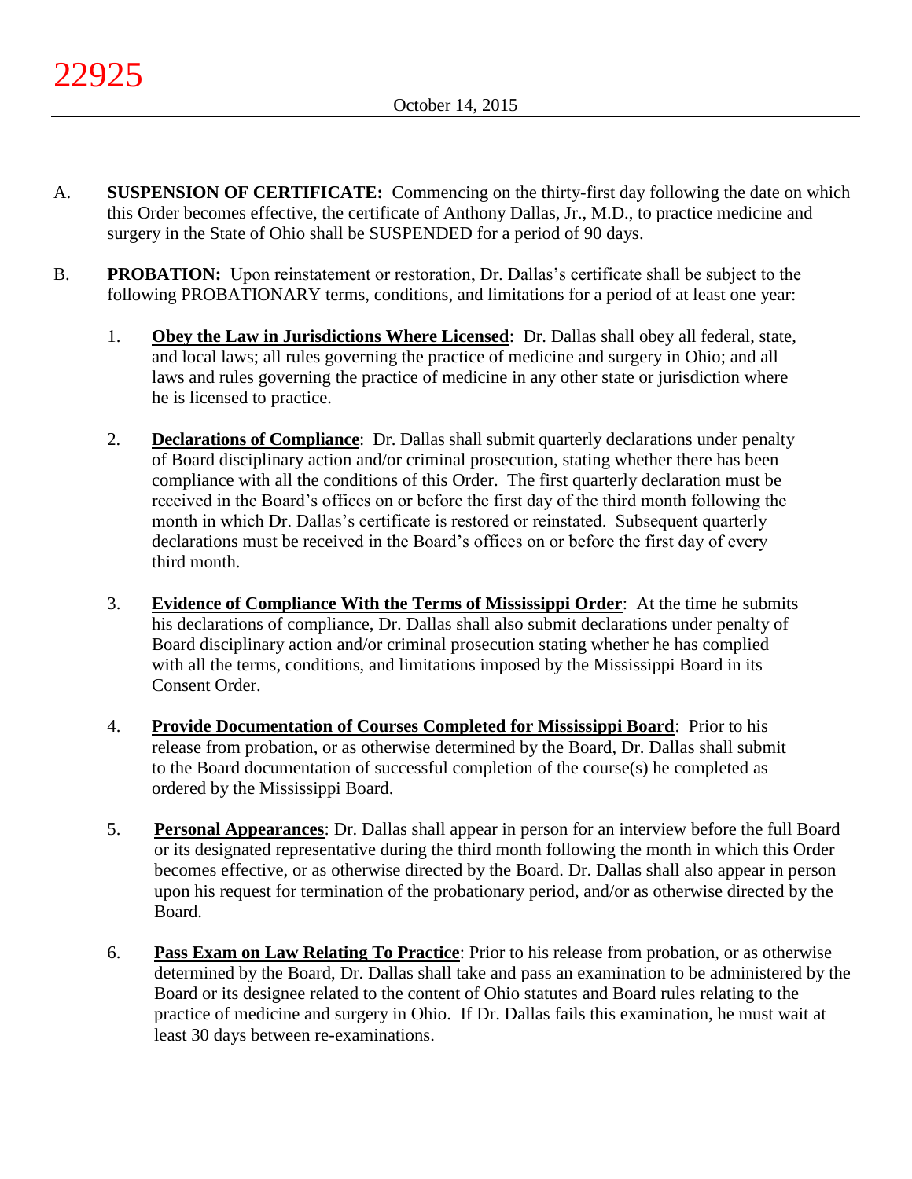A. **SUSPENSION OF CERTIFICATE:** Commencing on the thirty-first day following the date on which this Order becomes effective, the certificate of Anthony Dallas, Jr., M.D., to practice medicine and surgery in the State of Ohio shall be SUSPENDED for a period of 90 days.

B. **PROBATION:** Upon reinstatement or restoration, Dr. Dallas's certificate shall be subject to the following PROBATIONARY terms, conditions, and limitations for a period of at least one year:

   1. **Obey the Law in Jurisdictions Where Licensed**: Dr. Dallas shall obey all federal, state, and local laws; all rules governing the practice of medicine and surgery in Ohio; and all laws and rules governing the practice of medicine in any other state or jurisdiction where he is licensed to practice.

   2. **Declarations of Compliance**: Dr. Dallas shall submit quarterly declarations under penalty of Board disciplinary action and/or criminal prosecution, stating whether there has been compliance with all the conditions of this Order. The first quarterly declaration must be received in the Board's offices on or before the first day of the third month following the month in which Dr. Dallas's certificate is restored or reinstated. Subsequent quarterly declarations must be received in the Board's offices on or before the first day of every third month.

   3. **Evidence of Compliance With the Terms of Mississippi Order**: At the time he submits his declarations of compliance, Dr. Dallas shall also submit declarations under penalty of Board disciplinary action and/or criminal prosecution stating whether he has complied with all the terms, conditions, and limitations imposed by the Mississippi Board in its Consent Order.

   4. **Provide Documentation of Courses Completed for Mississippi Board**: Prior to his release from probation, or as otherwise determined by the Board, Dr. Dallas shall submit to the Board documentation of successful completion of the course(s) he completed as ordered by the Mississippi Board.

   5. **Personal Appearances**: Dr. Dallas shall appear in person for an interview before the full Board or its designated representative during the third month following the month in which this Order becomes effective, or as otherwise directed by the Board. Dr. Dallas shall also appear in person upon his request for termination of the probationary period, and/or as otherwise directed by the Board.

   6. **Pass Exam on Law Relating To Practice**: Prior to his release from probation, or as otherwise determined by the Board, Dr. Dallas shall take and pass an examination to be administered by the Board or its designee related to the content of Ohio statutes and Board rules relating to the practice of medicine and surgery in Ohio. If Dr. Dallas fails this examination, he must wait at least 30 days between re-examinations.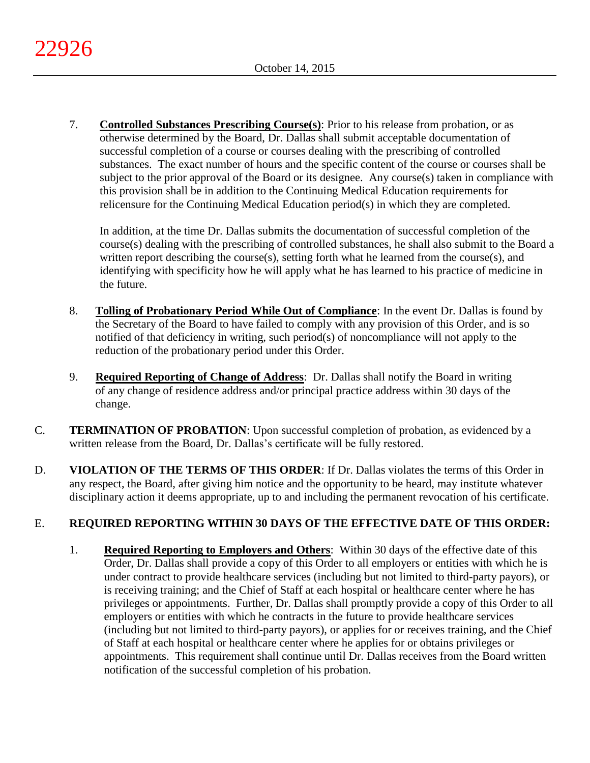7. **Controlled Substances Prescribing Course(s)**: Prior to his release from probation, or as otherwise determined by the Board, Dr. Dallas shall submit acceptable documentation of successful completion of a course or courses dealing with the prescribing of controlled substances. The exact number of hours and the specific content of the course or courses shall be subject to the prior approval of the Board or its designee. Any course(s) taken in compliance with this provision shall be in addition to the Continuing Medical Education requirements for relicensure for the Continuing Medical Education period(s) in which they are completed.

   In addition, at the time Dr. Dallas submits the documentation of successful completion of the course(s) dealing with the prescribing of controlled substances, he shall also submit to the Board a written report describing the course(s), setting forth what he learned from the course(s), and identifying with specificity how he will apply what he has learned to his practice of medicine in the future.

8. **Tolling of Probationary Period While Out of Compliance**: In the event Dr. Dallas is found by the Secretary of the Board to have failed to comply with any provision of this Order, and is so notified of that deficiency in writing, such period(s) of noncompliance will not apply to the reduction of the probationary period under this Order.

9. **Required Reporting of Change of Address**: Dr. Dallas shall notify the Board in writing of any change of residence address and/or principal practice address within 30 days of the change.

C. **TERMINATION OF PROBATION**: Upon successful completion of probation, as evidenced by a written release from the Board, Dr. Dallas's certificate will be fully restored.

D. **VIOLATION OF THE TERMS OF THIS ORDER**: If Dr. Dallas violates the terms of this Order in any respect, the Board, after giving him notice and the opportunity to be heard, may institute whatever disciplinary action it deems appropriate, up to and including the permanent revocation of his certificate.

E. **REQUIRED REPORTING WITHIN 30 DAYS OF THE EFFECTIVE DATE OF THIS ORDER:**

1. **Required Reporting to Employers and Others**: Within 30 days of the effective date of this Order, Dr. Dallas shall provide a copy of this Order to all employers or entities with which he is under contract to provide healthcare services (including but not limited to third-party payors), or is receiving training; and the Chief of Staff at each hospital or healthcare center where he has privileges or appointments. Further, Dr. Dallas shall promptly provide a copy of this Order to all employers or entities with which he contracts in the future to provide healthcare services (including but not limited to third-party payors), or applies for or receives training, and the Chief of Staff at each hospital or healthcare center where he applies for or obtains privileges or appointments. This requirement shall continue until Dr. Dallas receives from the Board written notification of the successful completion of his probation.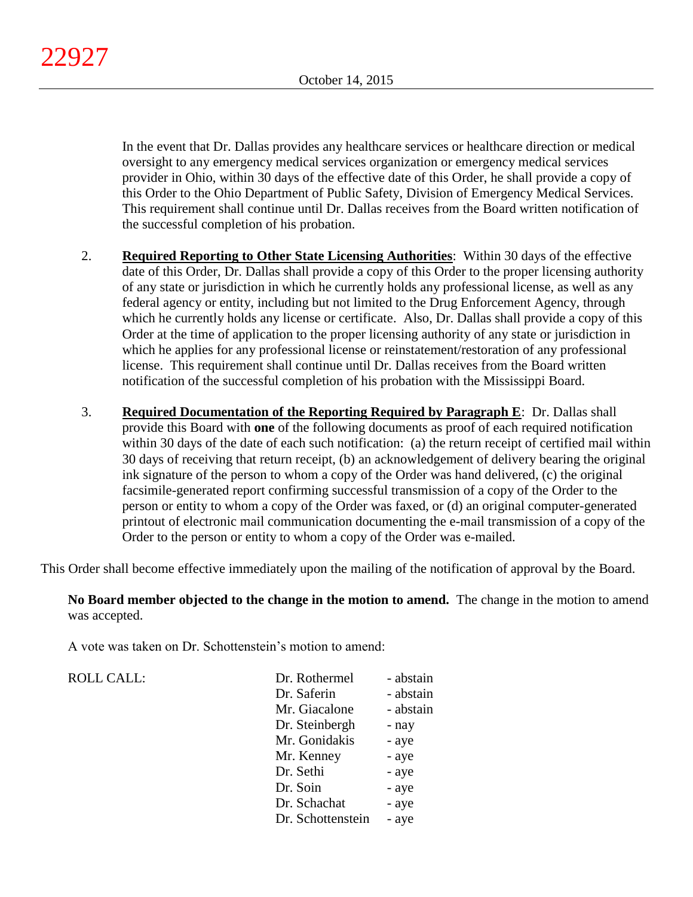In the event that Dr. Dallas provides any healthcare services or healthcare direction or medical oversight to any emergency medical services organization or emergency medical services provider in Ohio, within 30 days of the effective date of this Order, he shall provide a copy of this Order to the Ohio Department of Public Safety, Division of Emergency Medical Services. This requirement shall continue until Dr. Dallas receives from the Board written notification of the successful completion of his probation.

2. **Required Reporting to Other State Licensing Authorities**: Within 30 days of the effective date of this Order, Dr. Dallas shall provide a copy of this Order to the proper licensing authority of any state or jurisdiction in which he currently holds any professional license, as well as any federal agency or entity, including but not limited to the Drug Enforcement Agency, through which he currently holds any license or certificate. Also, Dr. Dallas shall provide a copy of this Order at the time of application to the proper licensing authority of any state or jurisdiction in which he applies for any professional license or reinstatement/restoration of any professional license. This requirement shall continue until Dr. Dallas receives from the Board written notification of the successful completion of his probation with the Mississippi Board.

3. **Required Documentation of the Reporting Required by Paragraph E**: Dr. Dallas shall provide this Board with **one** of the following documents as proof of each required notification within 30 days of the date of each such notification: (a) the return receipt of certified mail within 30 days of receiving that return receipt, (b) an acknowledgement of delivery bearing the original ink signature of the person to whom a copy of the Order was hand delivered, (c) the original facsimile-generated report confirming successful transmission of a copy of the Order to the person or entity to whom a copy of the Order was faxed, or (d) an original computer-generated printout of electronic mail communication documenting the e-mail transmission of a copy of the Order to the person or entity to whom a copy of the Order was e-mailed.

This Order shall become effective immediately upon the mailing of the notification of approval by the Board.

**No Board member objected to the change in the motion to amend.** The change in the motion to amend was accepted.

A vote was taken on Dr. Schottenstein's motion to amend:

| ROLL CALL: | | |
|---|---|---|
| | Dr. Rothermel | - abstain |
| | Dr. Saferin | - abstain |
| | Mr. Giacalone | - abstain |
| | Dr. Steinbergh | - nay |
| | Mr. Gonidakis | - aye |
| | Mr. Kenney | - aye |
| | Dr. Sethi | - aye |
| | Dr. Soin | - aye |
| | Dr. Schachat | - aye |
| | Dr. Schottenstein | - aye |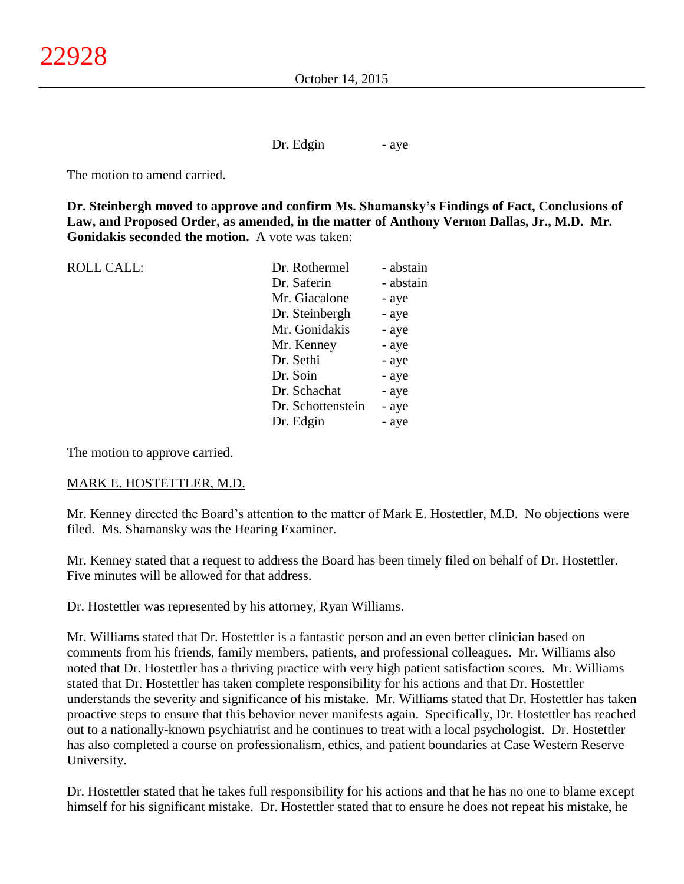Dr. Edgin - aye

The motion to amend carried.

**Dr. Steinbergh moved to approve and confirm Ms. Shamansky's Findings of Fact, Conclusions of Law, and Proposed Order, as amended, in the matter of Anthony Vernon Dallas, Jr., M.D. Mr. Gonidakis seconded the motion.** A vote was taken:

| ROLL CALL: | | |
|---|---|---|
| | Dr. Rothermel | - abstain |
| | Dr. Saferin | - abstain |
| | Mr. Giacalone | - aye |
| | Dr. Steinbergh | - aye |
| | Mr. Gonidakis | - aye |
| | Mr. Kenney | - aye |
| | Dr. Sethi | - aye |
| | Dr. Soin | - aye |
| | Dr. Schachat | - aye |
| | Dr. Schottenstein | - aye |
| | Dr. Edgin | - aye |

The motion to approve carried.

MARK E. HOSTETTLER, M.D.

Mr. Kenney directed the Board's attention to the matter of Mark E. Hostettler, M.D. No objections were filed. Ms. Shamansky was the Hearing Examiner.

Mr. Kenney stated that a request to address the Board has been timely filed on behalf of Dr. Hostettler. Five minutes will be allowed for that address.

Dr. Hostettler was represented by his attorney, Ryan Williams.

Mr. Williams stated that Dr. Hostettler is a fantastic person and an even better clinician based on comments from his friends, family members, patients, and professional colleagues. Mr. Williams also noted that Dr. Hostettler has a thriving practice with very high patient satisfaction scores. Mr. Williams stated that Dr. Hostettler has taken complete responsibility for his actions and that Dr. Hostettler understands the severity and significance of his mistake. Mr. Williams stated that Dr. Hostettler has taken proactive steps to ensure that this behavior never manifests again. Specifically, Dr. Hostettler has reached out to a nationally-known psychiatrist and he continues to treat with a local psychologist. Dr. Hostettler has also completed a course on professionalism, ethics, and patient boundaries at Case Western Reserve University.

Dr. Hostettler stated that he takes full responsibility for his actions and that he has no one to blame except himself for his significant mistake. Dr. Hostettler stated that to ensure he does not repeat his mistake, he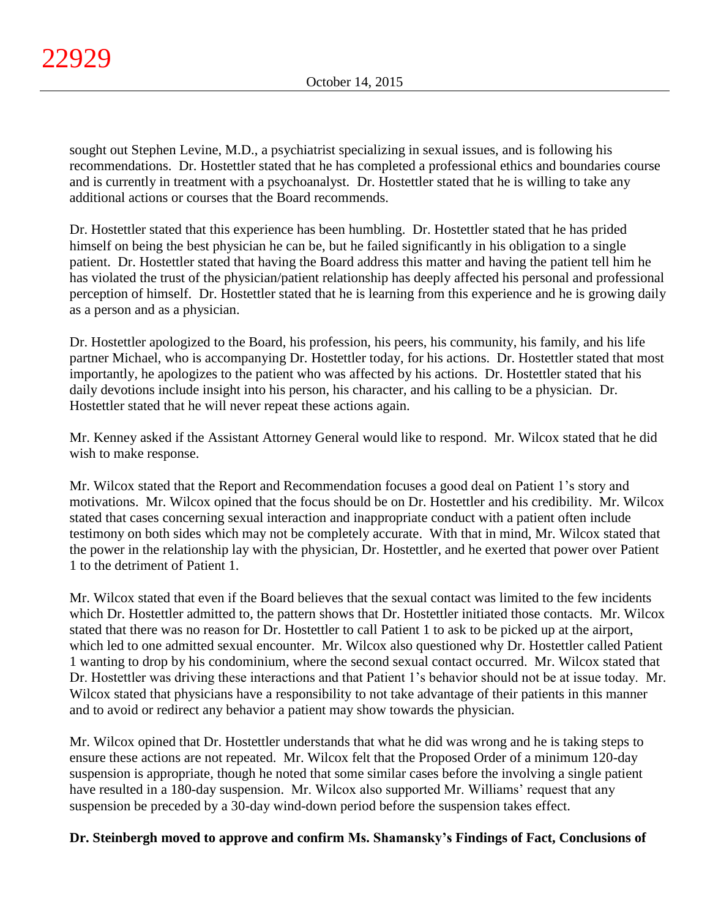sought out Stephen Levine, M.D., a psychiatrist specializing in sexual issues, and is following his recommendations. Dr. Hostettler stated that he has completed a professional ethics and boundaries course and is currently in treatment with a psychoanalyst. Dr. Hostettler stated that he is willing to take any additional actions or courses that the Board recommends.

Dr. Hostettler stated that this experience has been humbling. Dr. Hostettler stated that he has prided himself on being the best physician he can be, but he failed significantly in his obligation to a single patient. Dr. Hostettler stated that having the Board address this matter and having the patient tell him he has violated the trust of the physician/patient relationship has deeply affected his personal and professional perception of himself. Dr. Hostettler stated that he is learning from this experience and he is growing daily as a person and as a physician.

Dr. Hostettler apologized to the Board, his profession, his peers, his community, his family, and his life partner Michael, who is accompanying Dr. Hostettler today, for his actions. Dr. Hostettler stated that most importantly, he apologizes to the patient who was affected by his actions. Dr. Hostettler stated that his daily devotions include insight into his person, his character, and his calling to be a physician. Dr. Hostettler stated that he will never repeat these actions again.

Mr. Kenney asked if the Assistant Attorney General would like to respond. Mr. Wilcox stated that he did wish to make response.

Mr. Wilcox stated that the Report and Recommendation focuses a good deal on Patient 1's story and motivations. Mr. Wilcox opined that the focus should be on Dr. Hostettler and his credibility. Mr. Wilcox stated that cases concerning sexual interaction and inappropriate conduct with a patient often include testimony on both sides which may not be completely accurate. With that in mind, Mr. Wilcox stated that the power in the relationship lay with the physician, Dr. Hostettler, and he exerted that power over Patient 1 to the detriment of Patient 1.

Mr. Wilcox stated that even if the Board believes that the sexual contact was limited to the few incidents which Dr. Hostettler admitted to, the pattern shows that Dr. Hostettler initiated those contacts. Mr. Wilcox stated that there was no reason for Dr. Hostettler to call Patient 1 to ask to be picked up at the airport, which led to one admitted sexual encounter. Mr. Wilcox also questioned why Dr. Hostettler called Patient 1 wanting to drop by his condominium, where the second sexual contact occurred. Mr. Wilcox stated that Dr. Hostettler was driving these interactions and that Patient 1's behavior should not be at issue today. Mr. Wilcox stated that physicians have a responsibility to not take advantage of their patients in this manner and to avoid or redirect any behavior a patient may show towards the physician.

Mr. Wilcox opined that Dr. Hostettler understands that what he did was wrong and he is taking steps to ensure these actions are not repeated. Mr. Wilcox felt that the Proposed Order of a minimum 120-day suspension is appropriate, though he noted that some similar cases before the involving a single patient have resulted in a 180-day suspension. Mr. Wilcox also supported Mr. Williams' request that any suspension be preceded by a 30-day wind-down period before the suspension takes effect.

**Dr. Steinbergh moved to approve and confirm Ms. Shamansky's Findings of Fact, Conclusions of**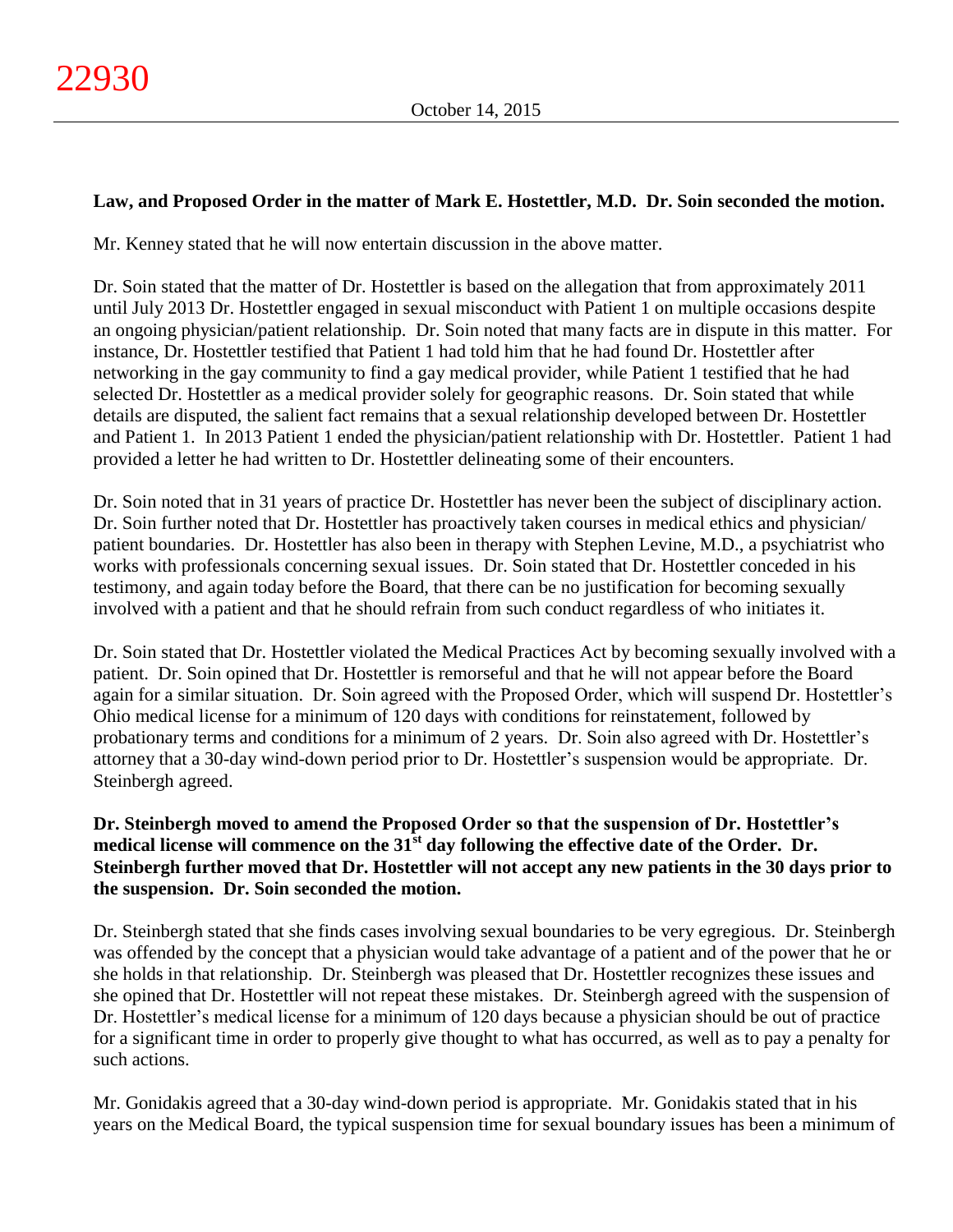**Law, and Proposed Order in the matter of Mark E. Hostettler, M.D. Dr. Soin seconded the motion.**

Mr. Kenney stated that he will now entertain discussion in the above matter.

Dr. Soin stated that the matter of Dr. Hostettler is based on the allegation that from approximately 2011 until July 2013 Dr. Hostettler engaged in sexual misconduct with Patient 1 on multiple occasions despite an ongoing physician/patient relationship. Dr. Soin noted that many facts are in dispute in this matter. For instance, Dr. Hostettler testified that Patient 1 had told him that he had found Dr. Hostettler after networking in the gay community to find a gay medical provider, while Patient 1 testified that he had selected Dr. Hostettler as a medical provider solely for geographic reasons. Dr. Soin stated that while details are disputed, the salient fact remains that a sexual relationship developed between Dr. Hostettler and Patient 1. In 2013 Patient 1 ended the physician/patient relationship with Dr. Hostettler. Patient 1 had provided a letter he had written to Dr. Hostettler delineating some of their encounters.

Dr. Soin noted that in 31 years of practice Dr. Hostettler has never been the subject of disciplinary action. Dr. Soin further noted that Dr. Hostettler has proactively taken courses in medical ethics and physician/ patient boundaries. Dr. Hostettler has also been in therapy with Stephen Levine, M.D., a psychiatrist who works with professionals concerning sexual issues. Dr. Soin stated that Dr. Hostettler conceded in his testimony, and again today before the Board, that there can be no justification for becoming sexually involved with a patient and that he should refrain from such conduct regardless of who initiates it.

Dr. Soin stated that Dr. Hostettler violated the Medical Practices Act by becoming sexually involved with a patient. Dr. Soin opined that Dr. Hostettler is remorseful and that he will not appear before the Board again for a similar situation. Dr. Soin agreed with the Proposed Order, which will suspend Dr. Hostettler's Ohio medical license for a minimum of 120 days with conditions for reinstatement, followed by probationary terms and conditions for a minimum of 2 years. Dr. Soin also agreed with Dr. Hostettler's attorney that a 30-day wind-down period prior to Dr. Hostettler's suspension would be appropriate. Dr. Steinbergh agreed.

**Dr. Steinbergh moved to amend the Proposed Order so that the suspension of Dr. Hostettler's medical license will commence on the 31st day following the effective date of the Order. Dr. Steinbergh further moved that Dr. Hostettler will not accept any new patients in the 30 days prior to the suspension. Dr. Soin seconded the motion.**

Dr. Steinbergh stated that she finds cases involving sexual boundaries to be very egregious. Dr. Steinbergh was offended by the concept that a physician would take advantage of a patient and of the power that he or she holds in that relationship. Dr. Steinbergh was pleased that Dr. Hostettler recognizes these issues and she opined that Dr. Hostettler will not repeat these mistakes. Dr. Steinbergh agreed with the suspension of Dr. Hostettler's medical license for a minimum of 120 days because a physician should be out of practice for a significant time in order to properly give thought to what has occurred, as well as to pay a penalty for such actions.

Mr. Gonidakis agreed that a 30-day wind-down period is appropriate. Mr. Gonidakis stated that in his years on the Medical Board, the typical suspension time for sexual boundary issues has been a minimum of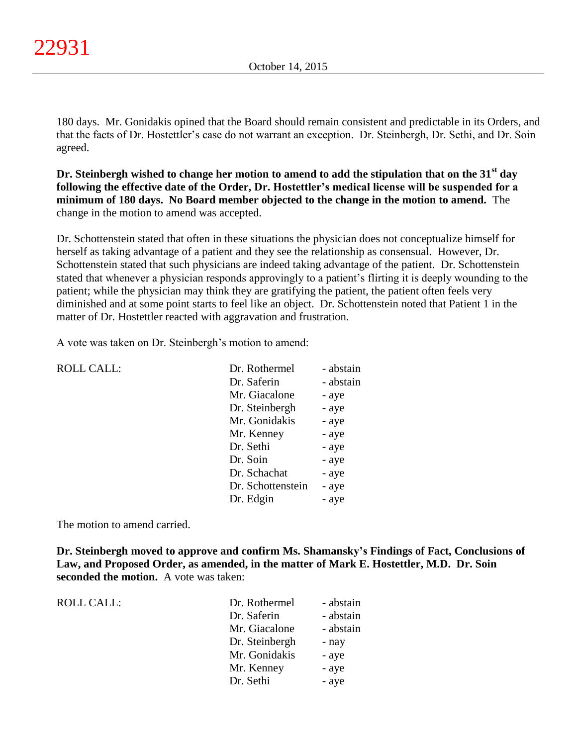180 days. Mr. Gonidakis opined that the Board should remain consistent and predictable in its Orders, and that the facts of Dr. Hostettler's case do not warrant an exception. Dr. Steinbergh, Dr. Sethi, and Dr. Soin agreed.

**Dr. Steinbergh wished to change her motion to amend to add the stipulation that on the 31st day following the effective date of the Order, Dr. Hostettler's medical license will be suspended for a minimum of 180 days. No Board member objected to the change in the motion to amend.** The change in the motion to amend was accepted.

Dr. Schottenstein stated that often in these situations the physician does not conceptualize himself for herself as taking advantage of a patient and they see the relationship as consensual. However, Dr. Schottenstein stated that such physicians are indeed taking advantage of the patient. Dr. Schottenstein stated that whenever a physician responds approvingly to a patient's flirting it is deeply wounding to the patient; while the physician may think they are gratifying the patient, the patient often feels very diminished and at some point starts to feel like an object. Dr. Schottenstein noted that Patient 1 in the matter of Dr. Hostettler reacted with aggravation and frustration.

A vote was taken on Dr. Steinbergh's motion to amend:

| ROLL CALL: | Dr. Rothermel | - abstain |
|---|---|---|
| | Dr. Saferin | - abstain |
| | Mr. Giacalone | - aye |
| | Dr. Steinbergh | - aye |
| | Mr. Gonidakis | - aye |
| | Mr. Kenney | - aye |
| | Dr. Sethi | - aye |
| | Dr. Soin | - aye |
| | Dr. Schachat | - aye |
| | Dr. Schottenstein | - aye |
| | Dr. Edgin | - aye |

The motion to amend carried.

**Dr. Steinbergh moved to approve and confirm Ms. Shamansky's Findings of Fact, Conclusions of Law, and Proposed Order, as amended, in the matter of Mark E. Hostettler, M.D. Dr. Soin seconded the motion.** A vote was taken:

| ROLL CALL: | Dr. Rothermel | - abstain |
|---|---|---|
| | Dr. Saferin | - abstain |
| | Mr. Giacalone | - abstain |
| | Dr. Steinbergh | - nay |
| | Mr. Gonidakis | - aye |
| | Mr. Kenney | - aye |
| | Dr. Sethi | - aye |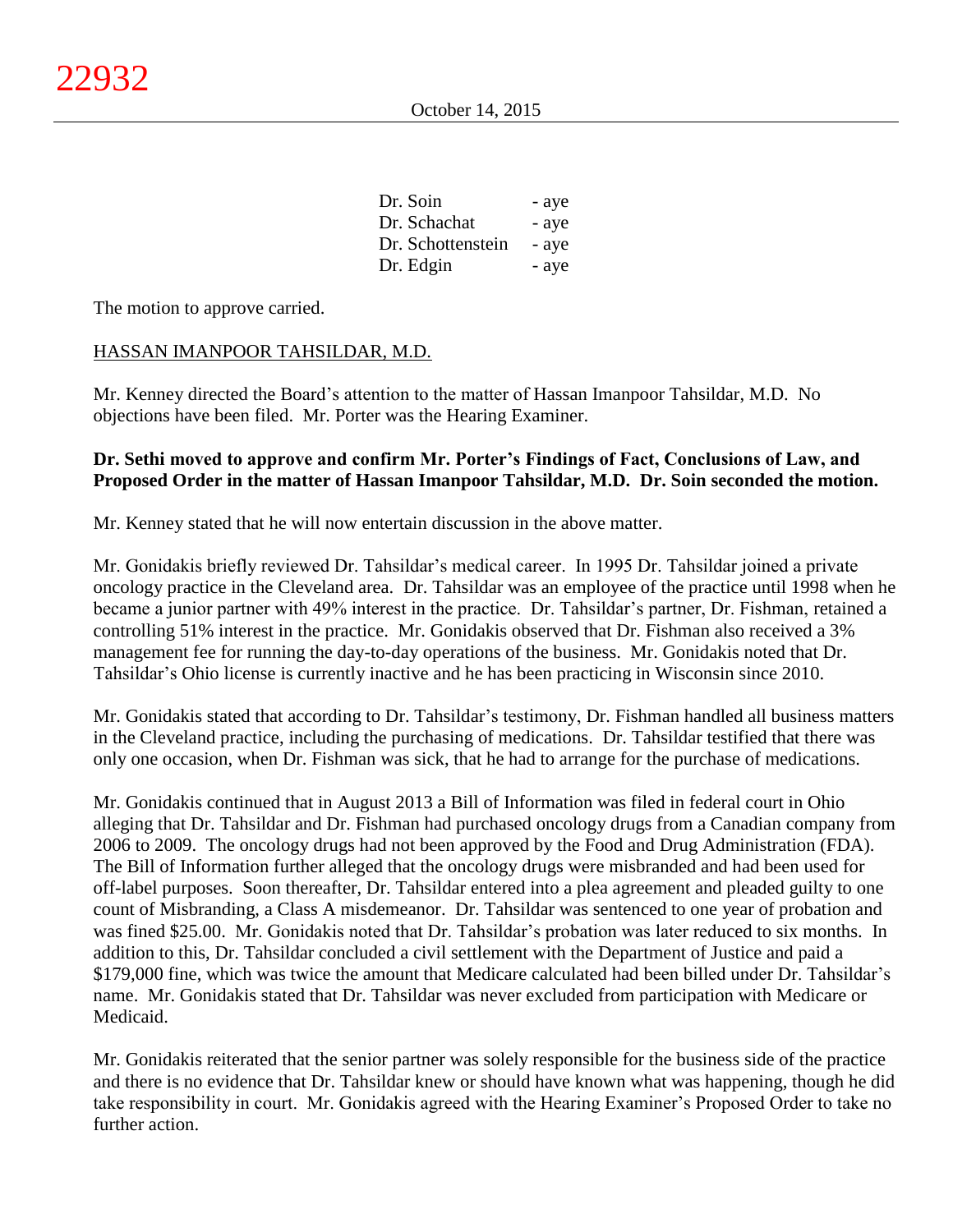| | |
|---|---|
| Dr. Soin | - aye |
| Dr. Schachat | - aye |
| Dr. Schottenstein | - aye |
| Dr. Edgin | - aye |

The motion to approve carried.

HASSAN IMANPOOR TAHSILDAR, M.D.

Mr. Kenney directed the Board's attention to the matter of Hassan Imanpoor Tahsildar, M.D. No objections have been filed. Mr. Porter was the Hearing Examiner.

**Dr. Sethi moved to approve and confirm Mr. Porter's Findings of Fact, Conclusions of Law, and Proposed Order in the matter of Hassan Imanpoor Tahsildar, M.D. Dr. Soin seconded the motion.**

Mr. Kenney stated that he will now entertain discussion in the above matter.

Mr. Gonidakis briefly reviewed Dr. Tahsildar's medical career. In 1995 Dr. Tahsildar joined a private oncology practice in the Cleveland area. Dr. Tahsildar was an employee of the practice until 1998 when he became a junior partner with 49% interest in the practice. Dr. Tahsildar's partner, Dr. Fishman, retained a controlling 51% interest in the practice. Mr. Gonidakis observed that Dr. Fishman also received a 3% management fee for running the day-to-day operations of the business. Mr. Gonidakis noted that Dr. Tahsildar's Ohio license is currently inactive and he has been practicing in Wisconsin since 2010.

Mr. Gonidakis stated that according to Dr. Tahsildar's testimony, Dr. Fishman handled all business matters in the Cleveland practice, including the purchasing of medications. Dr. Tahsildar testified that there was only one occasion, when Dr. Fishman was sick, that he had to arrange for the purchase of medications.

Mr. Gonidakis continued that in August 2013 a Bill of Information was filed in federal court in Ohio alleging that Dr. Tahsildar and Dr. Fishman had purchased oncology drugs from a Canadian company from 2006 to 2009. The oncology drugs had not been approved by the Food and Drug Administration (FDA). The Bill of Information further alleged that the oncology drugs were misbranded and had been used for off-label purposes. Soon thereafter, Dr. Tahsildar entered into a plea agreement and pleaded guilty to one count of Misbranding, a Class A misdemeanor. Dr. Tahsildar was sentenced to one year of probation and was fined $25.00. Mr. Gonidakis noted that Dr. Tahsildar's probation was later reduced to six months. In addition to this, Dr. Tahsildar concluded a civil settlement with the Department of Justice and paid a $179,000 fine, which was twice the amount that Medicare calculated had been billed under Dr. Tahsildar's name. Mr. Gonidakis stated that Dr. Tahsildar was never excluded from participation with Medicare or Medicaid.

Mr. Gonidakis reiterated that the senior partner was solely responsible for the business side of the practice and there is no evidence that Dr. Tahsildar knew or should have known what was happening, though he did take responsibility in court. Mr. Gonidakis agreed with the Hearing Examiner's Proposed Order to take no further action.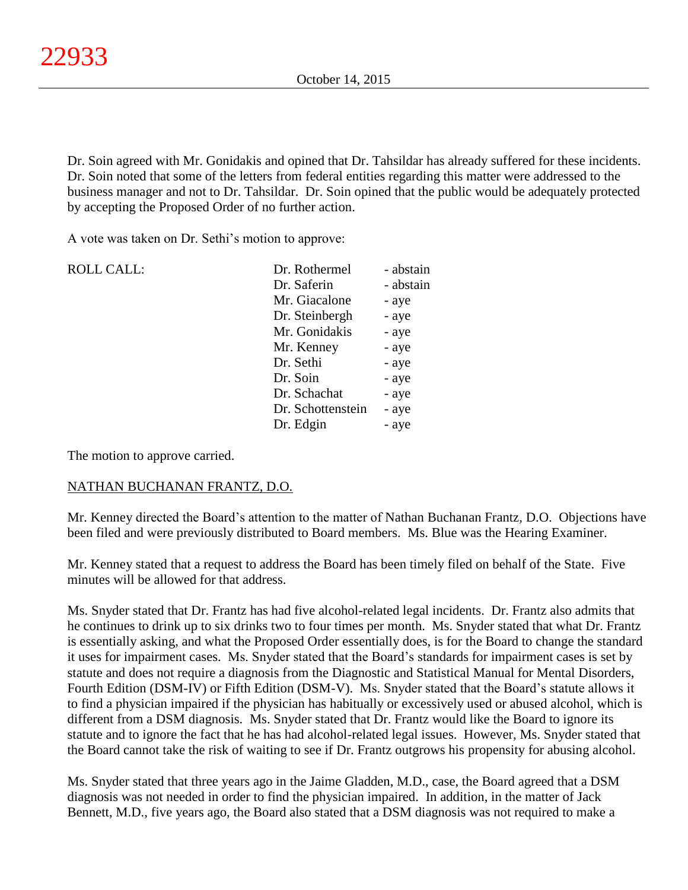Dr. Soin agreed with Mr. Gonidakis and opined that Dr. Tahsildar has already suffered for these incidents. Dr. Soin noted that some of the letters from federal entities regarding this matter were addressed to the business manager and not to Dr. Tahsildar. Dr. Soin opined that the public would be adequately protected by accepting the Proposed Order of no further action.

A vote was taken on Dr. Sethi's motion to approve:

| ROLL CALL: | Dr. Rothermel | - abstain |
|---|---|---|
| | Dr. Saferin | - abstain |
| | Mr. Giacalone | - aye |
| | Dr. Steinbergh | - aye |
| | Mr. Gonidakis | - aye |
| | Mr. Kenney | - aye |
| | Dr. Sethi | - aye |
| | Dr. Soin | - aye |
| | Dr. Schachat | - aye |
| | Dr. Schottenstein | - aye |
| | Dr. Edgin | - aye |

The motion to approve carried.

NATHAN BUCHANAN FRANTZ, D.O.

Mr. Kenney directed the Board's attention to the matter of Nathan Buchanan Frantz, D.O. Objections have been filed and were previously distributed to Board members. Ms. Blue was the Hearing Examiner.

Mr. Kenney stated that a request to address the Board has been timely filed on behalf of the State. Five minutes will be allowed for that address.

Ms. Snyder stated that Dr. Frantz has had five alcohol-related legal incidents. Dr. Frantz also admits that he continues to drink up to six drinks two to four times per month. Ms. Snyder stated that what Dr. Frantz is essentially asking, and what the Proposed Order essentially does, is for the Board to change the standard it uses for impairment cases. Ms. Snyder stated that the Board's standards for impairment cases is set by statute and does not require a diagnosis from the Diagnostic and Statistical Manual for Mental Disorders, Fourth Edition (DSM-IV) or Fifth Edition (DSM-V). Ms. Snyder stated that the Board's statute allows it to find a physician impaired if the physician has habitually or excessively used or abused alcohol, which is different from a DSM diagnosis. Ms. Snyder stated that Dr. Frantz would like the Board to ignore its statute and to ignore the fact that he has had alcohol-related legal issues. However, Ms. Snyder stated that the Board cannot take the risk of waiting to see if Dr. Frantz outgrows his propensity for abusing alcohol.

Ms. Snyder stated that three years ago in the Jaime Gladden, M.D., case, the Board agreed that a DSM diagnosis was not needed in order to find the physician impaired. In addition, in the matter of Jack Bennett, M.D., five years ago, the Board also stated that a DSM diagnosis was not required to make a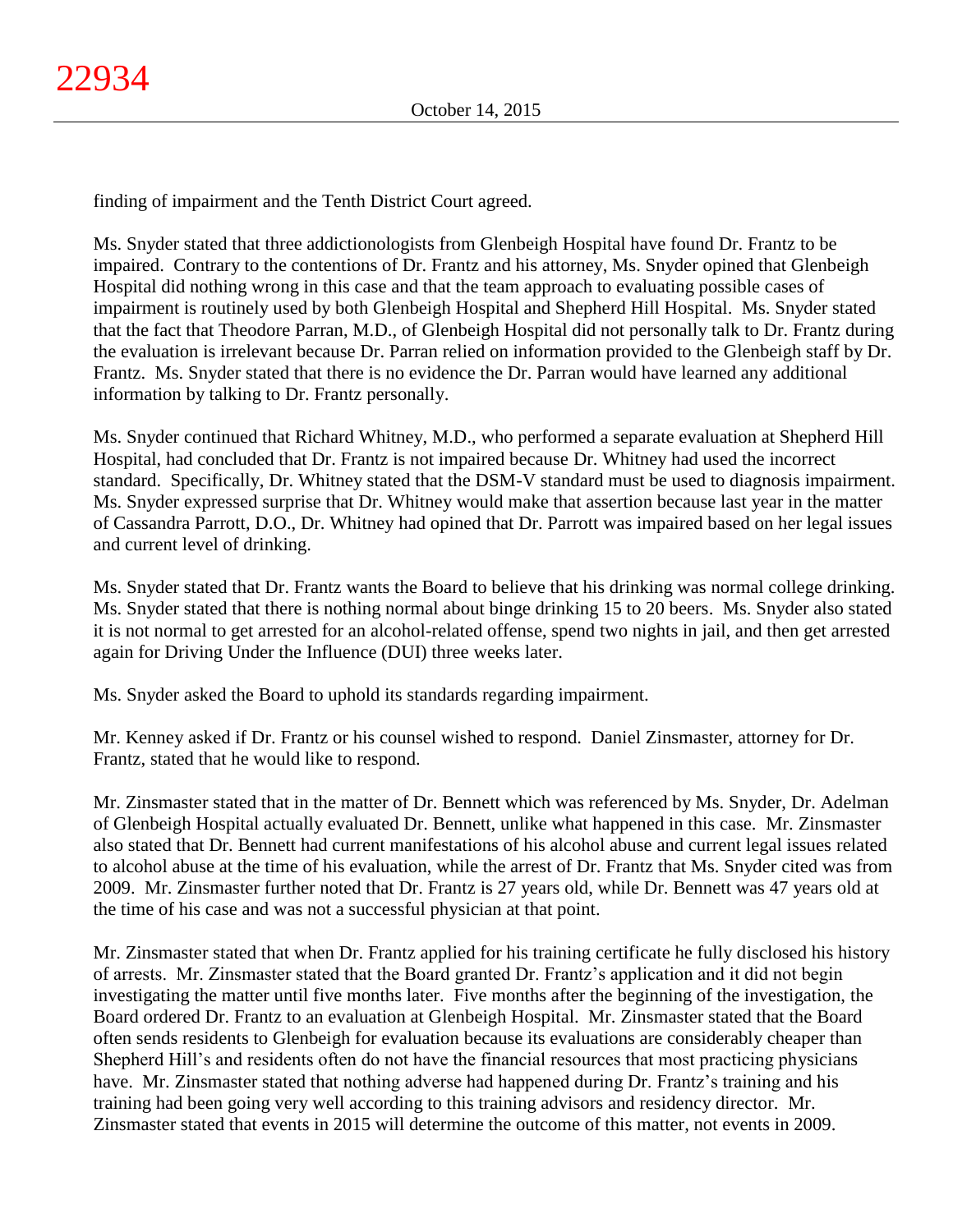finding of impairment and the Tenth District Court agreed.

Ms. Snyder stated that three addictionologists from Glenbeigh Hospital have found Dr. Frantz to be impaired. Contrary to the contentions of Dr. Frantz and his attorney, Ms. Snyder opined that Glenbeigh Hospital did nothing wrong in this case and that the team approach to evaluating possible cases of impairment is routinely used by both Glenbeigh Hospital and Shepherd Hill Hospital. Ms. Snyder stated that the fact that Theodore Parran, M.D., of Glenbeigh Hospital did not personally talk to Dr. Frantz during the evaluation is irrelevant because Dr. Parran relied on information provided to the Glenbeigh staff by Dr. Frantz. Ms. Snyder stated that there is no evidence the Dr. Parran would have learned any additional information by talking to Dr. Frantz personally.

Ms. Snyder continued that Richard Whitney, M.D., who performed a separate evaluation at Shepherd Hill Hospital, had concluded that Dr. Frantz is not impaired because Dr. Whitney had used the incorrect standard. Specifically, Dr. Whitney stated that the DSM-V standard must be used to diagnosis impairment. Ms. Snyder expressed surprise that Dr. Whitney would make that assertion because last year in the matter of Cassandra Parrott, D.O., Dr. Whitney had opined that Dr. Parrott was impaired based on her legal issues and current level of drinking.

Ms. Snyder stated that Dr. Frantz wants the Board to believe that his drinking was normal college drinking. Ms. Snyder stated that there is nothing normal about binge drinking 15 to 20 beers. Ms. Snyder also stated it is not normal to get arrested for an alcohol-related offense, spend two nights in jail, and then get arrested again for Driving Under the Influence (DUI) three weeks later.

Ms. Snyder asked the Board to uphold its standards regarding impairment.

Mr. Kenney asked if Dr. Frantz or his counsel wished to respond. Daniel Zinsmaster, attorney for Dr. Frantz, stated that he would like to respond.

Mr. Zinsmaster stated that in the matter of Dr. Bennett which was referenced by Ms. Snyder, Dr. Adelman of Glenbeigh Hospital actually evaluated Dr. Bennett, unlike what happened in this case. Mr. Zinsmaster also stated that Dr. Bennett had current manifestations of his alcohol abuse and current legal issues related to alcohol abuse at the time of his evaluation, while the arrest of Dr. Frantz that Ms. Snyder cited was from 2009. Mr. Zinsmaster further noted that Dr. Frantz is 27 years old, while Dr. Bennett was 47 years old at the time of his case and was not a successful physician at that point.

Mr. Zinsmaster stated that when Dr. Frantz applied for his training certificate he fully disclosed his history of arrests. Mr. Zinsmaster stated that the Board granted Dr. Frantz's application and it did not begin investigating the matter until five months later. Five months after the beginning of the investigation, the Board ordered Dr. Frantz to an evaluation at Glenbeigh Hospital. Mr. Zinsmaster stated that the Board often sends residents to Glenbeigh for evaluation because its evaluations are considerably cheaper than Shepherd Hill's and residents often do not have the financial resources that most practicing physicians have. Mr. Zinsmaster stated that nothing adverse had happened during Dr. Frantz's training and his training had been going very well according to this training advisors and residency director. Mr. Zinsmaster stated that events in 2015 will determine the outcome of this matter, not events in 2009.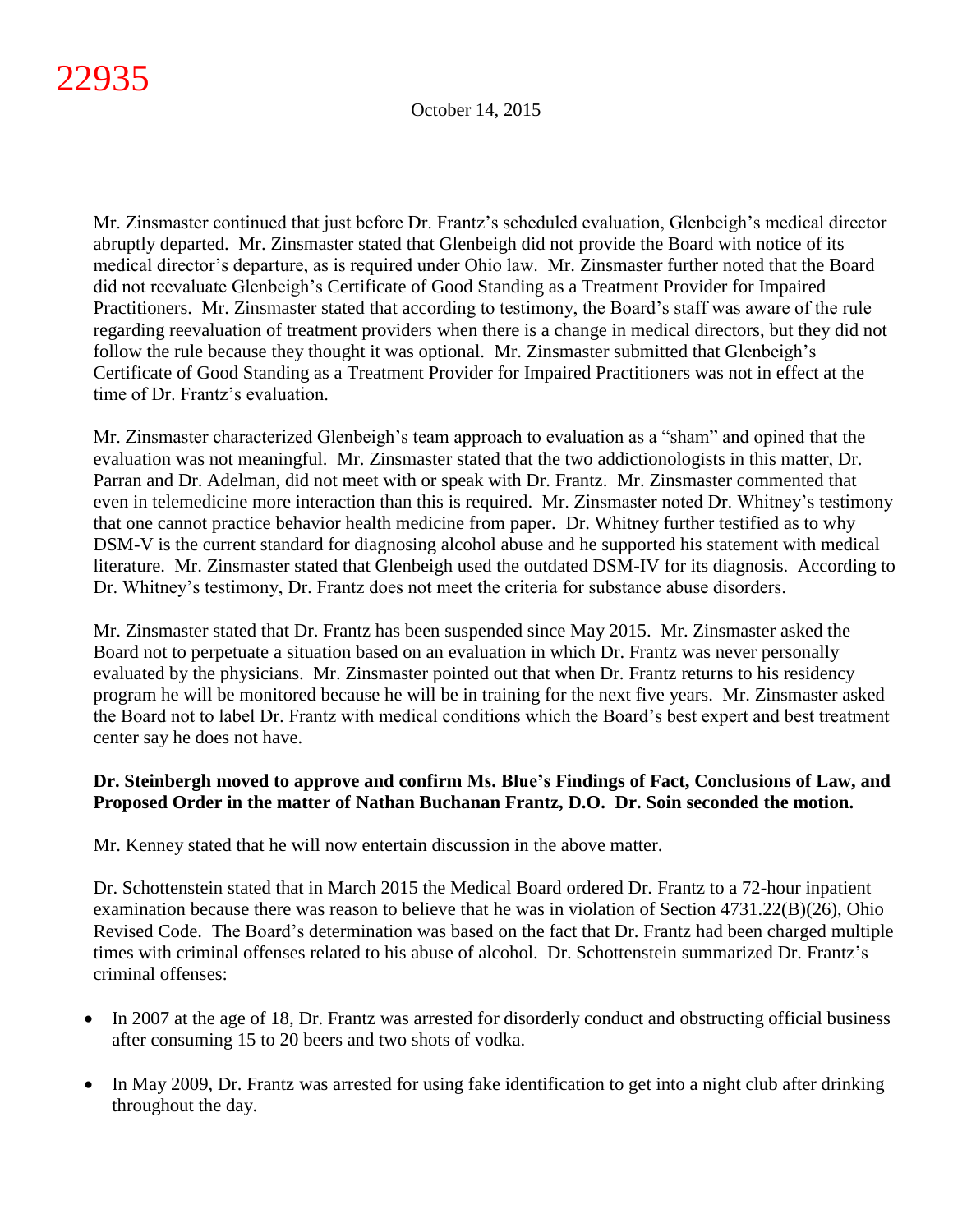Mr. Zinsmaster continued that just before Dr. Frantz's scheduled evaluation, Glenbeigh's medical director abruptly departed. Mr. Zinsmaster stated that Glenbeigh did not provide the Board with notice of its medical director's departure, as is required under Ohio law. Mr. Zinsmaster further noted that the Board did not reevaluate Glenbeigh's Certificate of Good Standing as a Treatment Provider for Impaired Practitioners. Mr. Zinsmaster stated that according to testimony, the Board's staff was aware of the rule regarding reevaluation of treatment providers when there is a change in medical directors, but they did not follow the rule because they thought it was optional. Mr. Zinsmaster submitted that Glenbeigh's Certificate of Good Standing as a Treatment Provider for Impaired Practitioners was not in effect at the time of Dr. Frantz's evaluation.

Mr. Zinsmaster characterized Glenbeigh's team approach to evaluation as a "sham" and opined that the evaluation was not meaningful. Mr. Zinsmaster stated that the two addictionologists in this matter, Dr. Parran and Dr. Adelman, did not meet with or speak with Dr. Frantz. Mr. Zinsmaster commented that even in telemedicine more interaction than this is required. Mr. Zinsmaster noted Dr. Whitney's testimony that one cannot practice behavior health medicine from paper. Dr. Whitney further testified as to why DSM-V is the current standard for diagnosing alcohol abuse and he supported his statement with medical literature. Mr. Zinsmaster stated that Glenbeigh used the outdated DSM-IV for its diagnosis. According to Dr. Whitney's testimony, Dr. Frantz does not meet the criteria for substance abuse disorders.

Mr. Zinsmaster stated that Dr. Frantz has been suspended since May 2015. Mr. Zinsmaster asked the Board not to perpetuate a situation based on an evaluation in which Dr. Frantz was never personally evaluated by the physicians. Mr. Zinsmaster pointed out that when Dr. Frantz returns to his residency program he will be monitored because he will be in training for the next five years. Mr. Zinsmaster asked the Board not to label Dr. Frantz with medical conditions which the Board's best expert and best treatment center say he does not have.

**Dr. Steinbergh moved to approve and confirm Ms. Blue's Findings of Fact, Conclusions of Law, and Proposed Order in the matter of Nathan Buchanan Frantz, D.O. Dr. Soin seconded the motion.**

Mr. Kenney stated that he will now entertain discussion in the above matter.

Dr. Schottenstein stated that in March 2015 the Medical Board ordered Dr. Frantz to a 72-hour inpatient examination because there was reason to believe that he was in violation of Section 4731.22(B)(26), Ohio Revised Code. The Board's determination was based on the fact that Dr. Frantz had been charged multiple times with criminal offenses related to his abuse of alcohol. Dr. Schottenstein summarized Dr. Frantz's criminal offenses:

- In 2007 at the age of 18, Dr. Frantz was arrested for disorderly conduct and obstructing official business after consuming 15 to 20 beers and two shots of vodka.
- In May 2009, Dr. Frantz was arrested for using fake identification to get into a night club after drinking throughout the day.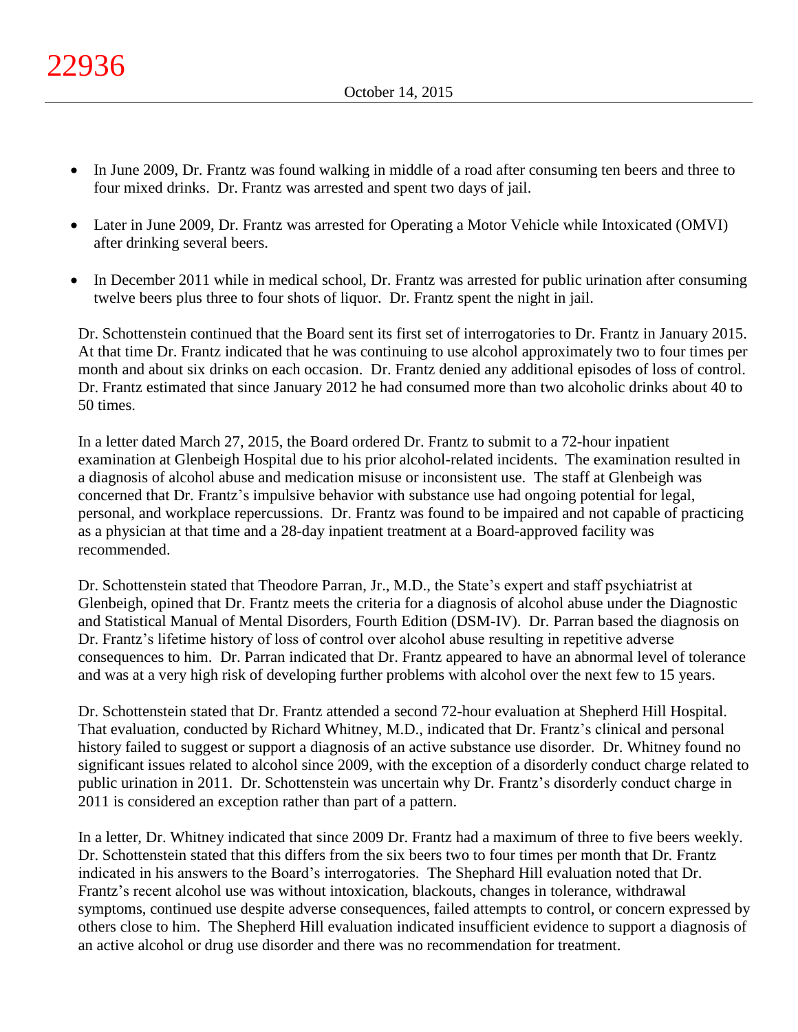- In June 2009, Dr. Frantz was found walking in middle of a road after consuming ten beers and three to four mixed drinks. Dr. Frantz was arrested and spent two days of jail.
- Later in June 2009, Dr. Frantz was arrested for Operating a Motor Vehicle while Intoxicated (OMVI) after drinking several beers.
- In December 2011 while in medical school, Dr. Frantz was arrested for public urination after consuming twelve beers plus three to four shots of liquor. Dr. Frantz spent the night in jail.

Dr. Schottenstein continued that the Board sent its first set of interrogatories to Dr. Frantz in January 2015. At that time Dr. Frantz indicated that he was continuing to use alcohol approximately two to four times per month and about six drinks on each occasion. Dr. Frantz denied any additional episodes of loss of control. Dr. Frantz estimated that since January 2012 he had consumed more than two alcoholic drinks about 40 to 50 times.

In a letter dated March 27, 2015, the Board ordered Dr. Frantz to submit to a 72-hour inpatient examination at Glenbeigh Hospital due to his prior alcohol-related incidents. The examination resulted in a diagnosis of alcohol abuse and medication misuse or inconsistent use. The staff at Glenbeigh was concerned that Dr. Frantz's impulsive behavior with substance use had ongoing potential for legal, personal, and workplace repercussions. Dr. Frantz was found to be impaired and not capable of practicing as a physician at that time and a 28-day inpatient treatment at a Board-approved facility was recommended.

Dr. Schottenstein stated that Theodore Parran, Jr., M.D., the State's expert and staff psychiatrist at Glenbeigh, opined that Dr. Frantz meets the criteria for a diagnosis of alcohol abuse under the Diagnostic and Statistical Manual of Mental Disorders, Fourth Edition (DSM-IV). Dr. Parran based the diagnosis on Dr. Frantz's lifetime history of loss of control over alcohol abuse resulting in repetitive adverse consequences to him. Dr. Parran indicated that Dr. Frantz appeared to have an abnormal level of tolerance and was at a very high risk of developing further problems with alcohol over the next few to 15 years.

Dr. Schottenstein stated that Dr. Frantz attended a second 72-hour evaluation at Shepherd Hill Hospital. That evaluation, conducted by Richard Whitney, M.D., indicated that Dr. Frantz's clinical and personal history failed to suggest or support a diagnosis of an active substance use disorder. Dr. Whitney found no significant issues related to alcohol since 2009, with the exception of a disorderly conduct charge related to public urination in 2011. Dr. Schottenstein was uncertain why Dr. Frantz's disorderly conduct charge in 2011 is considered an exception rather than part of a pattern.

In a letter, Dr. Whitney indicated that since 2009 Dr. Frantz had a maximum of three to five beers weekly. Dr. Schottenstein stated that this differs from the six beers two to four times per month that Dr. Frantz indicated in his answers to the Board's interrogatories. The Shephard Hill evaluation noted that Dr. Frantz's recent alcohol use was without intoxication, blackouts, changes in tolerance, withdrawal symptoms, continued use despite adverse consequences, failed attempts to control, or concern expressed by others close to him. The Shepherd Hill evaluation indicated insufficient evidence to support a diagnosis of an active alcohol or drug use disorder and there was no recommendation for treatment.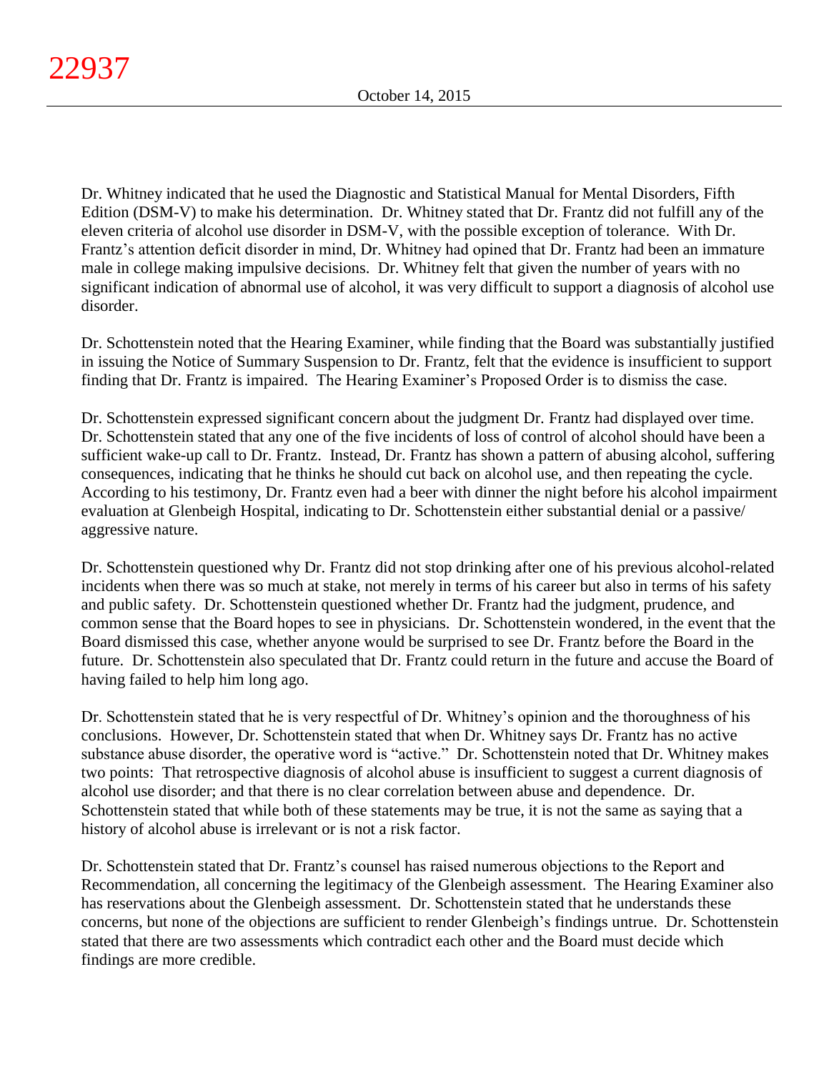Dr. Whitney indicated that he used the Diagnostic and Statistical Manual for Mental Disorders, Fifth Edition (DSM-V) to make his determination. Dr. Whitney stated that Dr. Frantz did not fulfill any of the eleven criteria of alcohol use disorder in DSM-V, with the possible exception of tolerance. With Dr. Frantz's attention deficit disorder in mind, Dr. Whitney had opined that Dr. Frantz had been an immature male in college making impulsive decisions. Dr. Whitney felt that given the number of years with no significant indication of abnormal use of alcohol, it was very difficult to support a diagnosis of alcohol use disorder.

Dr. Schottenstein noted that the Hearing Examiner, while finding that the Board was substantially justified in issuing the Notice of Summary Suspension to Dr. Frantz, felt that the evidence is insufficient to support finding that Dr. Frantz is impaired. The Hearing Examiner's Proposed Order is to dismiss the case.

Dr. Schottenstein expressed significant concern about the judgment Dr. Frantz had displayed over time. Dr. Schottenstein stated that any one of the five incidents of loss of control of alcohol should have been a sufficient wake-up call to Dr. Frantz. Instead, Dr. Frantz has shown a pattern of abusing alcohol, suffering consequences, indicating that he thinks he should cut back on alcohol use, and then repeating the cycle. According to his testimony, Dr. Frantz even had a beer with dinner the night before his alcohol impairment evaluation at Glenbeigh Hospital, indicating to Dr. Schottenstein either substantial denial or a passive/aggressive nature.

Dr. Schottenstein questioned why Dr. Frantz did not stop drinking after one of his previous alcohol-related incidents when there was so much at stake, not merely in terms of his career but also in terms of his safety and public safety. Dr. Schottenstein questioned whether Dr. Frantz had the judgment, prudence, and common sense that the Board hopes to see in physicians. Dr. Schottenstein wondered, in the event that the Board dismissed this case, whether anyone would be surprised to see Dr. Frantz before the Board in the future. Dr. Schottenstein also speculated that Dr. Frantz could return in the future and accuse the Board of having failed to help him long ago.

Dr. Schottenstein stated that he is very respectful of Dr. Whitney's opinion and the thoroughness of his conclusions. However, Dr. Schottenstein stated that when Dr. Whitney says Dr. Frantz has no active substance abuse disorder, the operative word is "active." Dr. Schottenstein noted that Dr. Whitney makes two points: That retrospective diagnosis of alcohol abuse is insufficient to suggest a current diagnosis of alcohol use disorder; and that there is no clear correlation between abuse and dependence. Dr. Schottenstein stated that while both of these statements may be true, it is not the same as saying that a history of alcohol abuse is irrelevant or is not a risk factor.

Dr. Schottenstein stated that Dr. Frantz's counsel has raised numerous objections to the Report and Recommendation, all concerning the legitimacy of the Glenbeigh assessment. The Hearing Examiner also has reservations about the Glenbeigh assessment. Dr. Schottenstein stated that he understands these concerns, but none of the objections are sufficient to render Glenbeigh's findings untrue. Dr. Schottenstein stated that there are two assessments which contradict each other and the Board must decide which findings are more credible.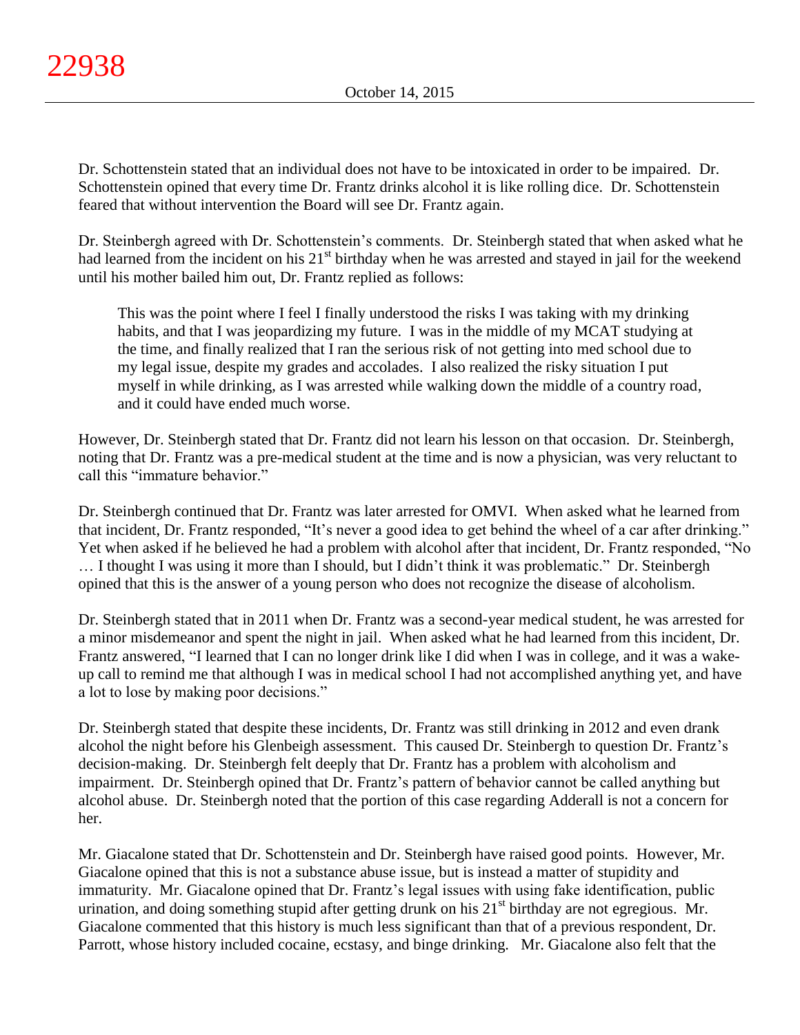Dr. Schottenstein stated that an individual does not have to be intoxicated in order to be impaired. Dr. Schottenstein opined that every time Dr. Frantz drinks alcohol it is like rolling dice. Dr. Schottenstein feared that without intervention the Board will see Dr. Frantz again.

Dr. Steinbergh agreed with Dr. Schottenstein's comments. Dr. Steinbergh stated that when asked what he had learned from the incident on his 21st birthday when he was arrested and stayed in jail for the weekend until his mother bailed him out, Dr. Frantz replied as follows:

> This was the point where I feel I finally understood the risks I was taking with my drinking habits, and that I was jeopardizing my future. I was in the middle of my MCAT studying at the time, and finally realized that I ran the serious risk of not getting into med school due to my legal issue, despite my grades and accolades. I also realized the risky situation I put myself in while drinking, as I was arrested while walking down the middle of a country road, and it could have ended much worse.

However, Dr. Steinbergh stated that Dr. Frantz did not learn his lesson on that occasion. Dr. Steinbergh, noting that Dr. Frantz was a pre-medical student at the time and is now a physician, was very reluctant to call this "immature behavior."

Dr. Steinbergh continued that Dr. Frantz was later arrested for OMVI. When asked what he learned from that incident, Dr. Frantz responded, "It's never a good idea to get behind the wheel of a car after drinking." Yet when asked if he believed he had a problem with alcohol after that incident, Dr. Frantz responded, "No … I thought I was using it more than I should, but I didn't think it was problematic." Dr. Steinbergh opined that this is the answer of a young person who does not recognize the disease of alcoholism.

Dr. Steinbergh stated that in 2011 when Dr. Frantz was a second-year medical student, he was arrested for a minor misdemeanor and spent the night in jail. When asked what he had learned from this incident, Dr. Frantz answered, "I learned that I can no longer drink like I did when I was in college, and it was a wake-up call to remind me that although I was in medical school I had not accomplished anything yet, and have a lot to lose by making poor decisions."

Dr. Steinbergh stated that despite these incidents, Dr. Frantz was still drinking in 2012 and even drank alcohol the night before his Glenbeigh assessment. This caused Dr. Steinbergh to question Dr. Frantz's decision-making. Dr. Steinbergh felt deeply that Dr. Frantz has a problem with alcoholism and impairment. Dr. Steinbergh opined that Dr. Frantz's pattern of behavior cannot be called anything but alcohol abuse. Dr. Steinbergh noted that the portion of this case regarding Adderall is not a concern for her.

Mr. Giacalone stated that Dr. Schottenstein and Dr. Steinbergh have raised good points. However, Mr. Giacalone opined that this is not a substance abuse issue, but is instead a matter of stupidity and immaturity. Mr. Giacalone opined that Dr. Frantz's legal issues with using fake identification, public urination, and doing something stupid after getting drunk on his 21st birthday are not egregious. Mr. Giacalone commented that this history is much less significant than that of a previous respondent, Dr. Parrott, whose history included cocaine, ecstasy, and binge drinking. Mr. Giacalone also felt that the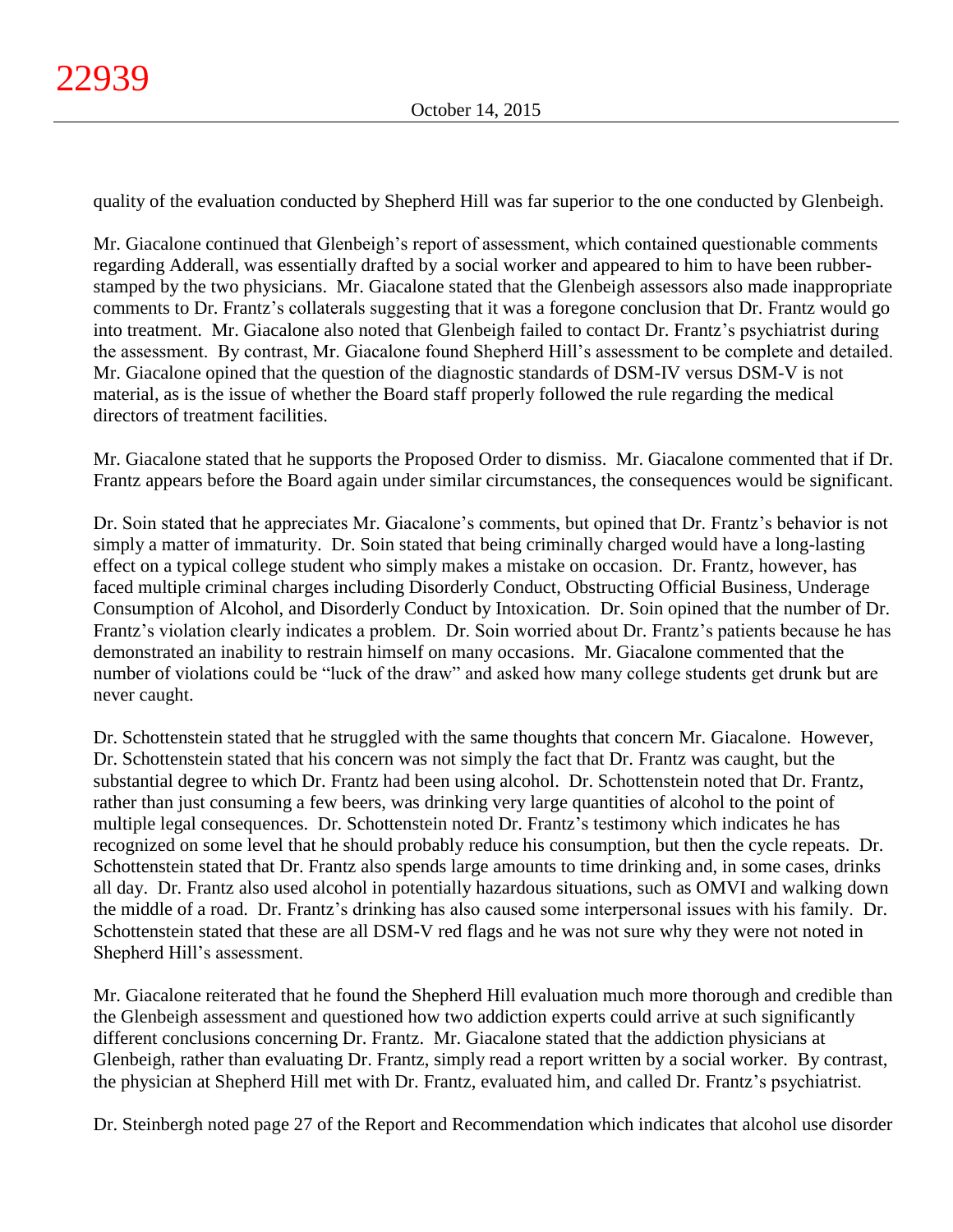quality of the evaluation conducted by Shepherd Hill was far superior to the one conducted by Glenbeigh.

Mr. Giacalone continued that Glenbeigh's report of assessment, which contained questionable comments regarding Adderall, was essentially drafted by a social worker and appeared to him to have been rubber-stamped by the two physicians. Mr. Giacalone stated that the Glenbeigh assessors also made inappropriate comments to Dr. Frantz's collaterals suggesting that it was a foregone conclusion that Dr. Frantz would go into treatment. Mr. Giacalone also noted that Glenbeigh failed to contact Dr. Frantz's psychiatrist during the assessment. By contrast, Mr. Giacalone found Shepherd Hill's assessment to be complete and detailed. Mr. Giacalone opined that the question of the diagnostic standards of DSM-IV versus DSM-V is not material, as is the issue of whether the Board staff properly followed the rule regarding the medical directors of treatment facilities.

Mr. Giacalone stated that he supports the Proposed Order to dismiss. Mr. Giacalone commented that if Dr. Frantz appears before the Board again under similar circumstances, the consequences would be significant.

Dr. Soin stated that he appreciates Mr. Giacalone's comments, but opined that Dr. Frantz's behavior is not simply a matter of immaturity. Dr. Soin stated that being criminally charged would have a long-lasting effect on a typical college student who simply makes a mistake on occasion. Dr. Frantz, however, has faced multiple criminal charges including Disorderly Conduct, Obstructing Official Business, Underage Consumption of Alcohol, and Disorderly Conduct by Intoxication. Dr. Soin opined that the number of Dr. Frantz's violation clearly indicates a problem. Dr. Soin worried about Dr. Frantz's patients because he has demonstrated an inability to restrain himself on many occasions. Mr. Giacalone commented that the number of violations could be "luck of the draw" and asked how many college students get drunk but are never caught.

Dr. Schottenstein stated that he struggled with the same thoughts that concern Mr. Giacalone. However, Dr. Schottenstein stated that his concern was not simply the fact that Dr. Frantz was caught, but the substantial degree to which Dr. Frantz had been using alcohol. Dr. Schottenstein noted that Dr. Frantz, rather than just consuming a few beers, was drinking very large quantities of alcohol to the point of multiple legal consequences. Dr. Schottenstein noted Dr. Frantz's testimony which indicates he has recognized on some level that he should probably reduce his consumption, but then the cycle repeats. Dr. Schottenstein stated that Dr. Frantz also spends large amounts to time drinking and, in some cases, drinks all day. Dr. Frantz also used alcohol in potentially hazardous situations, such as OMVI and walking down the middle of a road. Dr. Frantz's drinking has also caused some interpersonal issues with his family. Dr. Schottenstein stated that these are all DSM-V red flags and he was not sure why they were not noted in Shepherd Hill's assessment.

Mr. Giacalone reiterated that he found the Shepherd Hill evaluation much more thorough and credible than the Glenbeigh assessment and questioned how two addiction experts could arrive at such significantly different conclusions concerning Dr. Frantz. Mr. Giacalone stated that the addiction physicians at Glenbeigh, rather than evaluating Dr. Frantz, simply read a report written by a social worker. By contrast, the physician at Shepherd Hill met with Dr. Frantz, evaluated him, and called Dr. Frantz's psychiatrist.

Dr. Steinbergh noted page 27 of the Report and Recommendation which indicates that alcohol use disorder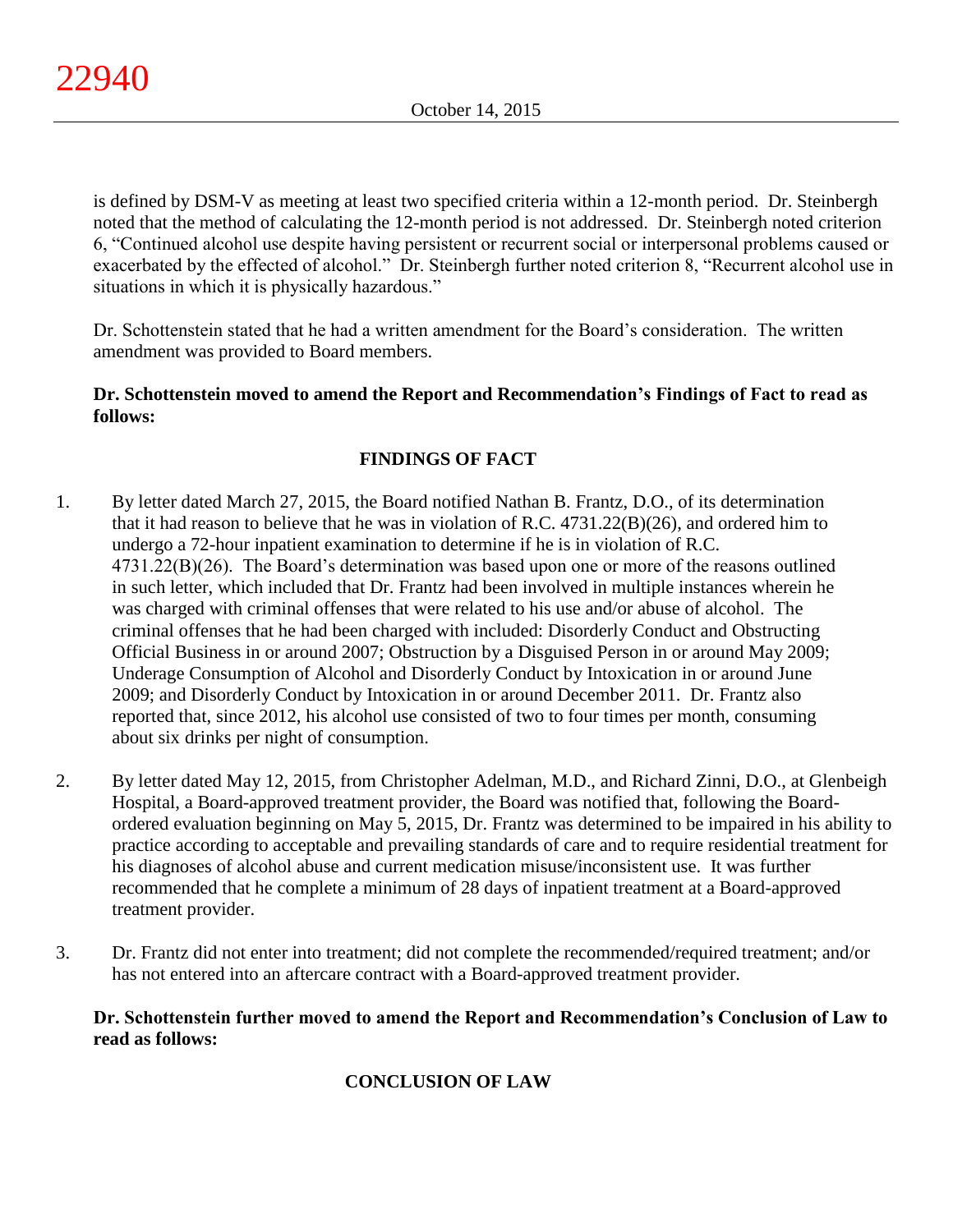is defined by DSM-V as meeting at least two specified criteria within a 12-month period. Dr. Steinbergh noted that the method of calculating the 12-month period is not addressed. Dr. Steinbergh noted criterion 6, "Continued alcohol use despite having persistent or recurrent social or interpersonal problems caused or exacerbated by the effected of alcohol." Dr. Steinbergh further noted criterion 8, "Recurrent alcohol use in situations in which it is physically hazardous."

Dr. Schottenstein stated that he had a written amendment for the Board's consideration. The written amendment was provided to Board members.

**Dr. Schottenstein moved to amend the Report and Recommendation's Findings of Fact to read as follows:**

## FINDINGS OF FACT

1. By letter dated March 27, 2015, the Board notified Nathan B. Frantz, D.O., of its determination that it had reason to believe that he was in violation of R.C. 4731.22(B)(26), and ordered him to undergo a 72-hour inpatient examination to determine if he is in violation of R.C. 4731.22(B)(26). The Board's determination was based upon one or more of the reasons outlined in such letter, which included that Dr. Frantz had been involved in multiple instances wherein he was charged with criminal offenses that were related to his use and/or abuse of alcohol. The criminal offenses that he had been charged with included: Disorderly Conduct and Obstructing Official Business in or around 2007; Obstruction by a Disguised Person in or around May 2009; Underage Consumption of Alcohol and Disorderly Conduct by Intoxication in or around June 2009; and Disorderly Conduct by Intoxication in or around December 2011. Dr. Frantz also reported that, since 2012, his alcohol use consisted of two to four times per month, consuming about six drinks per night of consumption.

2. By letter dated May 12, 2015, from Christopher Adelman, M.D., and Richard Zinni, D.O., at Glenbeigh Hospital, a Board-approved treatment provider, the Board was notified that, following the Board-ordered evaluation beginning on May 5, 2015, Dr. Frantz was determined to be impaired in his ability to practice according to acceptable and prevailing standards of care and to require residential treatment for his diagnoses of alcohol abuse and current medication misuse/inconsistent use. It was further recommended that he complete a minimum of 28 days of inpatient treatment at a Board-approved treatment provider.

3. Dr. Frantz did not enter into treatment; did not complete the recommended/required treatment; and/or has not entered into an aftercare contract with a Board-approved treatment provider.

**Dr. Schottenstein further moved to amend the Report and Recommendation's Conclusion of Law to read as follows:**

## CONCLUSION OF LAW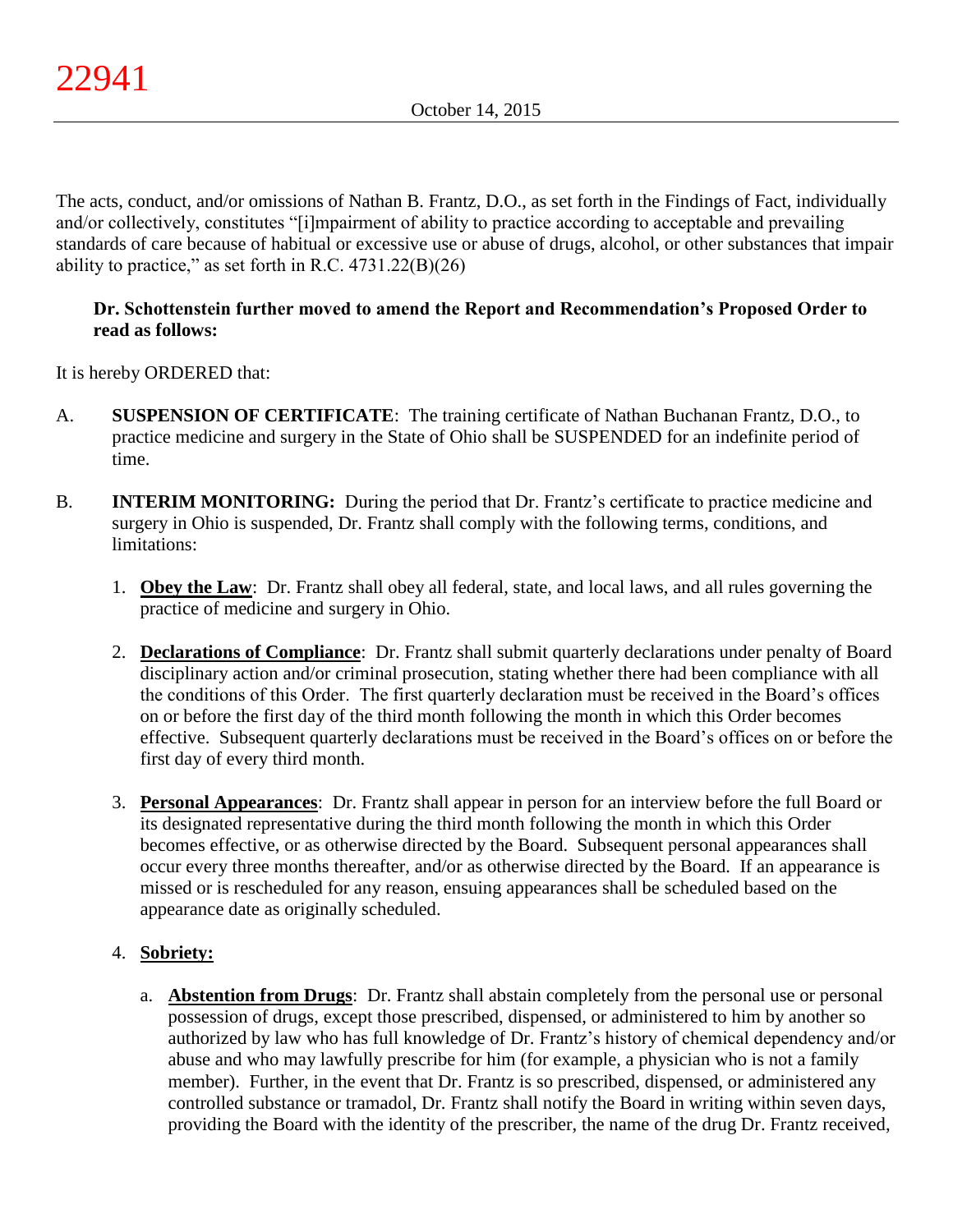The acts, conduct, and/or omissions of Nathan B. Frantz, D.O., as set forth in the Findings of Fact, individually and/or collectively, constitutes "[i]mpairment of ability to practice according to acceptable and prevailing standards of care because of habitual or excessive use or abuse of drugs, alcohol, or other substances that impair ability to practice," as set forth in R.C. 4731.22(B)(26)

**Dr. Schottenstein further moved to amend the Report and Recommendation's Proposed Order to read as follows:**

It is hereby ORDERED that:

A. **SUSPENSION OF CERTIFICATE**: The training certificate of Nathan Buchanan Frantz, D.O., to practice medicine and surgery in the State of Ohio shall be SUSPENDED for an indefinite period of time.

B. **INTERIM MONITORING:** During the period that Dr. Frantz's certificate to practice medicine and surgery in Ohio is suspended, Dr. Frantz shall comply with the following terms, conditions, and limitations:

   1. **Obey the Law**: Dr. Frantz shall obey all federal, state, and local laws, and all rules governing the practice of medicine and surgery in Ohio.

   2. **Declarations of Compliance**: Dr. Frantz shall submit quarterly declarations under penalty of Board disciplinary action and/or criminal prosecution, stating whether there had been compliance with all the conditions of this Order. The first quarterly declaration must be received in the Board's offices on or before the first day of the third month following the month in which this Order becomes effective. Subsequent quarterly declarations must be received in the Board's offices on or before the first day of every third month.

   3. **Personal Appearances**: Dr. Frantz shall appear in person for an interview before the full Board or its designated representative during the third month following the month in which this Order becomes effective, or as otherwise directed by the Board. Subsequent personal appearances shall occur every three months thereafter, and/or as otherwise directed by the Board. If an appearance is missed or is rescheduled for any reason, ensuing appearances shall be scheduled based on the appearance date as originally scheduled.

   4. **Sobriety:**

      a. **Abstention from Drugs**: Dr. Frantz shall abstain completely from the personal use or personal possession of drugs, except those prescribed, dispensed, or administered to him by another so authorized by law who has full knowledge of Dr. Frantz's history of chemical dependency and/or abuse and who may lawfully prescribe for him (for example, a physician who is not a family member). Further, in the event that Dr. Frantz is so prescribed, dispensed, or administered any controlled substance or tramadol, Dr. Frantz shall notify the Board in writing within seven days, providing the Board with the identity of the prescriber, the name of the drug Dr. Frantz received,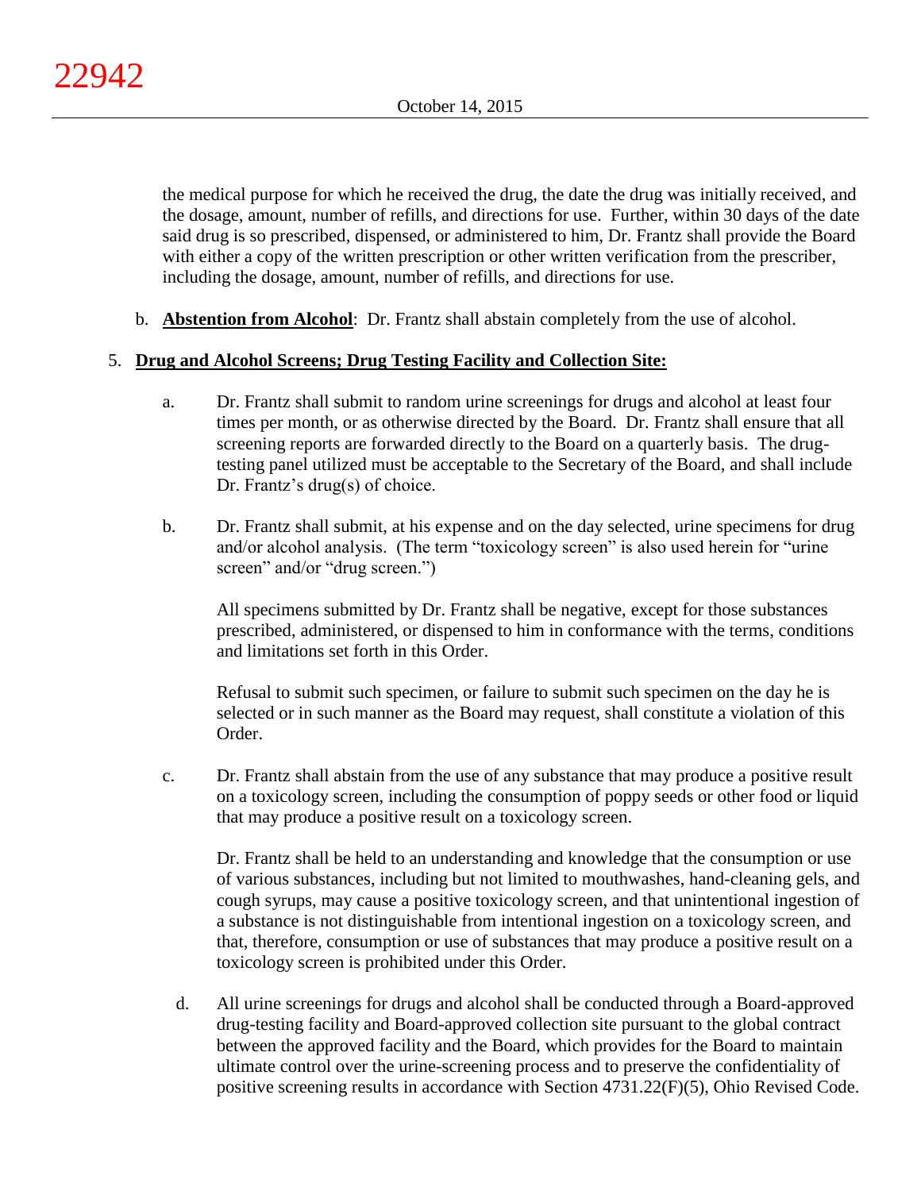the medical purpose for which he received the drug, the date the drug was initially received, and the dosage, amount, number of refills, and directions for use. Further, within 30 days of the date said drug is so prescribed, dispensed, or administered to him, Dr. Frantz shall provide the Board with either a copy of the written prescription or other written verification from the prescriber, including the dosage, amount, number of refills, and directions for use.

b. **Abstention from Alcohol**: Dr. Frantz shall abstain completely from the use of alcohol.

5. **Drug and Alcohol Screens; Drug Testing Facility and Collection Site:**

   a. Dr. Frantz shall submit to random urine screenings for drugs and alcohol at least four times per month, or as otherwise directed by the Board. Dr. Frantz shall ensure that all screening reports are forwarded directly to the Board on a quarterly basis. The drug-testing panel utilized must be acceptable to the Secretary of the Board, and shall include Dr. Frantz's drug(s) of choice.

   b. Dr. Frantz shall submit, at his expense and on the day selected, urine specimens for drug and/or alcohol analysis. (The term "toxicology screen" is also used herein for "urine screen" and/or "drug screen.")

      All specimens submitted by Dr. Frantz shall be negative, except for those substances prescribed, administered, or dispensed to him in conformance with the terms, conditions and limitations set forth in this Order.

      Refusal to submit such specimen, or failure to submit such specimen on the day he is selected or in such manner as the Board may request, shall constitute a violation of this Order.

   c. Dr. Frantz shall abstain from the use of any substance that may produce a positive result on a toxicology screen, including the consumption of poppy seeds or other food or liquid that may produce a positive result on a toxicology screen.

      Dr. Frantz shall be held to an understanding and knowledge that the consumption or use of various substances, including but not limited to mouthwashes, hand-cleaning gels, and cough syrups, may cause a positive toxicology screen, and that unintentional ingestion of a substance is not distinguishable from intentional ingestion on a toxicology screen, and that, therefore, consumption or use of substances that may produce a positive result on a toxicology screen is prohibited under this Order.

   d. All urine screenings for drugs and alcohol shall be conducted through a Board-approved drug-testing facility and Board-approved collection site pursuant to the global contract between the approved facility and the Board, which provides for the Board to maintain ultimate control over the urine-screening process and to preserve the confidentiality of positive screening results in accordance with Section 4731.22(F)(5), Ohio Revised Code.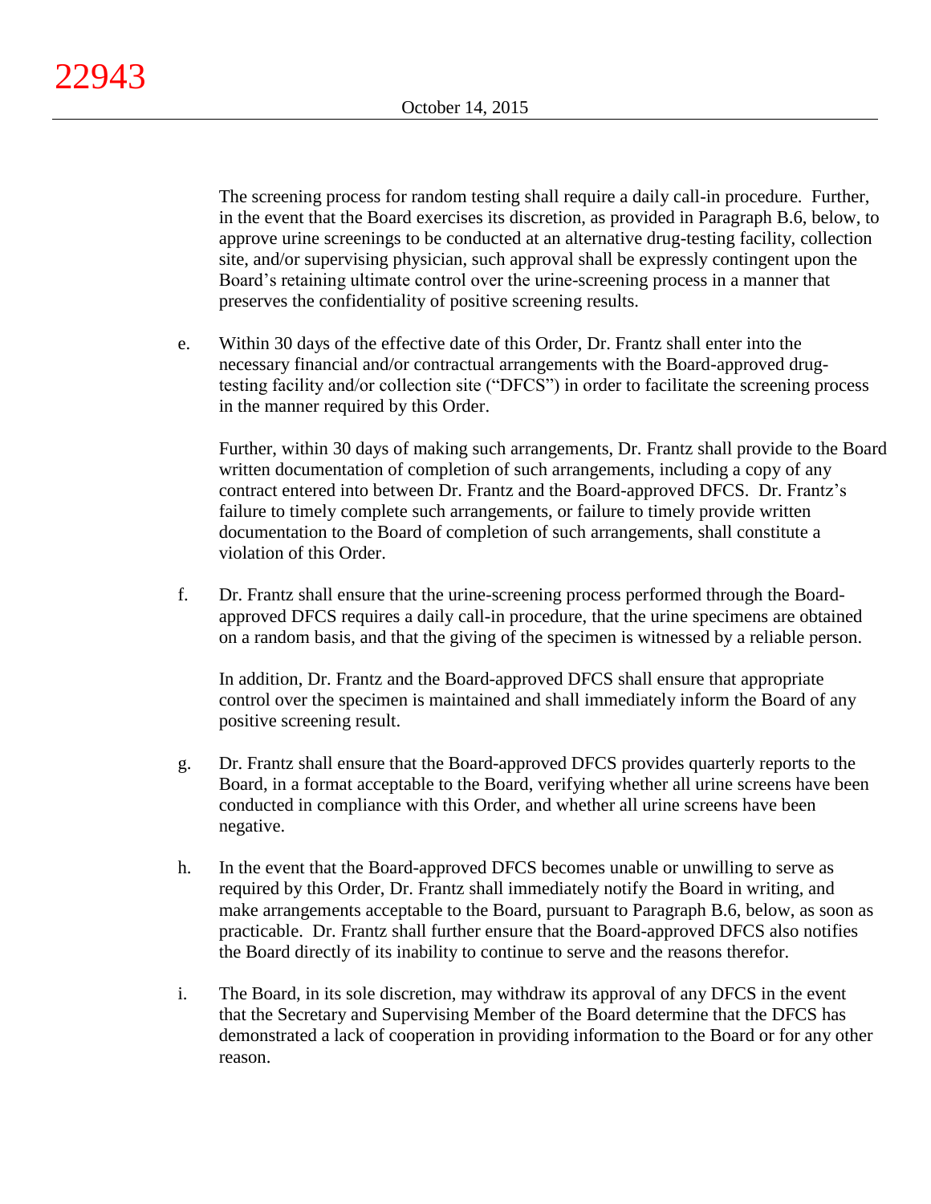The screening process for random testing shall require a daily call-in procedure. Further, in the event that the Board exercises its discretion, as provided in Paragraph B.6, below, to approve urine screenings to be conducted at an alternative drug-testing facility, collection site, and/or supervising physician, such approval shall be expressly contingent upon the Board's retaining ultimate control over the urine-screening process in a manner that preserves the confidentiality of positive screening results.

e. Within 30 days of the effective date of this Order, Dr. Frantz shall enter into the necessary financial and/or contractual arrangements with the Board-approved drug-testing facility and/or collection site ("DFCS") in order to facilitate the screening process in the manner required by this Order.

   Further, within 30 days of making such arrangements, Dr. Frantz shall provide to the Board written documentation of completion of such arrangements, including a copy of any contract entered into between Dr. Frantz and the Board-approved DFCS. Dr. Frantz's failure to timely complete such arrangements, or failure to timely provide written documentation to the Board of completion of such arrangements, shall constitute a violation of this Order.

f. Dr. Frantz shall ensure that the urine-screening process performed through the Board-approved DFCS requires a daily call-in procedure, that the urine specimens are obtained on a random basis, and that the giving of the specimen is witnessed by a reliable person.

   In addition, Dr. Frantz and the Board-approved DFCS shall ensure that appropriate control over the specimen is maintained and shall immediately inform the Board of any positive screening result.

g. Dr. Frantz shall ensure that the Board-approved DFCS provides quarterly reports to the Board, in a format acceptable to the Board, verifying whether all urine screens have been conducted in compliance with this Order, and whether all urine screens have been negative.

h. In the event that the Board-approved DFCS becomes unable or unwilling to serve as required by this Order, Dr. Frantz shall immediately notify the Board in writing, and make arrangements acceptable to the Board, pursuant to Paragraph B.6, below, as soon as practicable. Dr. Frantz shall further ensure that the Board-approved DFCS also notifies the Board directly of its inability to continue to serve and the reasons therefor.

i. The Board, in its sole discretion, may withdraw its approval of any DFCS in the event that the Secretary and Supervising Member of the Board determine that the DFCS has demonstrated a lack of cooperation in providing information to the Board or for any other reason.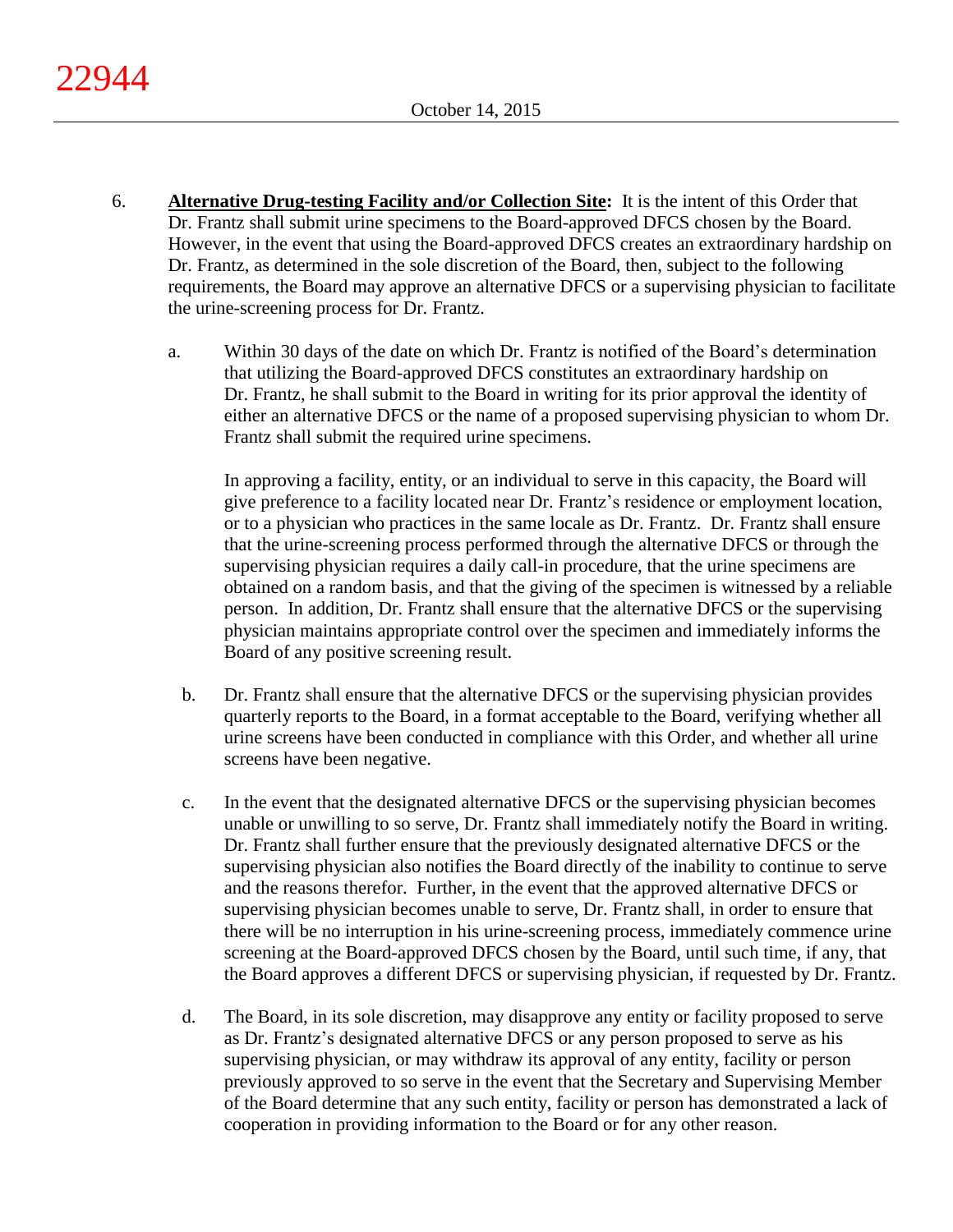6. **Alternative Drug-testing Facility and/or Collection Site:** It is the intent of this Order that Dr. Frantz shall submit urine specimens to the Board-approved DFCS chosen by the Board. However, in the event that using the Board-approved DFCS creates an extraordinary hardship on Dr. Frantz, as determined in the sole discretion of the Board, then, subject to the following requirements, the Board may approve an alternative DFCS or a supervising physician to facilitate the urine-screening process for Dr. Frantz.

   a. Within 30 days of the date on which Dr. Frantz is notified of the Board's determination that utilizing the Board-approved DFCS constitutes an extraordinary hardship on Dr. Frantz, he shall submit to the Board in writing for its prior approval the identity of either an alternative DFCS or the name of a proposed supervising physician to whom Dr. Frantz shall submit the required urine specimens.

      In approving a facility, entity, or an individual to serve in this capacity, the Board will give preference to a facility located near Dr. Frantz's residence or employment location, or to a physician who practices in the same locale as Dr. Frantz. Dr. Frantz shall ensure that the urine-screening process performed through the alternative DFCS or through the supervising physician requires a daily call-in procedure, that the urine specimens are obtained on a random basis, and that the giving of the specimen is witnessed by a reliable person. In addition, Dr. Frantz shall ensure that the alternative DFCS or the supervising physician maintains appropriate control over the specimen and immediately informs the Board of any positive screening result.

   b. Dr. Frantz shall ensure that the alternative DFCS or the supervising physician provides quarterly reports to the Board, in a format acceptable to the Board, verifying whether all urine screens have been conducted in compliance with this Order, and whether all urine screens have been negative.

   c. In the event that the designated alternative DFCS or the supervising physician becomes unable or unwilling to so serve, Dr. Frantz shall immediately notify the Board in writing. Dr. Frantz shall further ensure that the previously designated alternative DFCS or the supervising physician also notifies the Board directly of the inability to continue to serve and the reasons therefor. Further, in the event that the approved alternative DFCS or supervising physician becomes unable to serve, Dr. Frantz shall, in order to ensure that there will be no interruption in his urine-screening process, immediately commence urine screening at the Board-approved DFCS chosen by the Board, until such time, if any, that the Board approves a different DFCS or supervising physician, if requested by Dr. Frantz.

   d. The Board, in its sole discretion, may disapprove any entity or facility proposed to serve as Dr. Frantz's designated alternative DFCS or any person proposed to serve as his supervising physician, or may withdraw its approval of any entity, facility or person previously approved to so serve in the event that the Secretary and Supervising Member of the Board determine that any such entity, facility or person has demonstrated a lack of cooperation in providing information to the Board or for any other reason.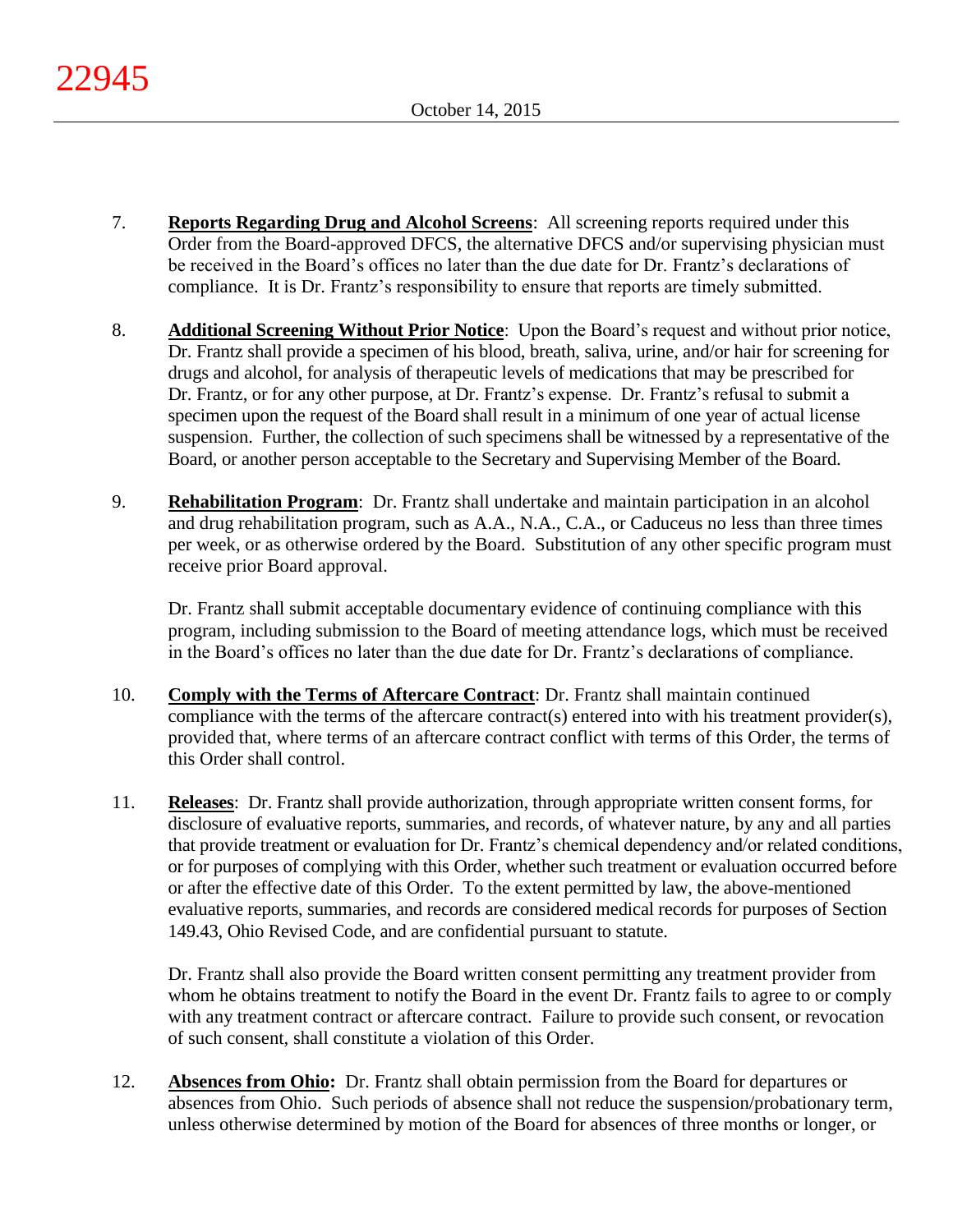7. **Reports Regarding Drug and Alcohol Screens**: All screening reports required under this Order from the Board-approved DFCS, the alternative DFCS and/or supervising physician must be received in the Board's offices no later than the due date for Dr. Frantz's declarations of compliance. It is Dr. Frantz's responsibility to ensure that reports are timely submitted.

8. **Additional Screening Without Prior Notice**: Upon the Board's request and without prior notice, Dr. Frantz shall provide a specimen of his blood, breath, saliva, urine, and/or hair for screening for drugs and alcohol, for analysis of therapeutic levels of medications that may be prescribed for Dr. Frantz, or for any other purpose, at Dr. Frantz's expense. Dr. Frantz's refusal to submit a specimen upon the request of the Board shall result in a minimum of one year of actual license suspension. Further, the collection of such specimens shall be witnessed by a representative of the Board, or another person acceptable to the Secretary and Supervising Member of the Board.

9. **Rehabilitation Program**: Dr. Frantz shall undertake and maintain participation in an alcohol and drug rehabilitation program, such as A.A., N.A., C.A., or Caduceus no less than three times per week, or as otherwise ordered by the Board. Substitution of any other specific program must receive prior Board approval.

   Dr. Frantz shall submit acceptable documentary evidence of continuing compliance with this program, including submission to the Board of meeting attendance logs, which must be received in the Board's offices no later than the due date for Dr. Frantz's declarations of compliance.

10. **Comply with the Terms of Aftercare Contract**: Dr. Frantz shall maintain continued compliance with the terms of the aftercare contract(s) entered into with his treatment provider(s), provided that, where terms of an aftercare contract conflict with terms of this Order, the terms of this Order shall control.

11. **Releases**: Dr. Frantz shall provide authorization, through appropriate written consent forms, for disclosure of evaluative reports, summaries, and records, of whatever nature, by any and all parties that provide treatment or evaluation for Dr. Frantz's chemical dependency and/or related conditions, or for purposes of complying with this Order, whether such treatment or evaluation occurred before or after the effective date of this Order. To the extent permitted by law, the above-mentioned evaluative reports, summaries, and records are considered medical records for purposes of Section 149.43, Ohio Revised Code, and are confidential pursuant to statute.

    Dr. Frantz shall also provide the Board written consent permitting any treatment provider from whom he obtains treatment to notify the Board in the event Dr. Frantz fails to agree to or comply with any treatment contract or aftercare contract. Failure to provide such consent, or revocation of such consent, shall constitute a violation of this Order.

12. **Absences from Ohio:** Dr. Frantz shall obtain permission from the Board for departures or absences from Ohio. Such periods of absence shall not reduce the suspension/probationary term, unless otherwise determined by motion of the Board for absences of three months or longer, or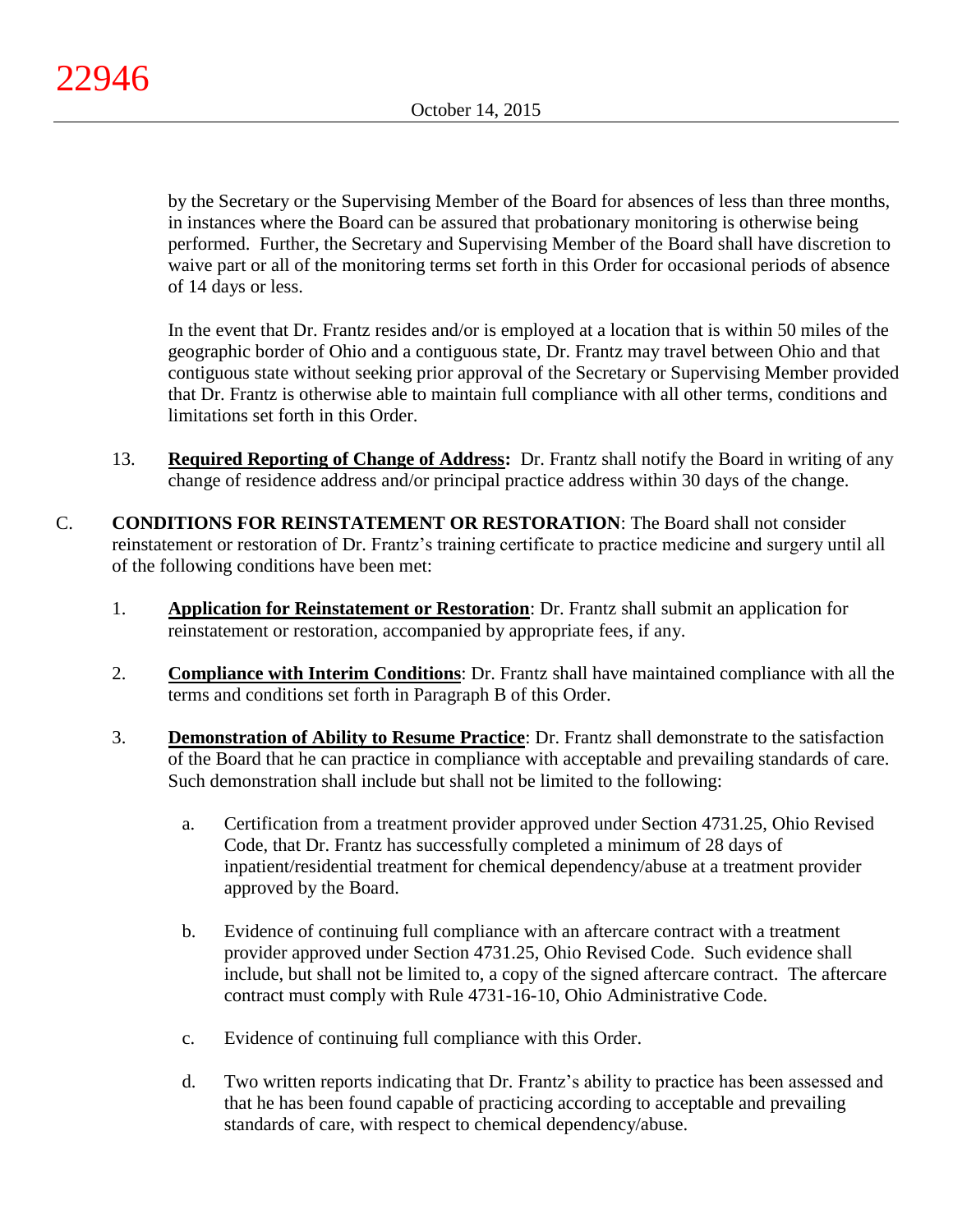by the Secretary or the Supervising Member of the Board for absences of less than three months, in instances where the Board can be assured that probationary monitoring is otherwise being performed. Further, the Secretary and Supervising Member of the Board shall have discretion to waive part or all of the monitoring terms set forth in this Order for occasional periods of absence of 14 days or less.

In the event that Dr. Frantz resides and/or is employed at a location that is within 50 miles of the geographic border of Ohio and a contiguous state, Dr. Frantz may travel between Ohio and that contiguous state without seeking prior approval of the Secretary or Supervising Member provided that Dr. Frantz is otherwise able to maintain full compliance with all other terms, conditions and limitations set forth in this Order.

13. **Required Reporting of Change of Address:** Dr. Frantz shall notify the Board in writing of any change of residence address and/or principal practice address within 30 days of the change.

C. **CONDITIONS FOR REINSTATEMENT OR RESTORATION**: The Board shall not consider reinstatement or restoration of Dr. Frantz's training certificate to practice medicine and surgery until all of the following conditions have been met:

1. **Application for Reinstatement or Restoration**: Dr. Frantz shall submit an application for reinstatement or restoration, accompanied by appropriate fees, if any.

2. **Compliance with Interim Conditions**: Dr. Frantz shall have maintained compliance with all the terms and conditions set forth in Paragraph B of this Order.

3. **Demonstration of Ability to Resume Practice**: Dr. Frantz shall demonstrate to the satisfaction of the Board that he can practice in compliance with acceptable and prevailing standards of care. Such demonstration shall include but shall not be limited to the following:

   a. Certification from a treatment provider approved under Section 4731.25, Ohio Revised Code, that Dr. Frantz has successfully completed a minimum of 28 days of inpatient/residential treatment for chemical dependency/abuse at a treatment provider approved by the Board.

   b. Evidence of continuing full compliance with an aftercare contract with a treatment provider approved under Section 4731.25, Ohio Revised Code. Such evidence shall include, but shall not be limited to, a copy of the signed aftercare contract. The aftercare contract must comply with Rule 4731-16-10, Ohio Administrative Code.

   c. Evidence of continuing full compliance with this Order.

   d. Two written reports indicating that Dr. Frantz's ability to practice has been assessed and that he has been found capable of practicing according to acceptable and prevailing standards of care, with respect to chemical dependency/abuse.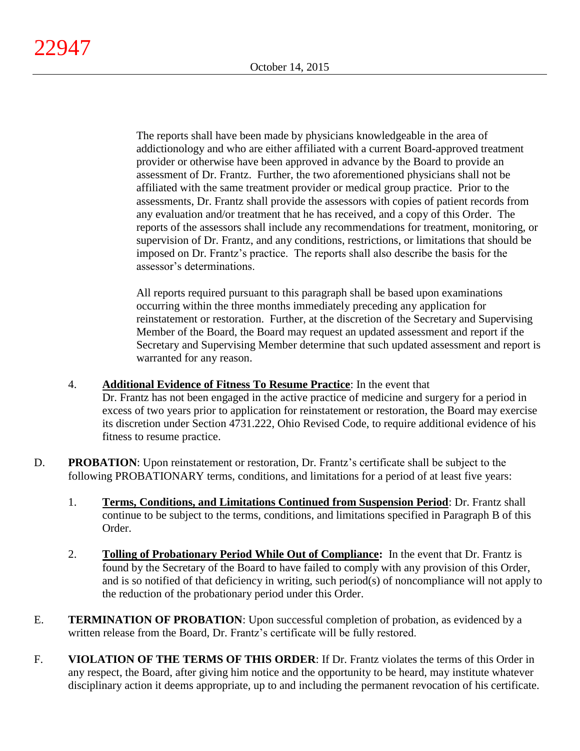The reports shall have been made by physicians knowledgeable in the area of addictionology and who are either affiliated with a current Board-approved treatment provider or otherwise have been approved in advance by the Board to provide an assessment of Dr. Frantz. Further, the two aforementioned physicians shall not be affiliated with the same treatment provider or medical group practice. Prior to the assessments, Dr. Frantz shall provide the assessors with copies of patient records from any evaluation and/or treatment that he has received, and a copy of this Order. The reports of the assessors shall include any recommendations for treatment, monitoring, or supervision of Dr. Frantz, and any conditions, restrictions, or limitations that should be imposed on Dr. Frantz's practice. The reports shall also describe the basis for the assessor's determinations.

All reports required pursuant to this paragraph shall be based upon examinations occurring within the three months immediately preceding any application for reinstatement or restoration. Further, at the discretion of the Secretary and Supervising Member of the Board, the Board may request an updated assessment and report if the Secretary and Supervising Member determine that such updated assessment and report is warranted for any reason.

4. **Additional Evidence of Fitness To Resume Practice**: In the event that Dr. Frantz has not been engaged in the active practice of medicine and surgery for a period in excess of two years prior to application for reinstatement or restoration, the Board may exercise its discretion under Section 4731.222, Ohio Revised Code, to require additional evidence of his fitness to resume practice.

D. **PROBATION**: Upon reinstatement or restoration, Dr. Frantz's certificate shall be subject to the following PROBATIONARY terms, conditions, and limitations for a period of at least five years:

   1. **Terms, Conditions, and Limitations Continued from Suspension Period**: Dr. Frantz shall continue to be subject to the terms, conditions, and limitations specified in Paragraph B of this Order.

   2. **Tolling of Probationary Period While Out of Compliance:** In the event that Dr. Frantz is found by the Secretary of the Board to have failed to comply with any provision of this Order, and is so notified of that deficiency in writing, such period(s) of noncompliance will not apply to the reduction of the probationary period under this Order.

E. **TERMINATION OF PROBATION**: Upon successful completion of probation, as evidenced by a written release from the Board, Dr. Frantz's certificate will be fully restored.

F. **VIOLATION OF THE TERMS OF THIS ORDER**: If Dr. Frantz violates the terms of this Order in any respect, the Board, after giving him notice and the opportunity to be heard, may institute whatever disciplinary action it deems appropriate, up to and including the permanent revocation of his certificate.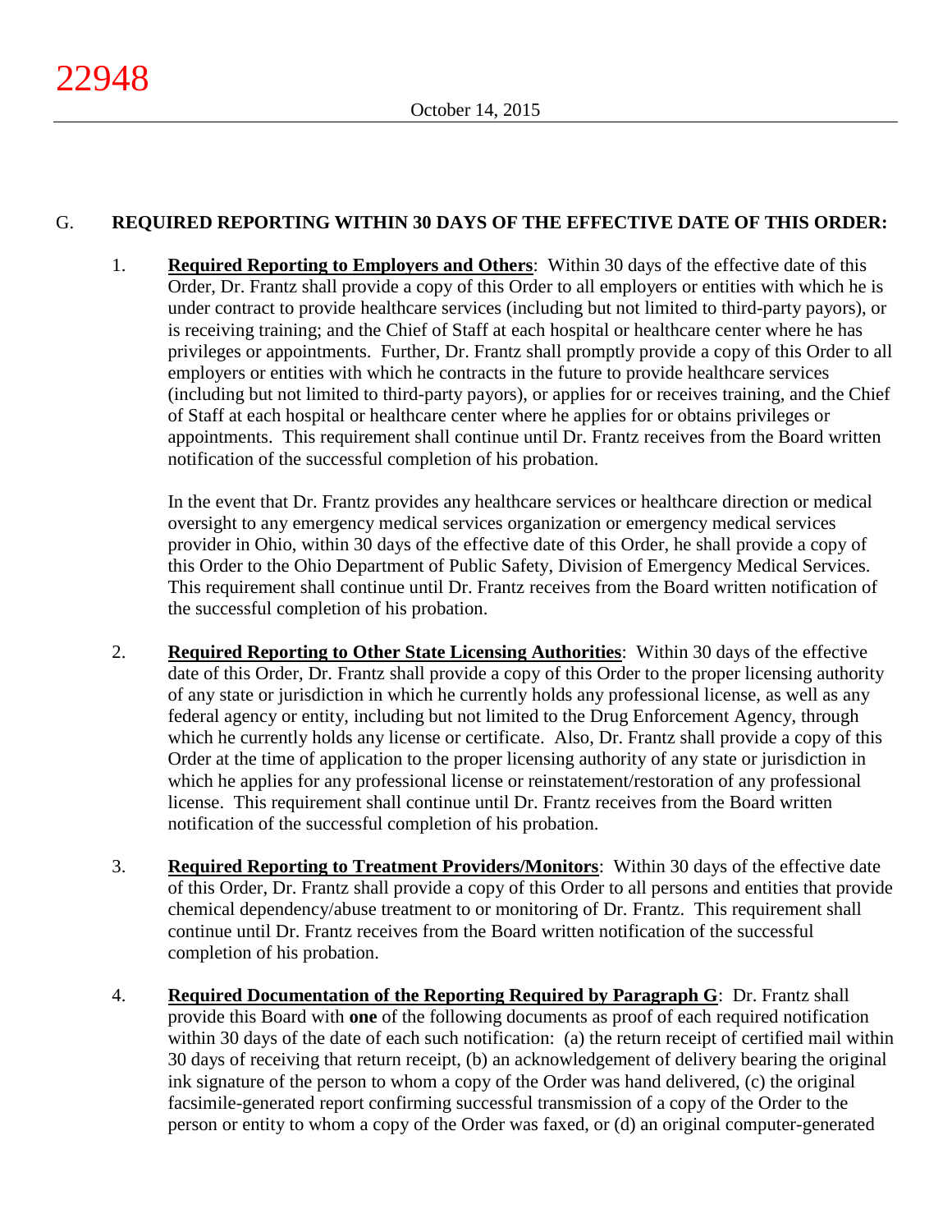## G. REQUIRED REPORTING WITHIN 30 DAYS OF THE EFFECTIVE DATE OF THIS ORDER:

1. **Required Reporting to Employers and Others**: Within 30 days of the effective date of this Order, Dr. Frantz shall provide a copy of this Order to all employers or entities with which he is under contract to provide healthcare services (including but not limited to third-party payors), or is receiving training; and the Chief of Staff at each hospital or healthcare center where he has privileges or appointments. Further, Dr. Frantz shall promptly provide a copy of this Order to all employers or entities with which he contracts in the future to provide healthcare services (including but not limited to third-party payors), or applies for or receives training, and the Chief of Staff at each hospital or healthcare center where he applies for or obtains privileges or appointments. This requirement shall continue until Dr. Frantz receives from the Board written notification of the successful completion of his probation.

   In the event that Dr. Frantz provides any healthcare services or healthcare direction or medical oversight to any emergency medical services organization or emergency medical services provider in Ohio, within 30 days of the effective date of this Order, he shall provide a copy of this Order to the Ohio Department of Public Safety, Division of Emergency Medical Services. This requirement shall continue until Dr. Frantz receives from the Board written notification of the successful completion of his probation.

2. **Required Reporting to Other State Licensing Authorities**: Within 30 days of the effective date of this Order, Dr. Frantz shall provide a copy of this Order to the proper licensing authority of any state or jurisdiction in which he currently holds any professional license, as well as any federal agency or entity, including but not limited to the Drug Enforcement Agency, through which he currently holds any license or certificate. Also, Dr. Frantz shall provide a copy of this Order at the time of application to the proper licensing authority of any state or jurisdiction in which he applies for any professional license or reinstatement/restoration of any professional license. This requirement shall continue until Dr. Frantz receives from the Board written notification of the successful completion of his probation.

3. **Required Reporting to Treatment Providers/Monitors**: Within 30 days of the effective date of this Order, Dr. Frantz shall provide a copy of this Order to all persons and entities that provide chemical dependency/abuse treatment to or monitoring of Dr. Frantz. This requirement shall continue until Dr. Frantz receives from the Board written notification of the successful completion of his probation.

4. **Required Documentation of the Reporting Required by Paragraph G**: Dr. Frantz shall provide this Board with **one** of the following documents as proof of each required notification within 30 days of the date of each such notification: (a) the return receipt of certified mail within 30 days of receiving that return receipt, (b) an acknowledgement of delivery bearing the original ink signature of the person to whom a copy of the Order was hand delivered, (c) the original facsimile-generated report confirming successful transmission of a copy of the Order to the person or entity to whom a copy of the Order was faxed, or (d) an original computer-generated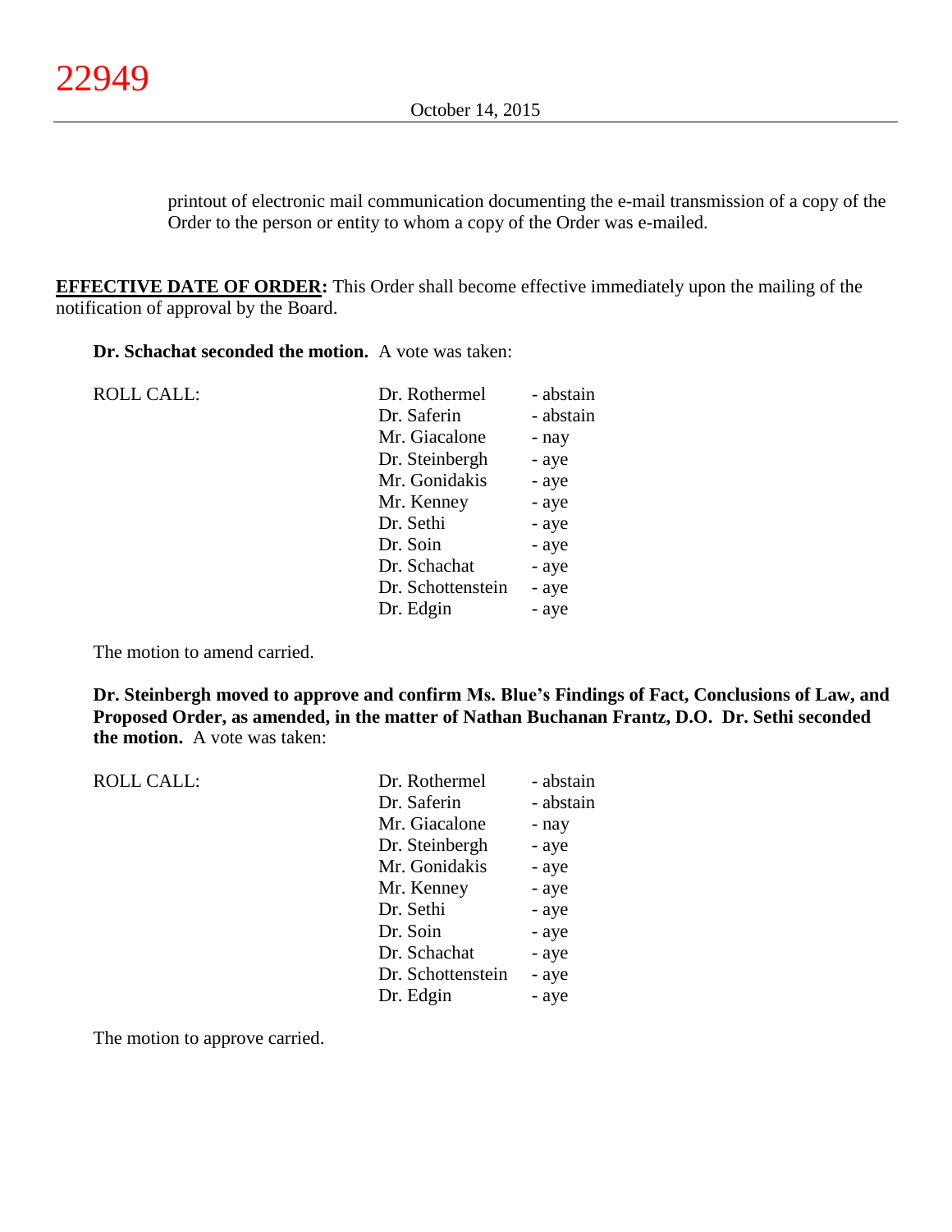printout of electronic mail communication documenting the e-mail transmission of a copy of the Order to the person or entity to whom a copy of the Order was e-mailed.

**EFFECTIVE DATE OF ORDER:** This Order shall become effective immediately upon the mailing of the notification of approval by the Board.

**Dr. Schachat seconded the motion.** A vote was taken:

| ROLL CALL: | Dr. Rothermel | - abstain |
|---|---|---|
| | Dr. Saferin | - abstain |
| | Mr. Giacalone | - nay |
| | Dr. Steinbergh | - aye |
| | Mr. Gonidakis | - aye |
| | Mr. Kenney | - aye |
| | Dr. Sethi | - aye |
| | Dr. Soin | - aye |
| | Dr. Schachat | - aye |
| | Dr. Schottenstein | - aye |
| | Dr. Edgin | - aye |

The motion to amend carried.

**Dr. Steinbergh moved to approve and confirm Ms. Blue's Findings of Fact, Conclusions of Law, and Proposed Order, as amended, in the matter of Nathan Buchanan Frantz, D.O. Dr. Sethi seconded the motion.** A vote was taken:

| ROLL CALL: | Dr. Rothermel | - abstain |
|---|---|---|
| | Dr. Saferin | - abstain |
| | Mr. Giacalone | - nay |
| | Dr. Steinbergh | - aye |
| | Mr. Gonidakis | - aye |
| | Mr. Kenney | - aye |
| | Dr. Sethi | - aye |
| | Dr. Soin | - aye |
| | Dr. Schachat | - aye |
| | Dr. Schottenstein | - aye |
| | Dr. Edgin | - aye |

The motion to approve carried.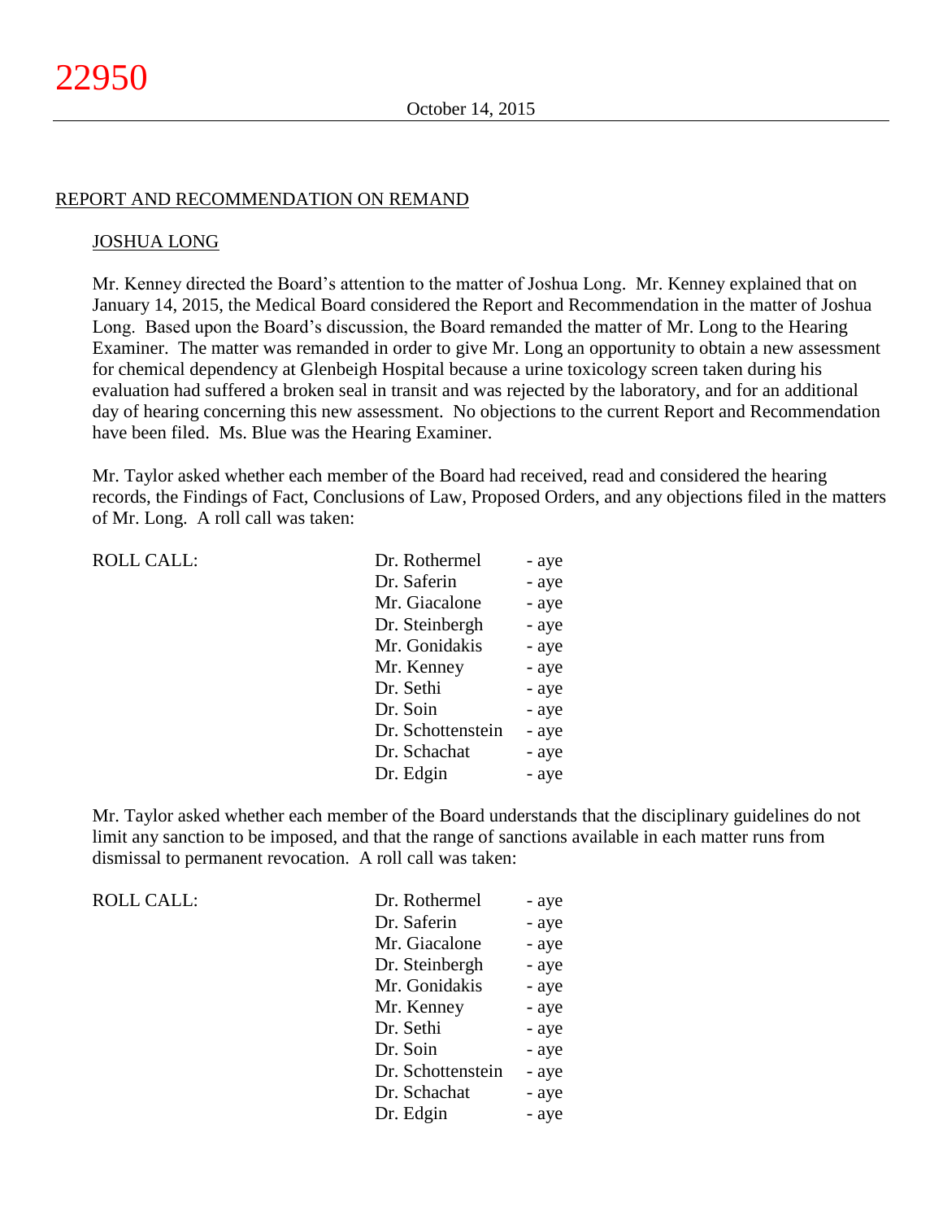## REPORT AND RECOMMENDATION ON REMAND

### JOSHUA LONG

Mr. Kenney directed the Board's attention to the matter of Joshua Long. Mr. Kenney explained that on January 14, 2015, the Medical Board considered the Report and Recommendation in the matter of Joshua Long. Based upon the Board's discussion, the Board remanded the matter of Mr. Long to the Hearing Examiner. The matter was remanded in order to give Mr. Long an opportunity to obtain a new assessment for chemical dependency at Glenbeigh Hospital because a urine toxicology screen taken during his evaluation had suffered a broken seal in transit and was rejected by the laboratory, and for an additional day of hearing concerning this new assessment. No objections to the current Report and Recommendation have been filed. Ms. Blue was the Hearing Examiner.

Mr. Taylor asked whether each member of the Board had received, read and considered the hearing records, the Findings of Fact, Conclusions of Law, Proposed Orders, and any objections filed in the matters of Mr. Long. A roll call was taken:

| ROLL CALL: | Dr. Rothermel | - aye |
|---|---|---|
| | Dr. Saferin | - aye |
| | Mr. Giacalone | - aye |
| | Dr. Steinbergh | - aye |
| | Mr. Gonidakis | - aye |
| | Mr. Kenney | - aye |
| | Dr. Sethi | - aye |
| | Dr. Soin | - aye |
| | Dr. Schottenstein | - aye |
| | Dr. Schachat | - aye |
| | Dr. Edgin | - aye |

Mr. Taylor asked whether each member of the Board understands that the disciplinary guidelines do not limit any sanction to be imposed, and that the range of sanctions available in each matter runs from dismissal to permanent revocation. A roll call was taken:

| ROLL CALL: | Dr. Rothermel | - aye |
|---|---|---|
| | Dr. Saferin | - aye |
| | Mr. Giacalone | - aye |
| | Dr. Steinbergh | - aye |
| | Mr. Gonidakis | - aye |
| | Mr. Kenney | - aye |
| | Dr. Sethi | - aye |
| | Dr. Soin | - aye |
| | Dr. Schottenstein | - aye |
| | Dr. Schachat | - aye |
| | Dr. Edgin | - aye |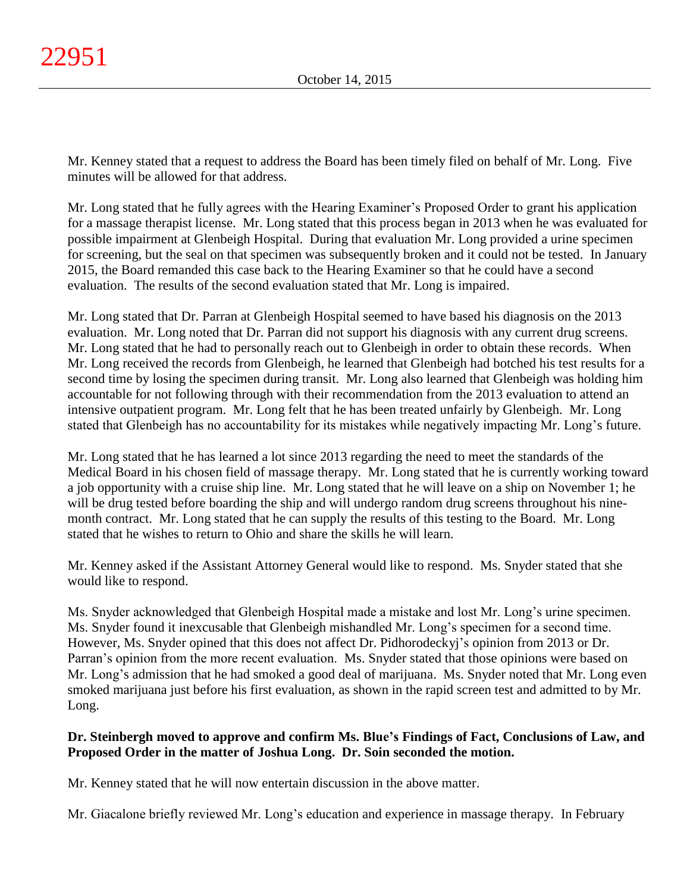Mr. Kenney stated that a request to address the Board has been timely filed on behalf of Mr. Long. Five minutes will be allowed for that address.

Mr. Long stated that he fully agrees with the Hearing Examiner's Proposed Order to grant his application for a massage therapist license. Mr. Long stated that this process began in 2013 when he was evaluated for possible impairment at Glenbeigh Hospital. During that evaluation Mr. Long provided a urine specimen for screening, but the seal on that specimen was subsequently broken and it could not be tested. In January 2015, the Board remanded this case back to the Hearing Examiner so that he could have a second evaluation. The results of the second evaluation stated that Mr. Long is impaired.

Mr. Long stated that Dr. Parran at Glenbeigh Hospital seemed to have based his diagnosis on the 2013 evaluation. Mr. Long noted that Dr. Parran did not support his diagnosis with any current drug screens. Mr. Long stated that he had to personally reach out to Glenbeigh in order to obtain these records. When Mr. Long received the records from Glenbeigh, he learned that Glenbeigh had botched his test results for a second time by losing the specimen during transit. Mr. Long also learned that Glenbeigh was holding him accountable for not following through with their recommendation from the 2013 evaluation to attend an intensive outpatient program. Mr. Long felt that he has been treated unfairly by Glenbeigh. Mr. Long stated that Glenbeigh has no accountability for its mistakes while negatively impacting Mr. Long's future.

Mr. Long stated that he has learned a lot since 2013 regarding the need to meet the standards of the Medical Board in his chosen field of massage therapy. Mr. Long stated that he is currently working toward a job opportunity with a cruise ship line. Mr. Long stated that he will leave on a ship on November 1; he will be drug tested before boarding the ship and will undergo random drug screens throughout his nine-month contract. Mr. Long stated that he can supply the results of this testing to the Board. Mr. Long stated that he wishes to return to Ohio and share the skills he will learn.

Mr. Kenney asked if the Assistant Attorney General would like to respond. Ms. Snyder stated that she would like to respond.

Ms. Snyder acknowledged that Glenbeigh Hospital made a mistake and lost Mr. Long's urine specimen. Ms. Snyder found it inexcusable that Glenbeigh mishandled Mr. Long's specimen for a second time. However, Ms. Snyder opined that this does not affect Dr. Pidhorodeckyj's opinion from 2013 or Dr. Parran's opinion from the more recent evaluation. Ms. Snyder stated that those opinions were based on Mr. Long's admission that he had smoked a good deal of marijuana. Ms. Snyder noted that Mr. Long even smoked marijuana just before his first evaluation, as shown in the rapid screen test and admitted to by Mr. Long.

**Dr. Steinbergh moved to approve and confirm Ms. Blue's Findings of Fact, Conclusions of Law, and Proposed Order in the matter of Joshua Long. Dr. Soin seconded the motion.**

Mr. Kenney stated that he will now entertain discussion in the above matter.

Mr. Giacalone briefly reviewed Mr. Long's education and experience in massage therapy. In February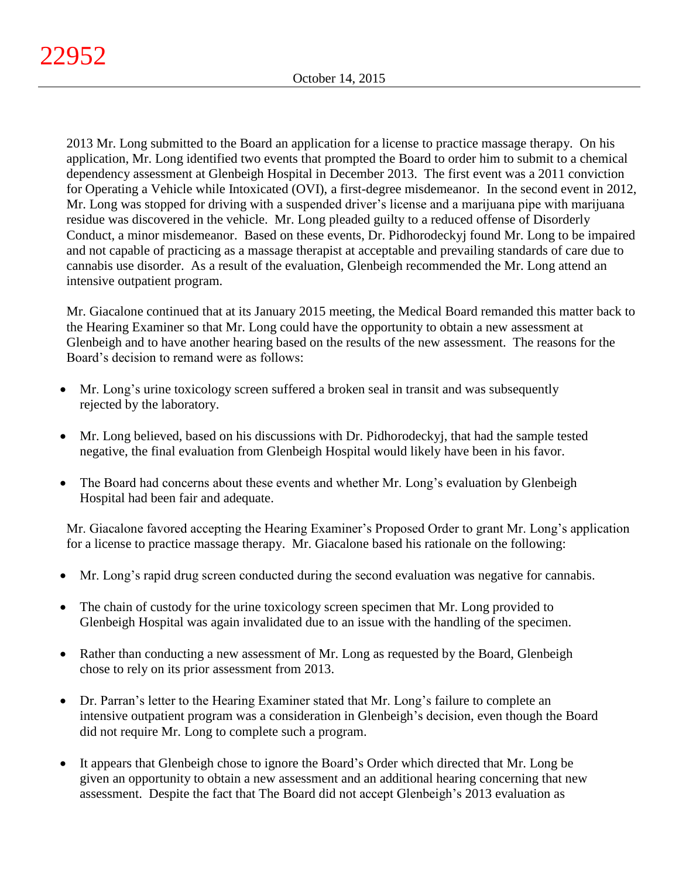2013 Mr. Long submitted to the Board an application for a license to practice massage therapy. On his application, Mr. Long identified two events that prompted the Board to order him to submit to a chemical dependency assessment at Glenbeigh Hospital in December 2013. The first event was a 2011 conviction for Operating a Vehicle while Intoxicated (OVI), a first-degree misdemeanor. In the second event in 2012, Mr. Long was stopped for driving with a suspended driver's license and a marijuana pipe with marijuana residue was discovered in the vehicle. Mr. Long pleaded guilty to a reduced offense of Disorderly Conduct, a minor misdemeanor. Based on these events, Dr. Pidhorodeckyj found Mr. Long to be impaired and not capable of practicing as a massage therapist at acceptable and prevailing standards of care due to cannabis use disorder. As a result of the evaluation, Glenbeigh recommended the Mr. Long attend an intensive outpatient program.

Mr. Giacalone continued that at its January 2015 meeting, the Medical Board remanded this matter back to the Hearing Examiner so that Mr. Long could have the opportunity to obtain a new assessment at Glenbeigh and to have another hearing based on the results of the new assessment. The reasons for the Board's decision to remand were as follows:

- Mr. Long's urine toxicology screen suffered a broken seal in transit and was subsequently rejected by the laboratory.
- Mr. Long believed, based on his discussions with Dr. Pidhorodeckyj, that had the sample tested negative, the final evaluation from Glenbeigh Hospital would likely have been in his favor.
- The Board had concerns about these events and whether Mr. Long's evaluation by Glenbeigh Hospital had been fair and adequate.

Mr. Giacalone favored accepting the Hearing Examiner's Proposed Order to grant Mr. Long's application for a license to practice massage therapy. Mr. Giacalone based his rationale on the following:

- Mr. Long's rapid drug screen conducted during the second evaluation was negative for cannabis.
- The chain of custody for the urine toxicology screen specimen that Mr. Long provided to Glenbeigh Hospital was again invalidated due to an issue with the handling of the specimen.
- Rather than conducting a new assessment of Mr. Long as requested by the Board, Glenbeigh chose to rely on its prior assessment from 2013.
- Dr. Parran's letter to the Hearing Examiner stated that Mr. Long's failure to complete an intensive outpatient program was a consideration in Glenbeigh's decision, even though the Board did not require Mr. Long to complete such a program.
- It appears that Glenbeigh chose to ignore the Board's Order which directed that Mr. Long be given an opportunity to obtain a new assessment and an additional hearing concerning that new assessment. Despite the fact that The Board did not accept Glenbeigh's 2013 evaluation as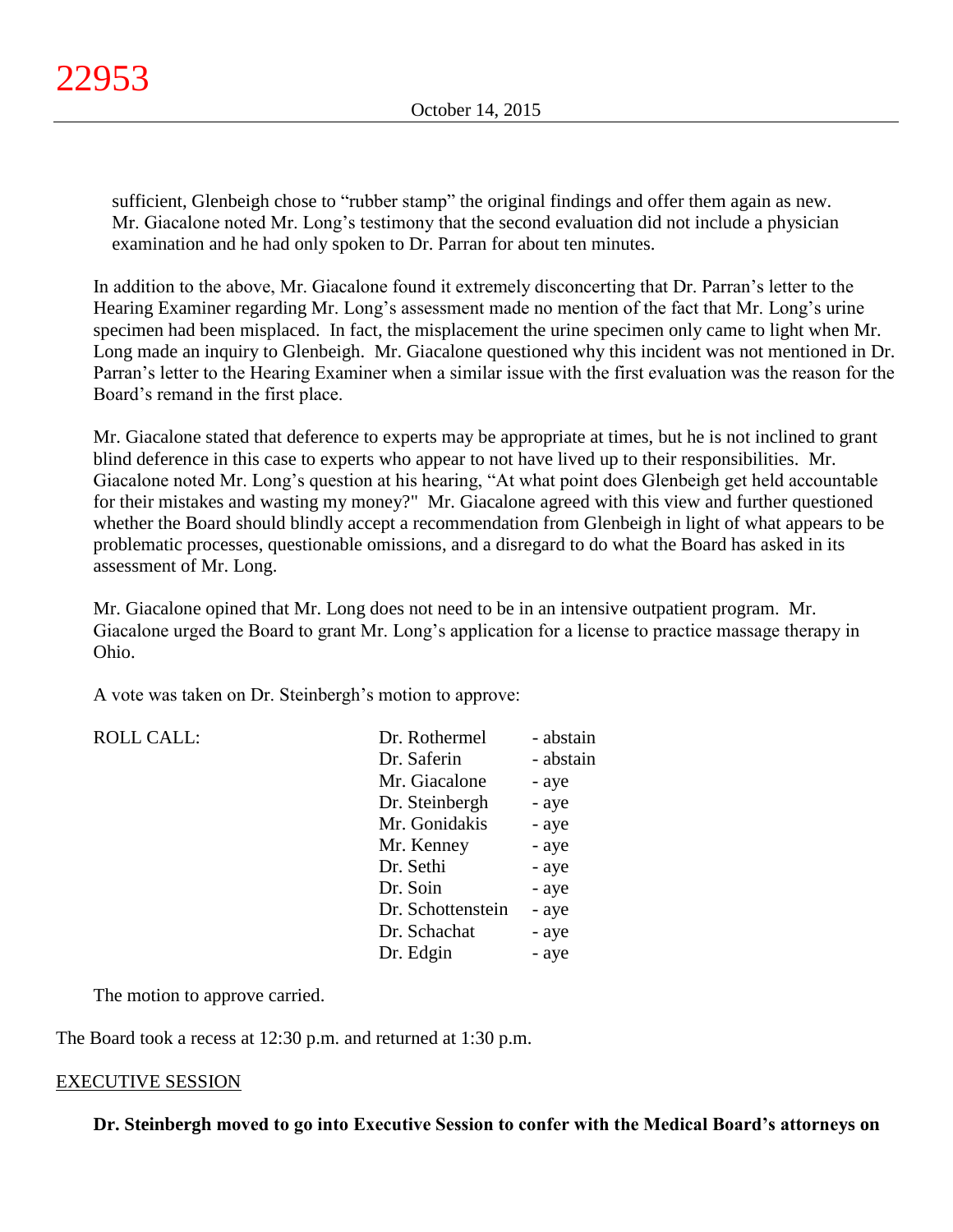sufficient, Glenbeigh chose to "rubber stamp" the original findings and offer them again as new. Mr. Giacalone noted Mr. Long's testimony that the second evaluation did not include a physician examination and he had only spoken to Dr. Parran for about ten minutes.

In addition to the above, Mr. Giacalone found it extremely disconcerting that Dr. Parran's letter to the Hearing Examiner regarding Mr. Long's assessment made no mention of the fact that Mr. Long's urine specimen had been misplaced. In fact, the misplacement the urine specimen only came to light when Mr. Long made an inquiry to Glenbeigh. Mr. Giacalone questioned why this incident was not mentioned in Dr. Parran's letter to the Hearing Examiner when a similar issue with the first evaluation was the reason for the Board's remand in the first place.

Mr. Giacalone stated that deference to experts may be appropriate at times, but he is not inclined to grant blind deference in this case to experts who appear to not have lived up to their responsibilities. Mr. Giacalone noted Mr. Long's question at his hearing, "At what point does Glenbeigh get held accountable for their mistakes and wasting my money?" Mr. Giacalone agreed with this view and further questioned whether the Board should blindly accept a recommendation from Glenbeigh in light of what appears to be problematic processes, questionable omissions, and a disregard to do what the Board has asked in its assessment of Mr. Long.

Mr. Giacalone opined that Mr. Long does not need to be in an intensive outpatient program. Mr. Giacalone urged the Board to grant Mr. Long's application for a license to practice massage therapy in Ohio.

A vote was taken on Dr. Steinbergh's motion to approve:

| ROLL CALL: | | |
|---|---|---|
| | Dr. Rothermel | - abstain |
| | Dr. Saferin | - abstain |
| | Mr. Giacalone | - aye |
| | Dr. Steinbergh | - aye |
| | Mr. Gonidakis | - aye |
| | Mr. Kenney | - aye |
| | Dr. Sethi | - aye |
| | Dr. Soin | - aye |
| | Dr. Schottenstein | - aye |
| | Dr. Schachat | - aye |
| | Dr. Edgin | - aye |

The motion to approve carried.

The Board took a recess at 12:30 p.m. and returned at 1:30 p.m.

## EXECUTIVE SESSION

**Dr. Steinbergh moved to go into Executive Session to confer with the Medical Board's attorneys on**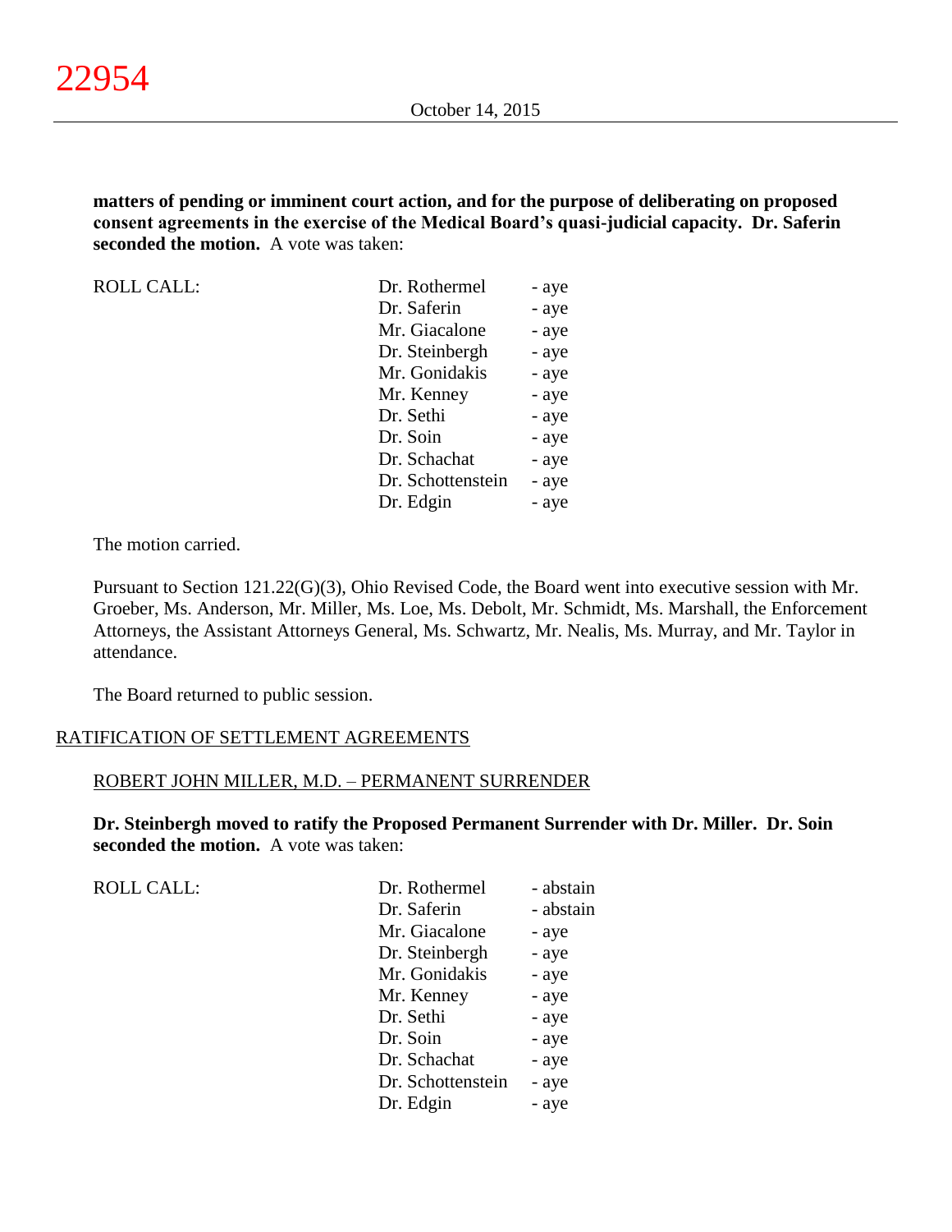**matters of pending or imminent court action, and for the purpose of deliberating on proposed consent agreements in the exercise of the Medical Board's quasi-judicial capacity. Dr. Saferin seconded the motion.** A vote was taken:

| ROLL CALL: | | |
|---|---|---|
| | Dr. Rothermel | - aye |
| | Dr. Saferin | - aye |
| | Mr. Giacalone | - aye |
| | Dr. Steinbergh | - aye |
| | Mr. Gonidakis | - aye |
| | Mr. Kenney | - aye |
| | Dr. Sethi | - aye |
| | Dr. Soin | - aye |
| | Dr. Schachat | - aye |
| | Dr. Schottenstein | - aye |
| | Dr. Edgin | - aye |

The motion carried.

Pursuant to Section 121.22(G)(3), Ohio Revised Code, the Board went into executive session with Mr. Groeber, Ms. Anderson, Mr. Miller, Ms. Loe, Ms. Debolt, Mr. Schmidt, Ms. Marshall, the Enforcement Attorneys, the Assistant Attorneys General, Ms. Schwartz, Mr. Nealis, Ms. Murray, and Mr. Taylor in attendance.

The Board returned to public session.

## RATIFICATION OF SETTLEMENT AGREEMENTS

### ROBERT JOHN MILLER, M.D. – PERMANENT SURRENDER

**Dr. Steinbergh moved to ratify the Proposed Permanent Surrender with Dr. Miller. Dr. Soin seconded the motion.** A vote was taken:

| ROLL CALL: | | |
|---|---|---|
| | Dr. Rothermel | - abstain |
| | Dr. Saferin | - abstain |
| | Mr. Giacalone | - aye |
| | Dr. Steinbergh | - aye |
| | Mr. Gonidakis | - aye |
| | Mr. Kenney | - aye |
| | Dr. Sethi | - aye |
| | Dr. Soin | - aye |
| | Dr. Schachat | - aye |
| | Dr. Schottenstein | - aye |
| | Dr. Edgin | - aye |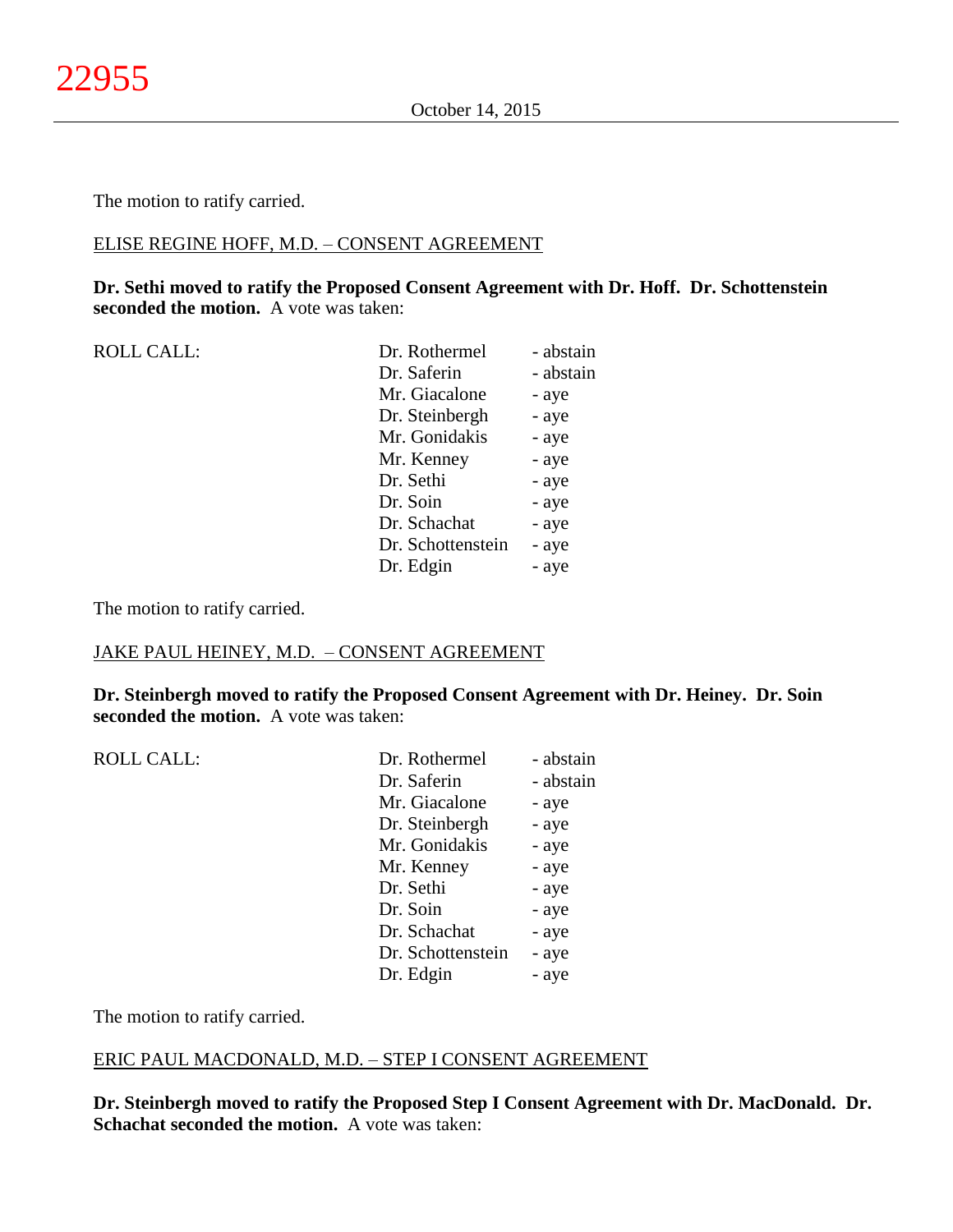The motion to ratify carried.

ELISE REGINE HOFF, M.D. – CONSENT AGREEMENT

**Dr. Sethi moved to ratify the Proposed Consent Agreement with Dr. Hoff. Dr. Schottenstein seconded the motion.** A vote was taken:

| ROLL CALL: | Dr. Rothermel | - abstain |
|---|---|---|
| | Dr. Saferin | - abstain |
| | Mr. Giacalone | - aye |
| | Dr. Steinbergh | - aye |
| | Mr. Gonidakis | - aye |
| | Mr. Kenney | - aye |
| | Dr. Sethi | - aye |
| | Dr. Soin | - aye |
| | Dr. Schachat | - aye |
| | Dr. Schottenstein | - aye |
| | Dr. Edgin | - aye |

The motion to ratify carried.

JAKE PAUL HEINEY, M.D. – CONSENT AGREEMENT

**Dr. Steinbergh moved to ratify the Proposed Consent Agreement with Dr. Heiney. Dr. Soin seconded the motion.** A vote was taken:

| ROLL CALL: | Dr. Rothermel | - abstain |
|---|---|---|
| | Dr. Saferin | - abstain |
| | Mr. Giacalone | - aye |
| | Dr. Steinbergh | - aye |
| | Mr. Gonidakis | - aye |
| | Mr. Kenney | - aye |
| | Dr. Sethi | - aye |
| | Dr. Soin | - aye |
| | Dr. Schachat | - aye |
| | Dr. Schottenstein | - aye |
| | Dr. Edgin | - aye |

The motion to ratify carried.

ERIC PAUL MACDONALD, M.D. – STEP I CONSENT AGREEMENT

**Dr. Steinbergh moved to ratify the Proposed Step I Consent Agreement with Dr. MacDonald. Dr. Schachat seconded the motion.** A vote was taken: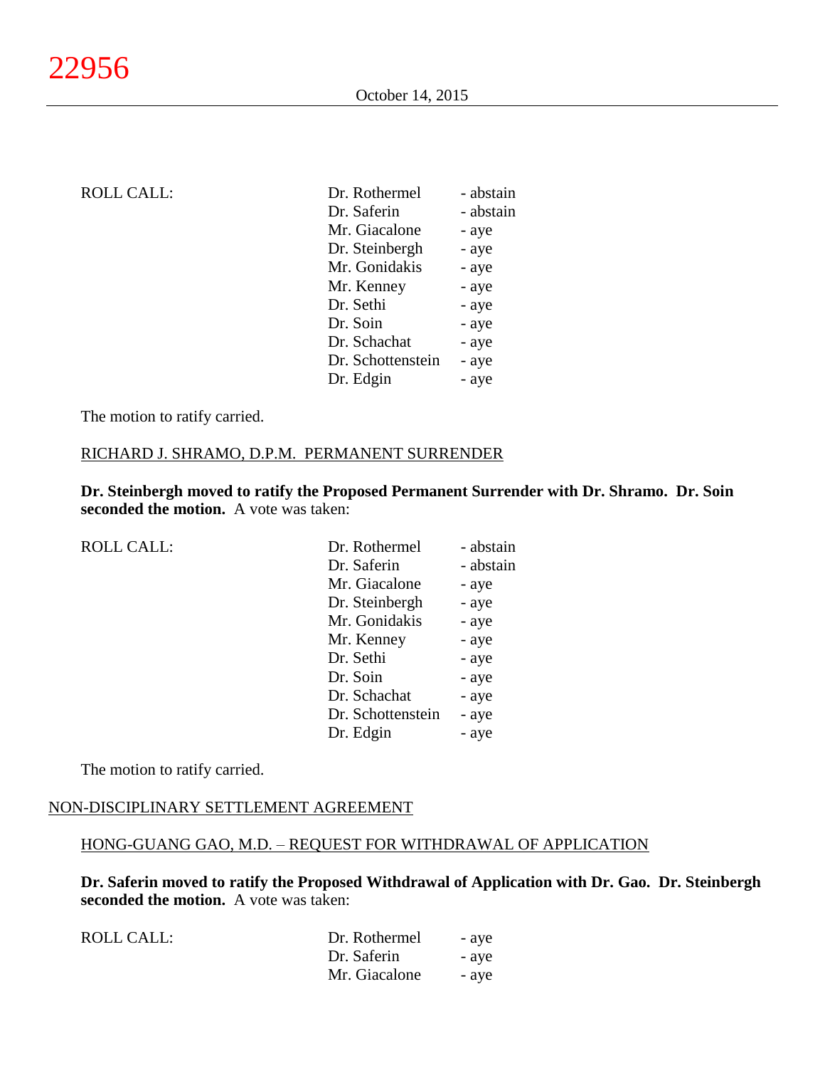ROLL CALL:

| | |
|---|---|
| Dr. Rothermel | - abstain |
| Dr. Saferin | - abstain |
| Mr. Giacalone | - aye |
| Dr. Steinbergh | - aye |
| Mr. Gonidakis | - aye |
| Mr. Kenney | - aye |
| Dr. Sethi | - aye |
| Dr. Soin | - aye |
| Dr. Schachat | - aye |
| Dr. Schottenstein | - aye |
| Dr. Edgin | - aye |

The motion to ratify carried.

RICHARD J. SHRAMO, D.P.M. PERMANENT SURRENDER

**Dr. Steinbergh moved to ratify the Proposed Permanent Surrender with Dr. Shramo. Dr. Soin seconded the motion.** A vote was taken:

ROLL CALL:

| | |
|---|---|
| Dr. Rothermel | - abstain |
| Dr. Saferin | - abstain |
| Mr. Giacalone | - aye |
| Dr. Steinbergh | - aye |
| Mr. Gonidakis | - aye |
| Mr. Kenney | - aye |
| Dr. Sethi | - aye |
| Dr. Soin | - aye |
| Dr. Schachat | - aye |
| Dr. Schottenstein | - aye |
| Dr. Edgin | - aye |

The motion to ratify carried.

NON-DISCIPLINARY SETTLEMENT AGREEMENT

HONG-GUANG GAO, M.D. – REQUEST FOR WITHDRAWAL OF APPLICATION

**Dr. Saferin moved to ratify the Proposed Withdrawal of Application with Dr. Gao. Dr. Steinbergh seconded the motion.** A vote was taken:

ROLL CALL:

| | |
|---|---|
| Dr. Rothermel | - aye |
| Dr. Saferin | - aye |
| Mr. Giacalone | - aye |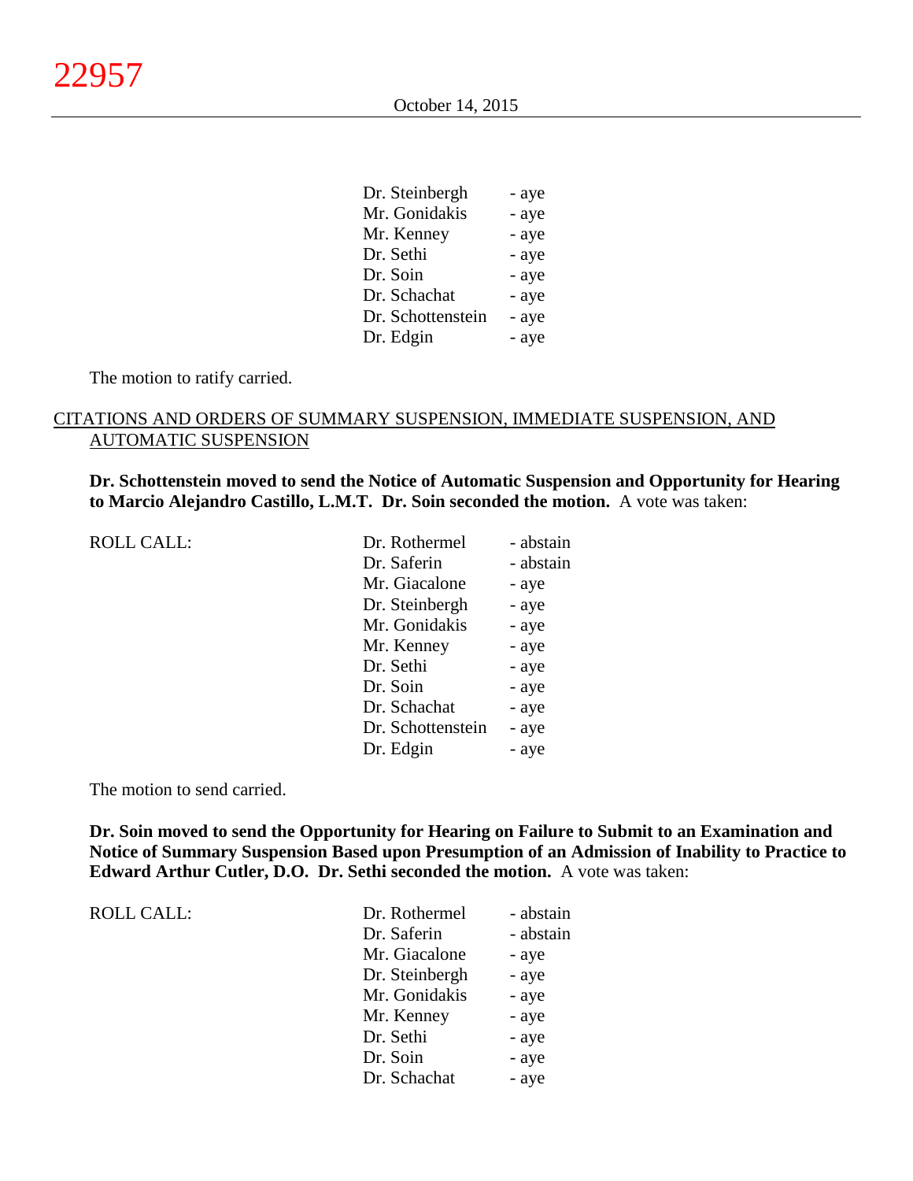| | |
|---|---|
| Dr. Steinbergh | - aye |
| Mr. Gonidakis | - aye |
| Mr. Kenney | - aye |
| Dr. Sethi | - aye |
| Dr. Soin | - aye |
| Dr. Schachat | - aye |
| Dr. Schottenstein | - aye |
| Dr. Edgin | - aye |

The motion to ratify carried.

## CITATIONS AND ORDERS OF SUMMARY SUSPENSION, IMMEDIATE SUSPENSION, AND AUTOMATIC SUSPENSION

**Dr. Schottenstein moved to send the Notice of Automatic Suspension and Opportunity for Hearing to Marcio Alejandro Castillo, L.M.T. Dr. Soin seconded the motion.** A vote was taken:

| ROLL CALL: | | |
|---|---|---|
| | Dr. Rothermel | - abstain |
| | Dr. Saferin | - abstain |
| | Mr. Giacalone | - aye |
| | Dr. Steinbergh | - aye |
| | Mr. Gonidakis | - aye |
| | Mr. Kenney | - aye |
| | Dr. Sethi | - aye |
| | Dr. Soin | - aye |
| | Dr. Schachat | - aye |
| | Dr. Schottenstein | - aye |
| | Dr. Edgin | - aye |

The motion to send carried.

**Dr. Soin moved to send the Opportunity for Hearing on Failure to Submit to an Examination and Notice of Summary Suspension Based upon Presumption of an Admission of Inability to Practice to Edward Arthur Cutler, D.O. Dr. Sethi seconded the motion.** A vote was taken:

| ROLL CALL: | | |
|---|---|---|
| | Dr. Rothermel | - abstain |
| | Dr. Saferin | - abstain |
| | Mr. Giacalone | - aye |
| | Dr. Steinbergh | - aye |
| | Mr. Gonidakis | - aye |
| | Mr. Kenney | - aye |
| | Dr. Sethi | - aye |
| | Dr. Soin | - aye |
| | Dr. Schachat | - aye |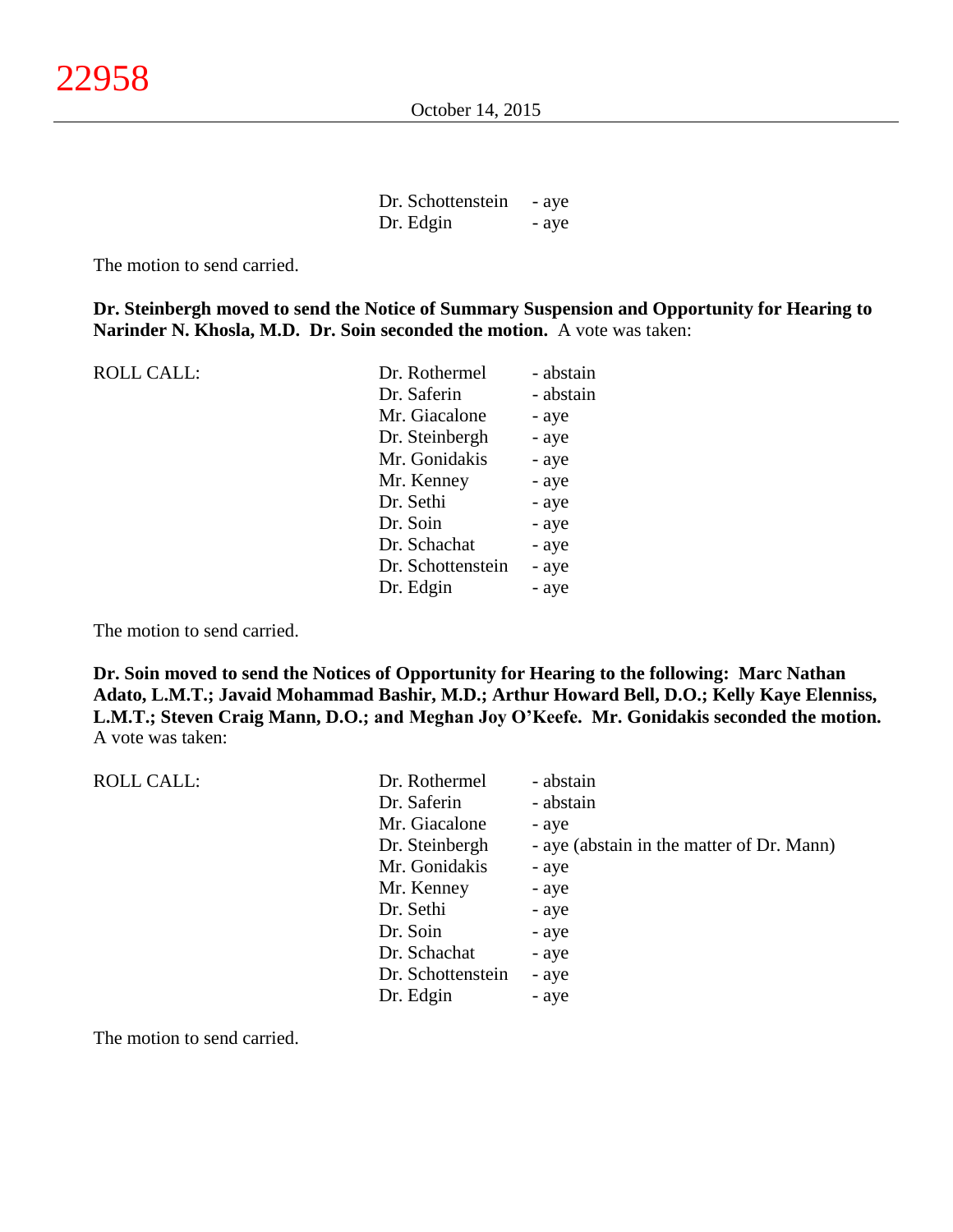| | |
|---|---|
| Dr. Schottenstein | - aye |
| Dr. Edgin | - aye |

The motion to send carried.

**Dr. Steinbergh moved to send the Notice of Summary Suspension and Opportunity for Hearing to Narinder N. Khosla, M.D. Dr. Soin seconded the motion.** A vote was taken:

| ROLL CALL: | | |
|---|---|---|
| | Dr. Rothermel | - abstain |
| | Dr. Saferin | - abstain |
| | Mr. Giacalone | - aye |
| | Dr. Steinbergh | - aye |
| | Mr. Gonidakis | - aye |
| | Mr. Kenney | - aye |
| | Dr. Sethi | - aye |
| | Dr. Soin | - aye |
| | Dr. Schachat | - aye |
| | Dr. Schottenstein | - aye |
| | Dr. Edgin | - aye |

The motion to send carried.

**Dr. Soin moved to send the Notices of Opportunity for Hearing to the following: Marc Nathan Adato, L.M.T.; Javaid Mohammad Bashir, M.D.; Arthur Howard Bell, D.O.; Kelly Kaye Elenniss, L.M.T.; Steven Craig Mann, D.O.; and Meghan Joy O'Keefe. Mr. Gonidakis seconded the motion.** A vote was taken:

| ROLL CALL: | | |
|---|---|---|
| | Dr. Rothermel | - abstain |
| | Dr. Saferin | - abstain |
| | Mr. Giacalone | - aye |
| | Dr. Steinbergh | - aye (abstain in the matter of Dr. Mann) |
| | Mr. Gonidakis | - aye |
| | Mr. Kenney | - aye |
| | Dr. Sethi | - aye |
| | Dr. Soin | - aye |
| | Dr. Schachat | - aye |
| | Dr. Schottenstein | - aye |
| | Dr. Edgin | - aye |

The motion to send carried.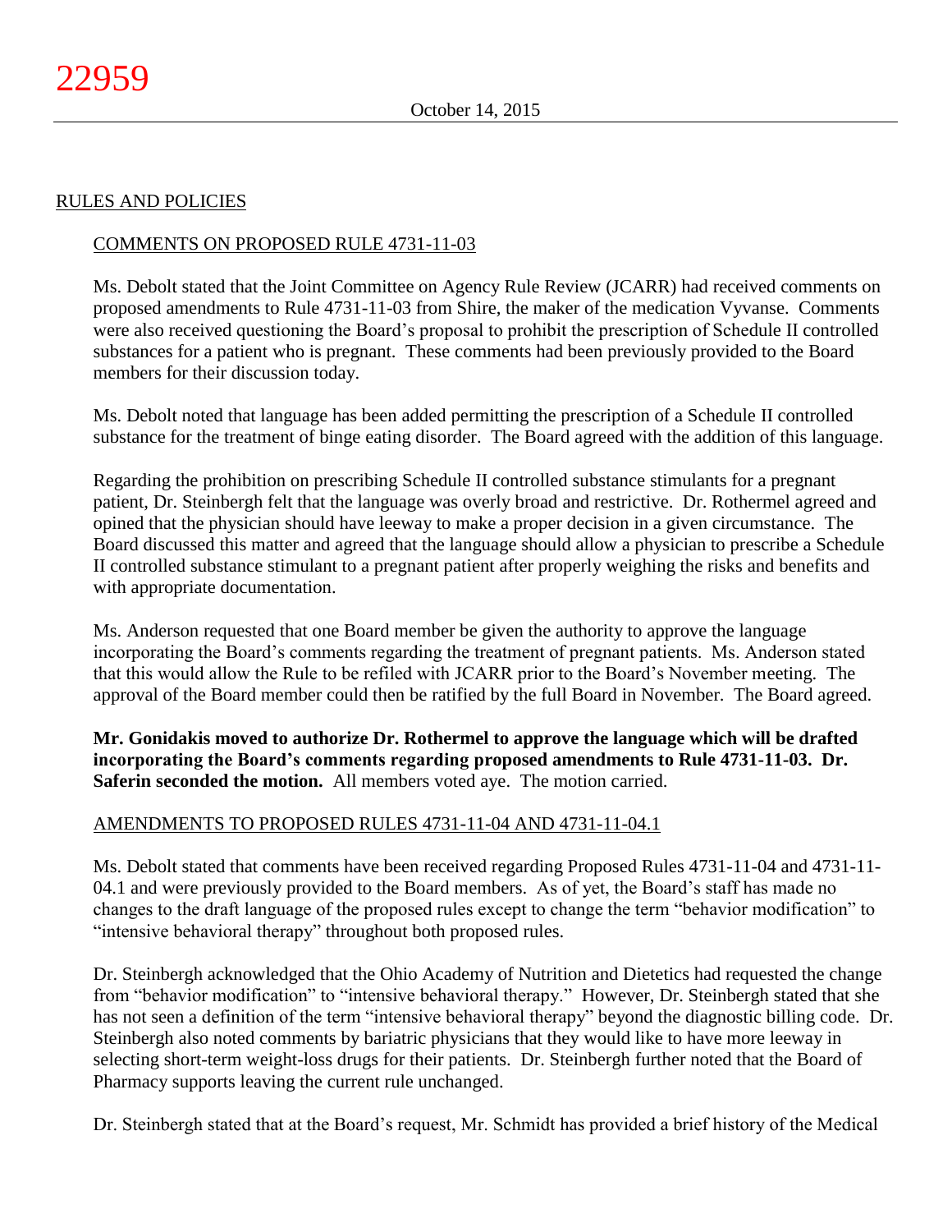## RULES AND POLICIES

### COMMENTS ON PROPOSED RULE 4731-11-03

Ms. Debolt stated that the Joint Committee on Agency Rule Review (JCARR) had received comments on proposed amendments to Rule 4731-11-03 from Shire, the maker of the medication Vyvanse. Comments were also received questioning the Board's proposal to prohibit the prescription of Schedule II controlled substances for a patient who is pregnant. These comments had been previously provided to the Board members for their discussion today.

Ms. Debolt noted that language has been added permitting the prescription of a Schedule II controlled substance for the treatment of binge eating disorder. The Board agreed with the addition of this language.

Regarding the prohibition on prescribing Schedule II controlled substance stimulants for a pregnant patient, Dr. Steinbergh felt that the language was overly broad and restrictive. Dr. Rothermel agreed and opined that the physician should have leeway to make a proper decision in a given circumstance. The Board discussed this matter and agreed that the language should allow a physician to prescribe a Schedule II controlled substance stimulant to a pregnant patient after properly weighing the risks and benefits and with appropriate documentation.

Ms. Anderson requested that one Board member be given the authority to approve the language incorporating the Board's comments regarding the treatment of pregnant patients. Ms. Anderson stated that this would allow the Rule to be refiled with JCARR prior to the Board's November meeting. The approval of the Board member could then be ratified by the full Board in November. The Board agreed.

**Mr. Gonidakis moved to authorize Dr. Rothermel to approve the language which will be drafted incorporating the Board's comments regarding proposed amendments to Rule 4731-11-03. Dr. Saferin seconded the motion.** All members voted aye. The motion carried.

### AMENDMENTS TO PROPOSED RULES 4731-11-04 AND 4731-11-04.1

Ms. Debolt stated that comments have been received regarding Proposed Rules 4731-11-04 and 4731-11-04.1 and were previously provided to the Board members. As of yet, the Board's staff has made no changes to the draft language of the proposed rules except to change the term "behavior modification" to "intensive behavioral therapy" throughout both proposed rules.

Dr. Steinbergh acknowledged that the Ohio Academy of Nutrition and Dietetics had requested the change from "behavior modification" to "intensive behavioral therapy." However, Dr. Steinbergh stated that she has not seen a definition of the term "intensive behavioral therapy" beyond the diagnostic billing code. Dr. Steinbergh also noted comments by bariatric physicians that they would like to have more leeway in selecting short-term weight-loss drugs for their patients. Dr. Steinbergh further noted that the Board of Pharmacy supports leaving the current rule unchanged.

Dr. Steinbergh stated that at the Board's request, Mr. Schmidt has provided a brief history of the Medical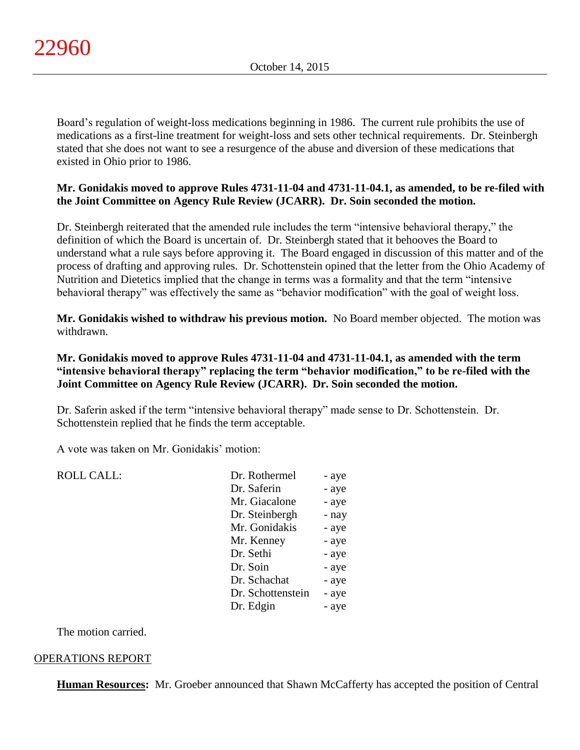Board's regulation of weight-loss medications beginning in 1986. The current rule prohibits the use of medications as a first-line treatment for weight-loss and sets other technical requirements. Dr. Steinbergh stated that she does not want to see a resurgence of the abuse and diversion of these medications that existed in Ohio prior to 1986.

**Mr. Gonidakis moved to approve Rules 4731-11-04 and 4731-11-04.1, as amended, to be re-filed with the Joint Committee on Agency Rule Review (JCARR). Dr. Soin seconded the motion.**

Dr. Steinbergh reiterated that the amended rule includes the term "intensive behavioral therapy," the definition of which the Board is uncertain of. Dr. Steinbergh stated that it behooves the Board to understand what a rule says before approving it. The Board engaged in discussion of this matter and of the process of drafting and approving rules. Dr. Schottenstein opined that the letter from the Ohio Academy of Nutrition and Dietetics implied that the change in terms was a formality and that the term "intensive behavioral therapy" was effectively the same as "behavior modification" with the goal of weight loss.

**Mr. Gonidakis wished to withdraw his previous motion.** No Board member objected. The motion was withdrawn.

**Mr. Gonidakis moved to approve Rules 4731-11-04 and 4731-11-04.1, as amended with the term "intensive behavioral therapy" replacing the term "behavior modification," to be re-filed with the Joint Committee on Agency Rule Review (JCARR). Dr. Soin seconded the motion.**

Dr. Saferin asked if the term "intensive behavioral therapy" made sense to Dr. Schottenstein. Dr. Schottenstein replied that he finds the term acceptable.

A vote was taken on Mr. Gonidakis' motion:

| ROLL CALL: | | |
|---|---|---|
| | Dr. Rothermel | - aye |
| | Dr. Saferin | - aye |
| | Mr. Giacalone | - aye |
| | Dr. Steinbergh | - nay |
| | Mr. Gonidakis | - aye |
| | Mr. Kenney | - aye |
| | Dr. Sethi | - aye |
| | Dr. Soin | - aye |
| | Dr. Schachat | - aye |
| | Dr. Schottenstein | - aye |
| | Dr. Edgin | - aye |

The motion carried.

## OPERATIONS REPORT

**Human Resources:** Mr. Groeber announced that Shawn McCafferty has accepted the position of Central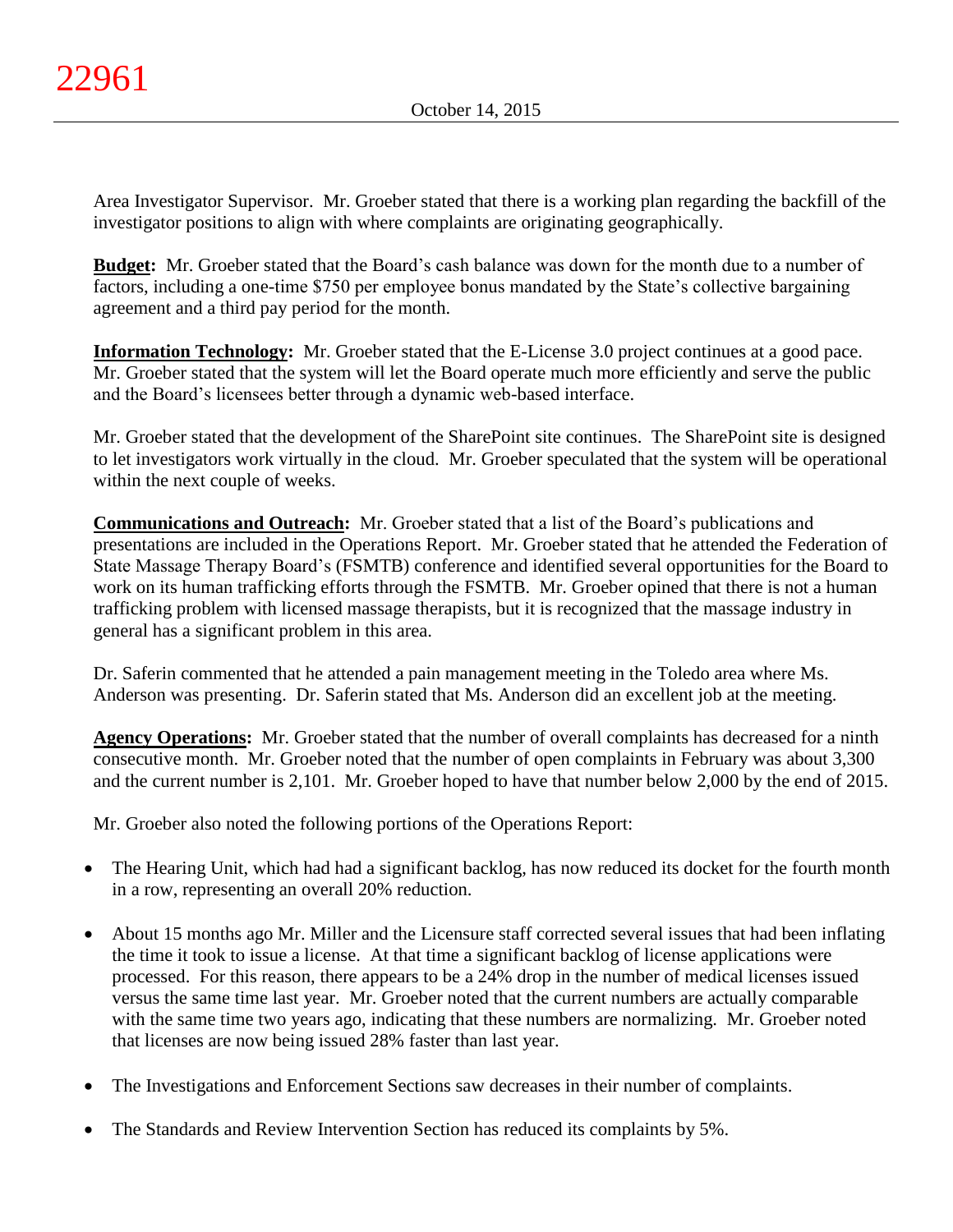Area Investigator Supervisor. Mr. Groeber stated that there is a working plan regarding the backfill of the investigator positions to align with where complaints are originating geographically.

**Budget:** Mr. Groeber stated that the Board's cash balance was down for the month due to a number of factors, including a one-time $750 per employee bonus mandated by the State's collective bargaining agreement and a third pay period for the month.

**Information Technology:** Mr. Groeber stated that the E-License 3.0 project continues at a good pace. Mr. Groeber stated that the system will let the Board operate much more efficiently and serve the public and the Board's licensees better through a dynamic web-based interface.

Mr. Groeber stated that the development of the SharePoint site continues. The SharePoint site is designed to let investigators work virtually in the cloud. Mr. Groeber speculated that the system will be operational within the next couple of weeks.

**Communications and Outreach:** Mr. Groeber stated that a list of the Board's publications and presentations are included in the Operations Report. Mr. Groeber stated that he attended the Federation of State Massage Therapy Board's (FSMTB) conference and identified several opportunities for the Board to work on its human trafficking efforts through the FSMTB. Mr. Groeber opined that there is not a human trafficking problem with licensed massage therapists, but it is recognized that the massage industry in general has a significant problem in this area.

Dr. Saferin commented that he attended a pain management meeting in the Toledo area where Ms. Anderson was presenting. Dr. Saferin stated that Ms. Anderson did an excellent job at the meeting.

**Agency Operations:** Mr. Groeber stated that the number of overall complaints has decreased for a ninth consecutive month. Mr. Groeber noted that the number of open complaints in February was about 3,300 and the current number is 2,101. Mr. Groeber hoped to have that number below 2,000 by the end of 2015.

Mr. Groeber also noted the following portions of the Operations Report:

- The Hearing Unit, which had had a significant backlog, has now reduced its docket for the fourth month in a row, representing an overall 20% reduction.
- About 15 months ago Mr. Miller and the Licensure staff corrected several issues that had been inflating the time it took to issue a license. At that time a significant backlog of license applications were processed. For this reason, there appears to be a 24% drop in the number of medical licenses issued versus the same time last year. Mr. Groeber noted that the current numbers are actually comparable with the same time two years ago, indicating that these numbers are normalizing. Mr. Groeber noted that licenses are now being issued 28% faster than last year.
- The Investigations and Enforcement Sections saw decreases in their number of complaints.
- The Standards and Review Intervention Section has reduced its complaints by 5%.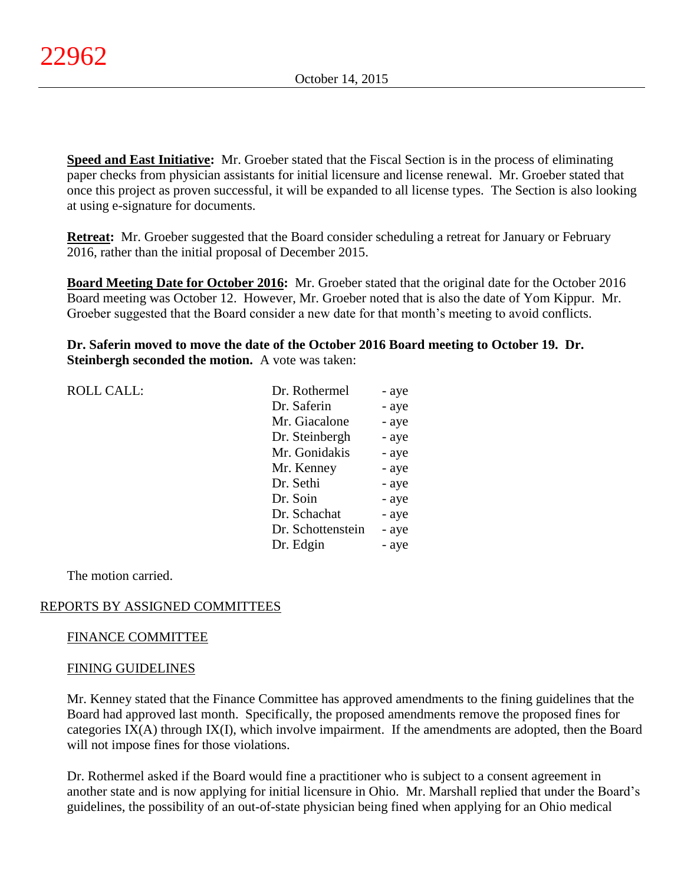**Speed and East Initiative:** Mr. Groeber stated that the Fiscal Section is in the process of eliminating paper checks from physician assistants for initial licensure and license renewal. Mr. Groeber stated that once this project as proven successful, it will be expanded to all license types. The Section is also looking at using e-signature for documents.

**Retreat:** Mr. Groeber suggested that the Board consider scheduling a retreat for January or February 2016, rather than the initial proposal of December 2015.

**Board Meeting Date for October 2016:** Mr. Groeber stated that the original date for the October 2016 Board meeting was October 12. However, Mr. Groeber noted that is also the date of Yom Kippur. Mr. Groeber suggested that the Board consider a new date for that month's meeting to avoid conflicts.

**Dr. Saferin moved to move the date of the October 2016 Board meeting to October 19. Dr. Steinbergh seconded the motion.** A vote was taken:

| ROLL CALL: | Dr. Rothermel | - aye |
|---|---|---|
| | Dr. Saferin | - aye |
| | Mr. Giacalone | - aye |
| | Dr. Steinbergh | - aye |
| | Mr. Gonidakis | - aye |
| | Mr. Kenney | - aye |
| | Dr. Sethi | - aye |
| | Dr. Soin | - aye |
| | Dr. Schachat | - aye |
| | Dr. Schottenstein | - aye |
| | Dr. Edgin | - aye |

The motion carried.

## REPORTS BY ASSIGNED COMMITTEES

### FINANCE COMMITTEE

### FINING GUIDELINES

Mr. Kenney stated that the Finance Committee has approved amendments to the fining guidelines that the Board had approved last month. Specifically, the proposed amendments remove the proposed fines for categories IX(A) through IX(I), which involve impairment. If the amendments are adopted, then the Board will not impose fines for those violations.

Dr. Rothermel asked if the Board would fine a practitioner who is subject to a consent agreement in another state and is now applying for initial licensure in Ohio. Mr. Marshall replied that under the Board's guidelines, the possibility of an out-of-state physician being fined when applying for an Ohio medical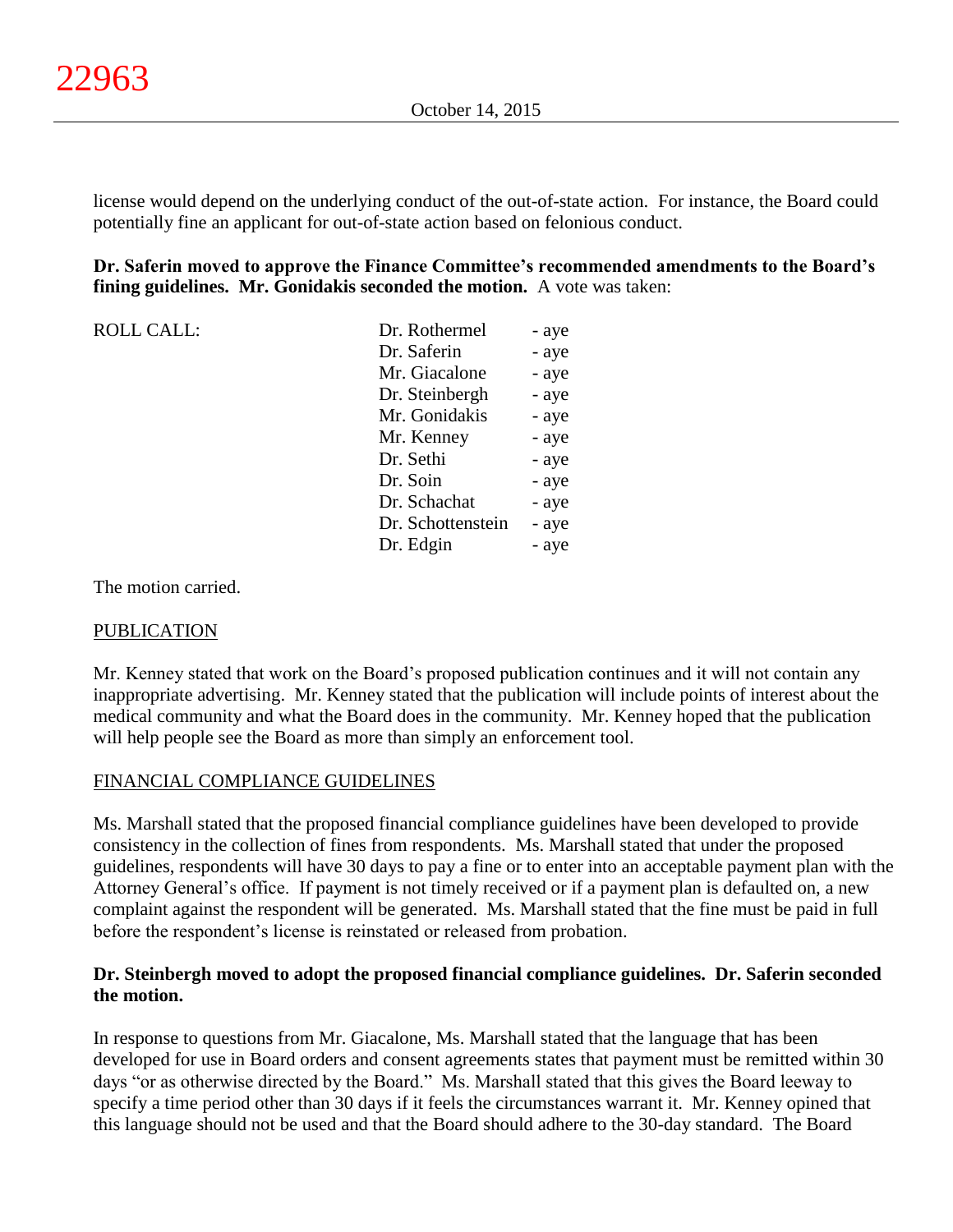license would depend on the underlying conduct of the out-of-state action. For instance, the Board could potentially fine an applicant for out-of-state action based on felonious conduct.

**Dr. Saferin moved to approve the Finance Committee's recommended amendments to the Board's fining guidelines. Mr. Gonidakis seconded the motion.** A vote was taken:

| ROLL CALL: | Dr. Rothermel | - aye |
|---|---|---|
| | Dr. Saferin | - aye |
| | Mr. Giacalone | - aye |
| | Dr. Steinbergh | - aye |
| | Mr. Gonidakis | - aye |
| | Mr. Kenney | - aye |
| | Dr. Sethi | - aye |
| | Dr. Soin | - aye |
| | Dr. Schachat | - aye |
| | Dr. Schottenstein | - aye |
| | Dr. Edgin | - aye |

The motion carried.

## PUBLICATION

Mr. Kenney stated that work on the Board's proposed publication continues and it will not contain any inappropriate advertising. Mr. Kenney stated that the publication will include points of interest about the medical community and what the Board does in the community. Mr. Kenney hoped that the publication will help people see the Board as more than simply an enforcement tool.

## FINANCIAL COMPLIANCE GUIDELINES

Ms. Marshall stated that the proposed financial compliance guidelines have been developed to provide consistency in the collection of fines from respondents. Ms. Marshall stated that under the proposed guidelines, respondents will have 30 days to pay a fine or to enter into an acceptable payment plan with the Attorney General's office. If payment is not timely received or if a payment plan is defaulted on, a new complaint against the respondent will be generated. Ms. Marshall stated that the fine must be paid in full before the respondent's license is reinstated or released from probation.

**Dr. Steinbergh moved to adopt the proposed financial compliance guidelines. Dr. Saferin seconded the motion.**

In response to questions from Mr. Giacalone, Ms. Marshall stated that the language that has been developed for use in Board orders and consent agreements states that payment must be remitted within 30 days "or as otherwise directed by the Board." Ms. Marshall stated that this gives the Board leeway to specify a time period other than 30 days if it feels the circumstances warrant it. Mr. Kenney opined that this language should not be used and that the Board should adhere to the 30-day standard. The Board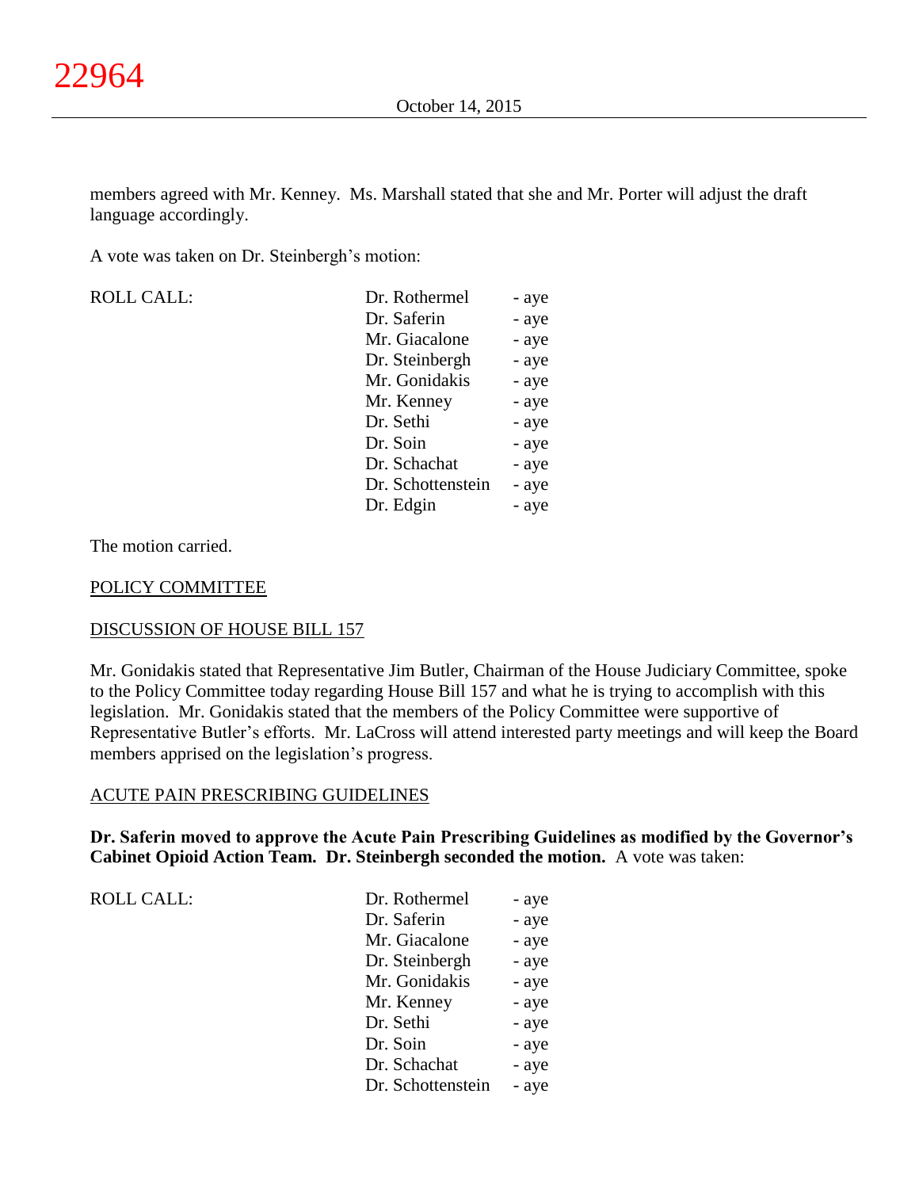members agreed with Mr. Kenney. Ms. Marshall stated that she and Mr. Porter will adjust the draft language accordingly.

A vote was taken on Dr. Steinbergh's motion:

| ROLL CALL: | Dr. Rothermel | - aye |
|---|---|---|
| | Dr. Saferin | - aye |
| | Mr. Giacalone | - aye |
| | Dr. Steinbergh | - aye |
| | Mr. Gonidakis | - aye |
| | Mr. Kenney | - aye |
| | Dr. Sethi | - aye |
| | Dr. Soin | - aye |
| | Dr. Schachat | - aye |
| | Dr. Schottenstein | - aye |
| | Dr. Edgin | - aye |

The motion carried.

POLICY COMMITTEE

DISCUSSION OF HOUSE BILL 157

Mr. Gonidakis stated that Representative Jim Butler, Chairman of the House Judiciary Committee, spoke to the Policy Committee today regarding House Bill 157 and what he is trying to accomplish with this legislation. Mr. Gonidakis stated that the members of the Policy Committee were supportive of Representative Butler's efforts. Mr. LaCross will attend interested party meetings and will keep the Board members apprised on the legislation's progress.

ACUTE PAIN PRESCRIBING GUIDELINES

**Dr. Saferin moved to approve the Acute Pain Prescribing Guidelines as modified by the Governor's Cabinet Opioid Action Team. Dr. Steinbergh seconded the motion.** A vote was taken:

| ROLL CALL: | Dr. Rothermel | - aye |
|---|---|---|
| | Dr. Saferin | - aye |
| | Mr. Giacalone | - aye |
| | Dr. Steinbergh | - aye |
| | Mr. Gonidakis | - aye |
| | Mr. Kenney | - aye |
| | Dr. Sethi | - aye |
| | Dr. Soin | - aye |
| | Dr. Schachat | - aye |
| | Dr. Schottenstein | - aye |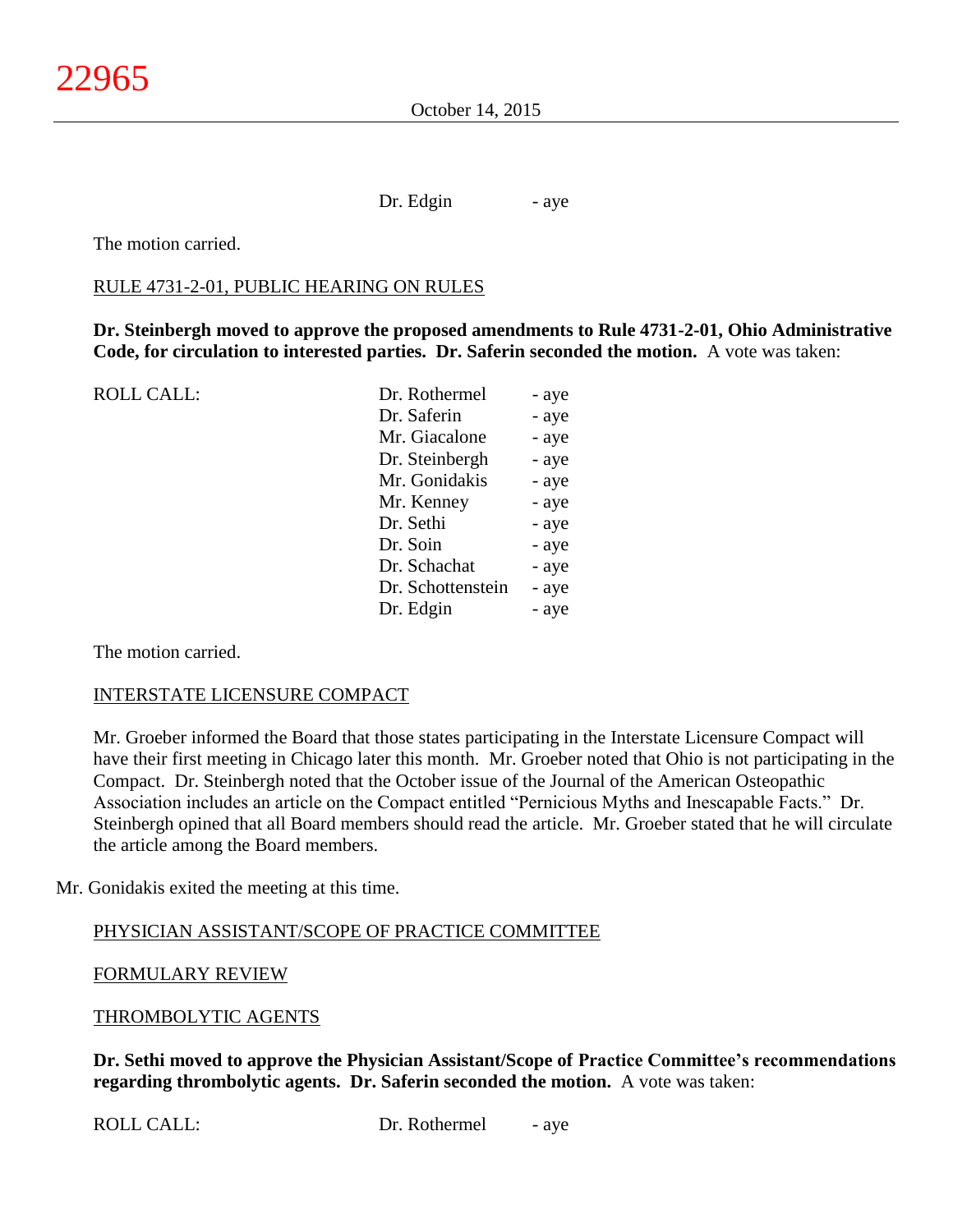Dr. Edgin - aye

The motion carried.

RULE 4731-2-01, PUBLIC HEARING ON RULES

**Dr. Steinbergh moved to approve the proposed amendments to Rule 4731-2-01, Ohio Administrative Code, for circulation to interested parties. Dr. Saferin seconded the motion.** A vote was taken:

| ROLL CALL: | | |
|---|---|---|
| | Dr. Rothermel | - aye |
| | Dr. Saferin | - aye |
| | Mr. Giacalone | - aye |
| | Dr. Steinbergh | - aye |
| | Mr. Gonidakis | - aye |
| | Mr. Kenney | - aye |
| | Dr. Sethi | - aye |
| | Dr. Soin | - aye |
| | Dr. Schachat | - aye |
| | Dr. Schottenstein | - aye |
| | Dr. Edgin | - aye |

The motion carried.

INTERSTATE LICENSURE COMPACT

Mr. Groeber informed the Board that those states participating in the Interstate Licensure Compact will have their first meeting in Chicago later this month. Mr. Groeber noted that Ohio is not participating in the Compact. Dr. Steinbergh noted that the October issue of the Journal of the American Osteopathic Association includes an article on the Compact entitled "Pernicious Myths and Inescapable Facts." Dr. Steinbergh opined that all Board members should read the article. Mr. Groeber stated that he will circulate the article among the Board members.

Mr. Gonidakis exited the meeting at this time.

PHYSICIAN ASSISTANT/SCOPE OF PRACTICE COMMITTEE

FORMULARY REVIEW

THROMBOLYTIC AGENTS

**Dr. Sethi moved to approve the Physician Assistant/Scope of Practice Committee's recommendations regarding thrombolytic agents. Dr. Saferin seconded the motion.** A vote was taken:

| ROLL CALL: | | |
|---|---|---|
| | Dr. Rothermel | - aye |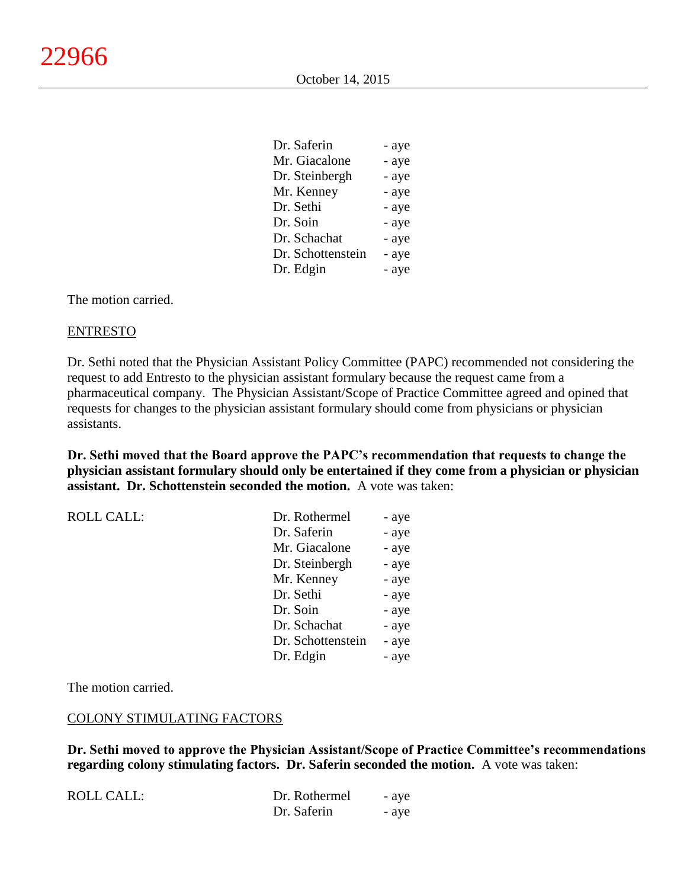| | |
|---|---|
| Dr. Saferin | - aye |
| Mr. Giacalone | - aye |
| Dr. Steinbergh | - aye |
| Mr. Kenney | - aye |
| Dr. Sethi | - aye |
| Dr. Soin | - aye |
| Dr. Schachat | - aye |
| Dr. Schottenstein | - aye |
| Dr. Edgin | - aye |

The motion carried.

ENTRESTO

Dr. Sethi noted that the Physician Assistant Policy Committee (PAPC) recommended not considering the request to add Entresto to the physician assistant formulary because the request came from a pharmaceutical company. The Physician Assistant/Scope of Practice Committee agreed and opined that requests for changes to the physician assistant formulary should come from physicians or physician assistants.

**Dr. Sethi moved that the Board approve the PAPC's recommendation that requests to change the physician assistant formulary should only be entertained if they come from a physician or physician assistant. Dr. Schottenstein seconded the motion.** A vote was taken:

| ROLL CALL: | | |
|---|---|---|
| | Dr. Rothermel | - aye |
| | Dr. Saferin | - aye |
| | Mr. Giacalone | - aye |
| | Dr. Steinbergh | - aye |
| | Mr. Kenney | - aye |
| | Dr. Sethi | - aye |
| | Dr. Soin | - aye |
| | Dr. Schachat | - aye |
| | Dr. Schottenstein | - aye |
| | Dr. Edgin | - aye |

The motion carried.

COLONY STIMULATING FACTORS

**Dr. Sethi moved to approve the Physician Assistant/Scope of Practice Committee's recommendations regarding colony stimulating factors. Dr. Saferin seconded the motion.** A vote was taken:

| ROLL CALL: | | |
|---|---|---|
| | Dr. Rothermel | - aye |
| | Dr. Saferin | - aye |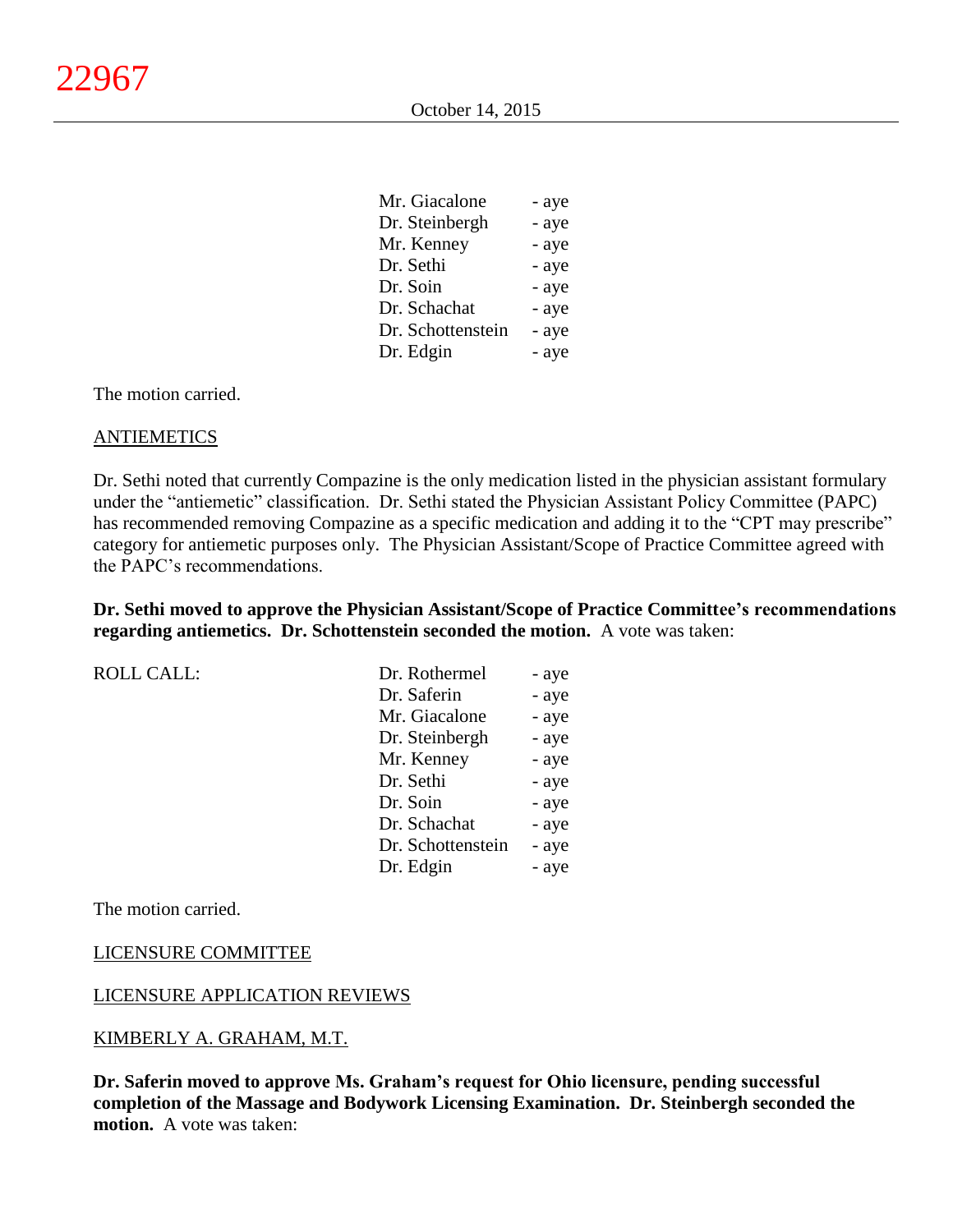| | | |
|---|---|---|
| | Mr. Giacalone | - aye |
| | Dr. Steinbergh | - aye |
| | Mr. Kenney | - aye |
| | Dr. Sethi | - aye |
| | Dr. Soin | - aye |
| | Dr. Schachat | - aye |
| | Dr. Schottenstein | - aye |
| | Dr. Edgin | - aye |

The motion carried.

ANTIEMETICS

Dr. Sethi noted that currently Compazine is the only medication listed in the physician assistant formulary under the "antiemetic" classification. Dr. Sethi stated the Physician Assistant Policy Committee (PAPC) has recommended removing Compazine as a specific medication and adding it to the "CPT may prescribe" category for antiemetic purposes only. The Physician Assistant/Scope of Practice Committee agreed with the PAPC's recommendations.

**Dr. Sethi moved to approve the Physician Assistant/Scope of Practice Committee's recommendations regarding antiemetics. Dr. Schottenstein seconded the motion.** A vote was taken:

| | | |
|---|---|---|
| ROLL CALL: | Dr. Rothermel | - aye |
| | Dr. Saferin | - aye |
| | Mr. Giacalone | - aye |
| | Dr. Steinbergh | - aye |
| | Mr. Kenney | - aye |
| | Dr. Sethi | - aye |
| | Dr. Soin | - aye |
| | Dr. Schachat | - aye |
| | Dr. Schottenstein | - aye |
| | Dr. Edgin | - aye |

The motion carried.

LICENSURE COMMITTEE

LICENSURE APPLICATION REVIEWS

KIMBERLY A. GRAHAM, M.T.

**Dr. Saferin moved to approve Ms. Graham's request for Ohio licensure, pending successful completion of the Massage and Bodywork Licensing Examination. Dr. Steinbergh seconded the motion.** A vote was taken: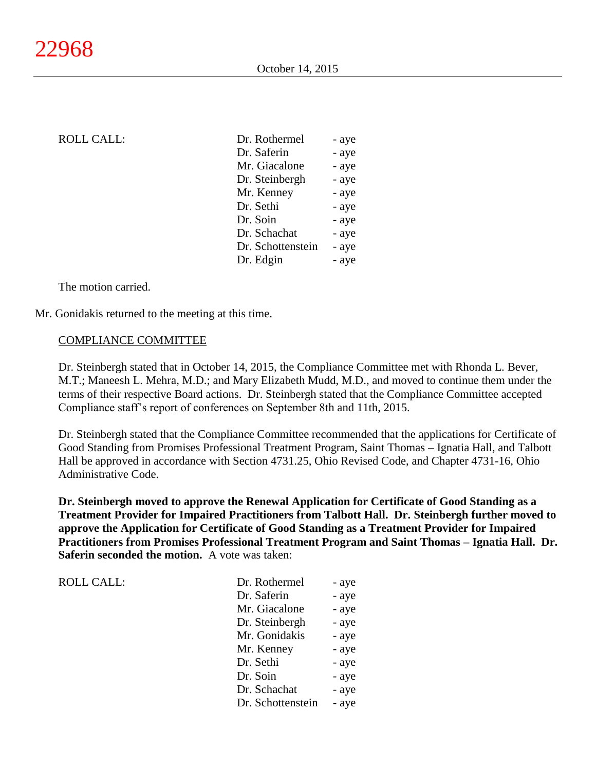| ROLL CALL: | Dr. Rothermel | - aye |
|---|---|---|
| | Dr. Saferin | - aye |
| | Mr. Giacalone | - aye |
| | Dr. Steinbergh | - aye |
| | Mr. Kenney | - aye |
| | Dr. Sethi | - aye |
| | Dr. Soin | - aye |
| | Dr. Schachat | - aye |
| | Dr. Schottenstein | - aye |
| | Dr. Edgin | - aye |

The motion carried.

Mr. Gonidakis returned to the meeting at this time.

COMPLIANCE COMMITTEE

Dr. Steinbergh stated that in October 14, 2015, the Compliance Committee met with Rhonda L. Bever, M.T.; Maneesh L. Mehra, M.D.; and Mary Elizabeth Mudd, M.D., and moved to continue them under the terms of their respective Board actions. Dr. Steinbergh stated that the Compliance Committee accepted Compliance staff's report of conferences on September 8th and 11th, 2015.

Dr. Steinbergh stated that the Compliance Committee recommended that the applications for Certificate of Good Standing from Promises Professional Treatment Program, Saint Thomas – Ignatia Hall, and Talbott Hall be approved in accordance with Section 4731.25, Ohio Revised Code, and Chapter 4731-16, Ohio Administrative Code.

**Dr. Steinbergh moved to approve the Renewal Application for Certificate of Good Standing as a Treatment Provider for Impaired Practitioners from Talbott Hall. Dr. Steinbergh further moved to approve the Application for Certificate of Good Standing as a Treatment Provider for Impaired Practitioners from Promises Professional Treatment Program and Saint Thomas – Ignatia Hall. Dr. Saferin seconded the motion.** A vote was taken:

| ROLL CALL: | Dr. Rothermel | - aye |
|---|---|---|
| | Dr. Saferin | - aye |
| | Mr. Giacalone | - aye |
| | Dr. Steinbergh | - aye |
| | Mr. Gonidakis | - aye |
| | Mr. Kenney | - aye |
| | Dr. Sethi | - aye |
| | Dr. Soin | - aye |
| | Dr. Schachat | - aye |
| | Dr. Schottenstein | - aye |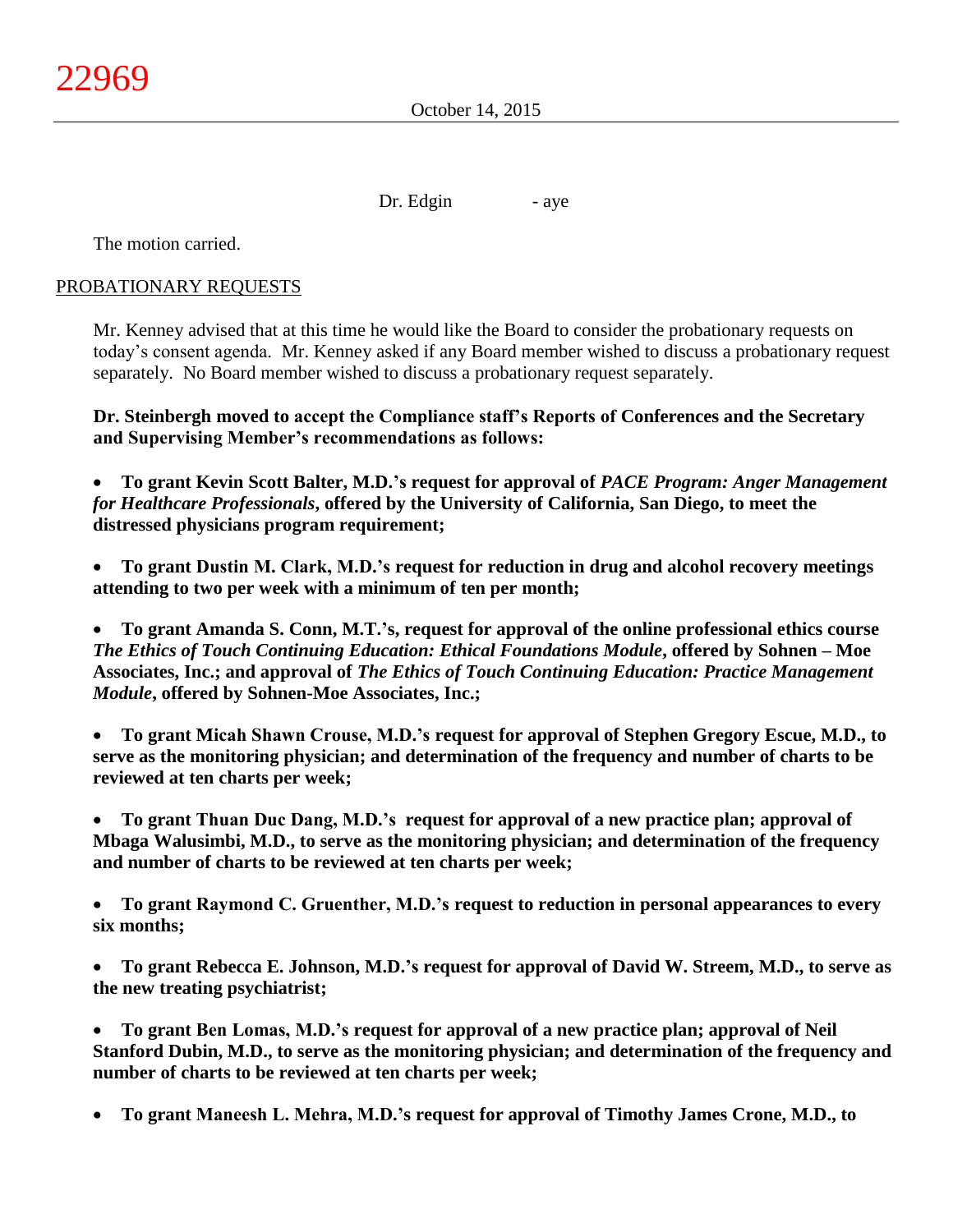Dr. Edgin - aye

The motion carried.

PROBATIONARY REQUESTS

Mr. Kenney advised that at this time he would like the Board to consider the probationary requests on today's consent agenda. Mr. Kenney asked if any Board member wished to discuss a probationary request separately. No Board member wished to discuss a probationary request separately.

**Dr. Steinbergh moved to accept the Compliance staff's Reports of Conferences and the Secretary and Supervising Member's recommendations as follows:**

- **To grant Kevin Scott Balter, M.D.'s request for approval of *PACE Program: Anger Management for Healthcare Professionals*, offered by the University of California, San Diego, to meet the distressed physicians program requirement;**
- **To grant Dustin M. Clark, M.D.'s request for reduction in drug and alcohol recovery meetings attending to two per week with a minimum of ten per month;**
- **To grant Amanda S. Conn, M.T.'s, request for approval of the online professional ethics course *The Ethics of Touch Continuing Education: Ethical Foundations Module*, offered by Sohnen – Moe Associates, Inc.; and approval of *The Ethics of Touch Continuing Education: Practice Management Module*, offered by Sohnen-Moe Associates, Inc.;**
- **To grant Micah Shawn Crouse, M.D.'s request for approval of Stephen Gregory Escue, M.D., to serve as the monitoring physician; and determination of the frequency and number of charts to be reviewed at ten charts per week;**
- **To grant Thuan Duc Dang, M.D.'s request for approval of a new practice plan; approval of Mbaga Walusimbi, M.D., to serve as the monitoring physician; and determination of the frequency and number of charts to be reviewed at ten charts per week;**
- **To grant Raymond C. Gruenther, M.D.'s request to reduction in personal appearances to every six months;**
- **To grant Rebecca E. Johnson, M.D.'s request for approval of David W. Streem, M.D., to serve as the new treating psychiatrist;**
- **To grant Ben Lomas, M.D.'s request for approval of a new practice plan; approval of Neil Stanford Dubin, M.D., to serve as the monitoring physician; and determination of the frequency and number of charts to be reviewed at ten charts per week;**
- **To grant Maneesh L. Mehra, M.D.'s request for approval of Timothy James Crone, M.D., to**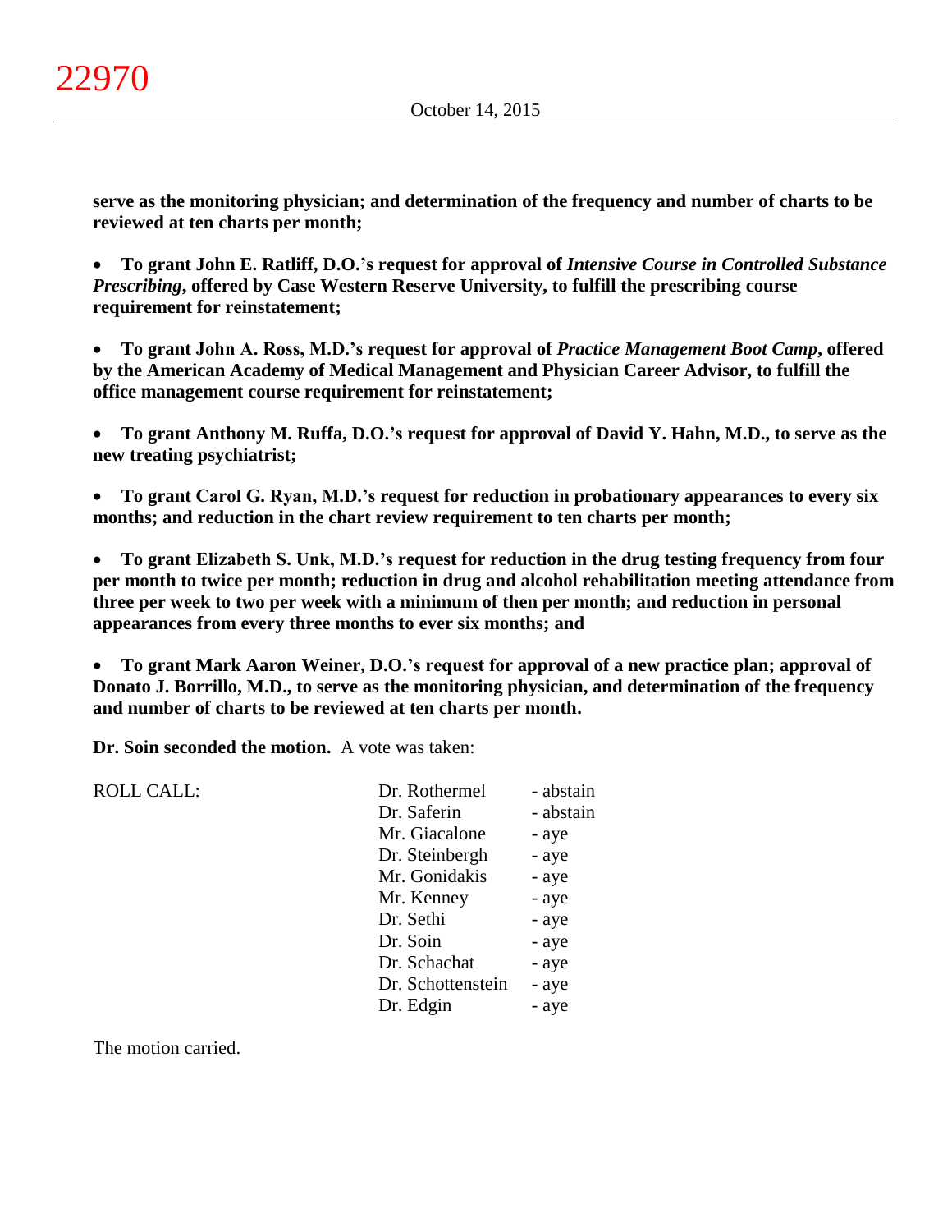**serve as the monitoring physician; and determination of the frequency and number of charts to be reviewed at ten charts per month;**

- **To grant John E. Ratliff, D.O.'s request for approval of *Intensive Course in Controlled Substance Prescribing*, offered by Case Western Reserve University, to fulfill the prescribing course requirement for reinstatement;**

- **To grant John A. Ross, M.D.'s request for approval of *Practice Management Boot Camp*, offered by the American Academy of Medical Management and Physician Career Advisor, to fulfill the office management course requirement for reinstatement;**

- **To grant Anthony M. Ruffa, D.O.'s request for approval of David Y. Hahn, M.D., to serve as the new treating psychiatrist;**

- **To grant Carol G. Ryan, M.D.'s request for reduction in probationary appearances to every six months; and reduction in the chart review requirement to ten charts per month;**

- **To grant Elizabeth S. Unk, M.D.'s request for reduction in the drug testing frequency from four per month to twice per month; reduction in drug and alcohol rehabilitation meeting attendance from three per week to two per week with a minimum of then per month; and reduction in personal appearances from every three months to ever six months; and**

- **To grant Mark Aaron Weiner, D.O.'s request for approval of a new practice plan; approval of Donato J. Borrillo, M.D., to serve as the monitoring physician, and determination of the frequency and number of charts to be reviewed at ten charts per month.**

**Dr. Soin seconded the motion.** A vote was taken:

| ROLL CALL: | | |
|---|---|---|
| | Dr. Rothermel | - abstain |
| | Dr. Saferin | - abstain |
| | Mr. Giacalone | - aye |
| | Dr. Steinbergh | - aye |
| | Mr. Gonidakis | - aye |
| | Mr. Kenney | - aye |
| | Dr. Sethi | - aye |
| | Dr. Soin | - aye |
| | Dr. Schachat | - aye |
| | Dr. Schottenstein | - aye |
| | Dr. Edgin | - aye |

The motion carried.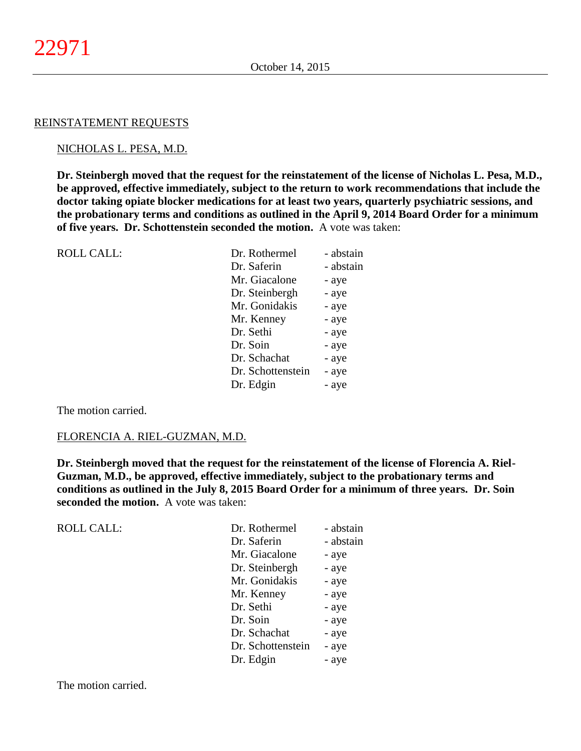REINSTATEMENT REQUESTS

NICHOLAS L. PESA, M.D.

**Dr. Steinbergh moved that the request for the reinstatement of the license of Nicholas L. Pesa, M.D., be approved, effective immediately, subject to the return to work recommendations that include the doctor taking opiate blocker medications for at least two years, quarterly psychiatric sessions, and the probationary terms and conditions as outlined in the April 9, 2014 Board Order for a minimum of five years. Dr. Schottenstein seconded the motion.** A vote was taken:

| ROLL CALL: | Dr. Rothermel | - abstain |
|---|---|---|
| | Dr. Saferin | - abstain |
| | Mr. Giacalone | - aye |
| | Dr. Steinbergh | - aye |
| | Mr. Gonidakis | - aye |
| | Mr. Kenney | - aye |
| | Dr. Sethi | - aye |
| | Dr. Soin | - aye |
| | Dr. Schachat | - aye |
| | Dr. Schottenstein | - aye |
| | Dr. Edgin | - aye |

The motion carried.

FLORENCIA A. RIEL-GUZMAN, M.D.

**Dr. Steinbergh moved that the request for the reinstatement of the license of Florencia A. Riel-Guzman, M.D., be approved, effective immediately, subject to the probationary terms and conditions as outlined in the July 8, 2015 Board Order for a minimum of three years. Dr. Soin seconded the motion.** A vote was taken:

| ROLL CALL: | Dr. Rothermel | - abstain |
|---|---|---|
| | Dr. Saferin | - abstain |
| | Mr. Giacalone | - aye |
| | Dr. Steinbergh | - aye |
| | Mr. Gonidakis | - aye |
| | Mr. Kenney | - aye |
| | Dr. Sethi | - aye |
| | Dr. Soin | - aye |
| | Dr. Schachat | - aye |
| | Dr. Schottenstein | - aye |
| | Dr. Edgin | - aye |

The motion carried.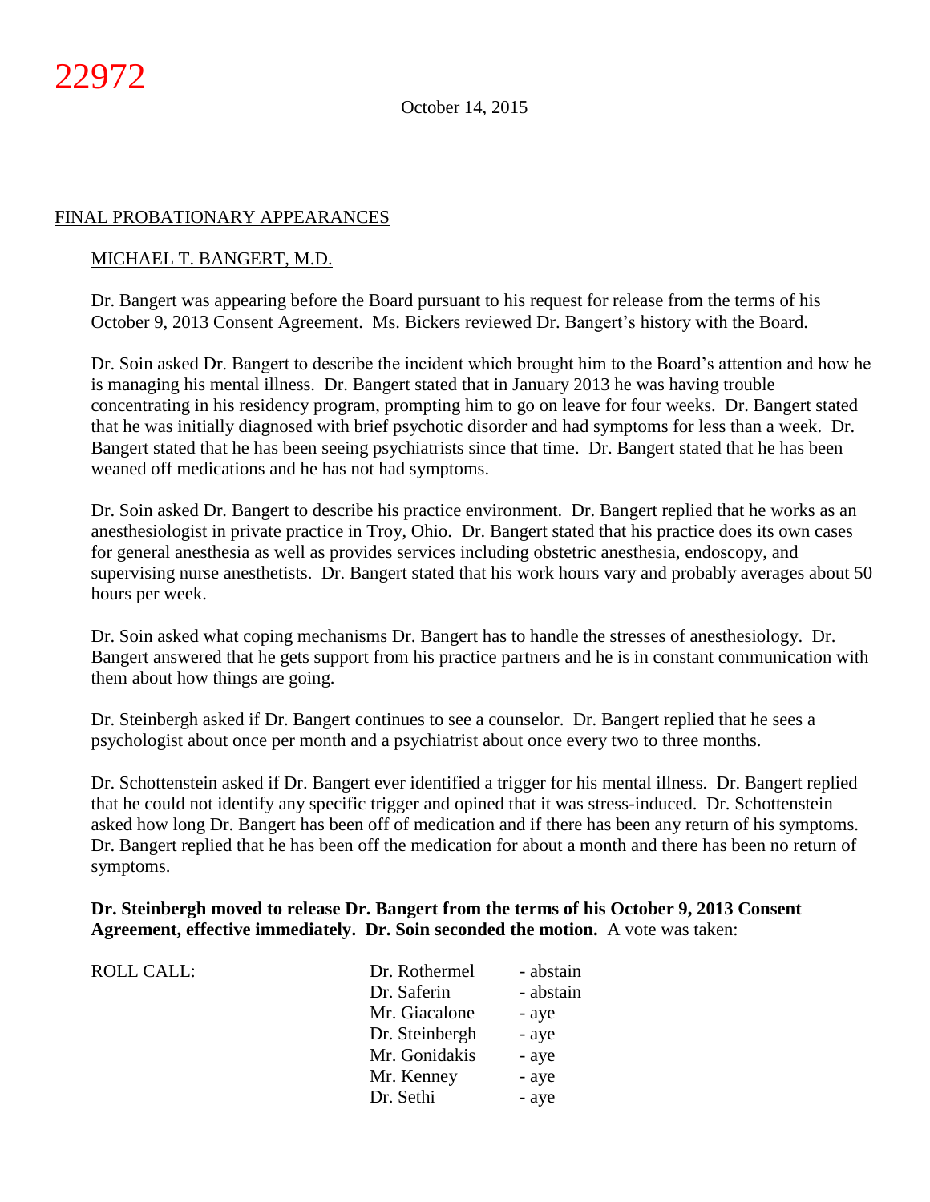## FINAL PROBATIONARY APPEARANCES

### MICHAEL T. BANGERT, M.D.

Dr. Bangert was appearing before the Board pursuant to his request for release from the terms of his October 9, 2013 Consent Agreement. Ms. Bickers reviewed Dr. Bangert's history with the Board.

Dr. Soin asked Dr. Bangert to describe the incident which brought him to the Board's attention and how he is managing his mental illness. Dr. Bangert stated that in January 2013 he was having trouble concentrating in his residency program, prompting him to go on leave for four weeks. Dr. Bangert stated that he was initially diagnosed with brief psychotic disorder and had symptoms for less than a week. Dr. Bangert stated that he has been seeing psychiatrists since that time. Dr. Bangert stated that he has been weaned off medications and he has not had symptoms.

Dr. Soin asked Dr. Bangert to describe his practice environment. Dr. Bangert replied that he works as an anesthesiologist in private practice in Troy, Ohio. Dr. Bangert stated that his practice does its own cases for general anesthesia as well as provides services including obstetric anesthesia, endoscopy, and supervising nurse anesthetists. Dr. Bangert stated that his work hours vary and probably averages about 50 hours per week.

Dr. Soin asked what coping mechanisms Dr. Bangert has to handle the stresses of anesthesiology. Dr. Bangert answered that he gets support from his practice partners and he is in constant communication with them about how things are going.

Dr. Steinbergh asked if Dr. Bangert continues to see a counselor. Dr. Bangert replied that he sees a psychologist about once per month and a psychiatrist about once every two to three months.

Dr. Schottenstein asked if Dr. Bangert ever identified a trigger for his mental illness. Dr. Bangert replied that he could not identify any specific trigger and opined that it was stress-induced. Dr. Schottenstein asked how long Dr. Bangert has been off of medication and if there has been any return of his symptoms. Dr. Bangert replied that he has been off the medication for about a month and there has been no return of symptoms.

**Dr. Steinbergh moved to release Dr. Bangert from the terms of his October 9, 2013 Consent Agreement, effective immediately. Dr. Soin seconded the motion.** A vote was taken:

| ROLL CALL: | | |
|---|---|---|
| | Dr. Rothermel | - abstain |
| | Dr. Saferin | - abstain |
| | Mr. Giacalone | - aye |
| | Dr. Steinbergh | - aye |
| | Mr. Gonidakis | - aye |
| | Mr. Kenney | - aye |
| | Dr. Sethi | - aye |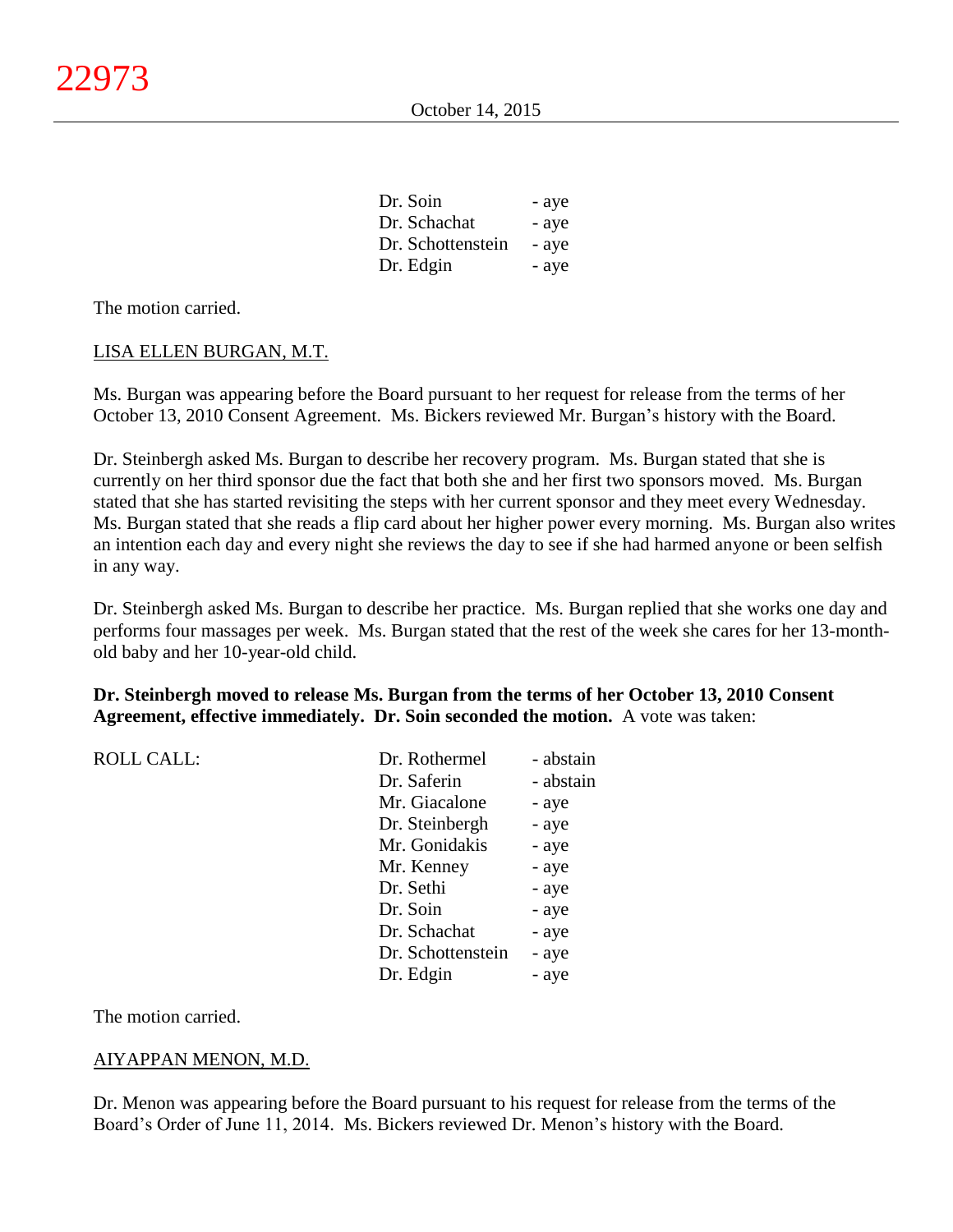| | |
|---|---|
| Dr. Soin | - aye |
| Dr. Schachat | - aye |
| Dr. Schottenstein | - aye |
| Dr. Edgin | - aye |

The motion carried.

LISA ELLEN BURGAN, M.T.

Ms. Burgan was appearing before the Board pursuant to her request for release from the terms of her October 13, 2010 Consent Agreement. Ms. Bickers reviewed Mr. Burgan's history with the Board.

Dr. Steinbergh asked Ms. Burgan to describe her recovery program. Ms. Burgan stated that she is currently on her third sponsor due the fact that both she and her first two sponsors moved. Ms. Burgan stated that she has started revisiting the steps with her current sponsor and they meet every Wednesday. Ms. Burgan stated that she reads a flip card about her higher power every morning. Ms. Burgan also writes an intention each day and every night she reviews the day to see if she had harmed anyone or been selfish in any way.

Dr. Steinbergh asked Ms. Burgan to describe her practice. Ms. Burgan replied that she works one day and performs four massages per week. Ms. Burgan stated that the rest of the week she cares for her 13-month-old baby and her 10-year-old child.

**Dr. Steinbergh moved to release Ms. Burgan from the terms of her October 13, 2010 Consent Agreement, effective immediately. Dr. Soin seconded the motion.** A vote was taken:

| ROLL CALL: | | |
|---|---|---|
| | Dr. Rothermel | - abstain |
| | Dr. Saferin | - abstain |
| | Mr. Giacalone | - aye |
| | Dr. Steinbergh | - aye |
| | Mr. Gonidakis | - aye |
| | Mr. Kenney | - aye |
| | Dr. Sethi | - aye |
| | Dr. Soin | - aye |
| | Dr. Schachat | - aye |
| | Dr. Schottenstein | - aye |
| | Dr. Edgin | - aye |

The motion carried.

AIYAPPAN MENON, M.D.

Dr. Menon was appearing before the Board pursuant to his request for release from the terms of the Board's Order of June 11, 2014. Ms. Bickers reviewed Dr. Menon's history with the Board.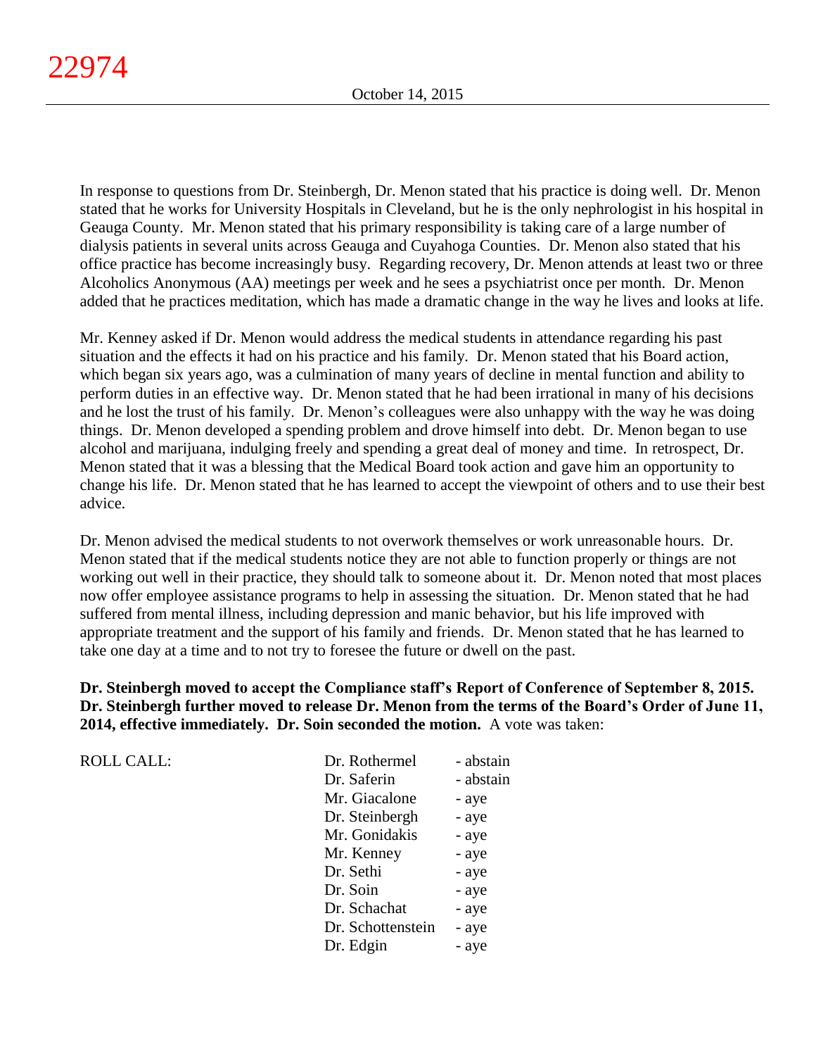In response to questions from Dr. Steinbergh, Dr. Menon stated that his practice is doing well. Dr. Menon stated that he works for University Hospitals in Cleveland, but he is the only nephrologist in his hospital in Geauga County. Mr. Menon stated that his primary responsibility is taking care of a large number of dialysis patients in several units across Geauga and Cuyahoga Counties. Dr. Menon also stated that his office practice has become increasingly busy. Regarding recovery, Dr. Menon attends at least two or three Alcoholics Anonymous (AA) meetings per week and he sees a psychiatrist once per month. Dr. Menon added that he practices meditation, which has made a dramatic change in the way he lives and looks at life.

Mr. Kenney asked if Dr. Menon would address the medical students in attendance regarding his past situation and the effects it had on his practice and his family. Dr. Menon stated that his Board action, which began six years ago, was a culmination of many years of decline in mental function and ability to perform duties in an effective way. Dr. Menon stated that he had been irrational in many of his decisions and he lost the trust of his family. Dr. Menon's colleagues were also unhappy with the way he was doing things. Dr. Menon developed a spending problem and drove himself into debt. Dr. Menon began to use alcohol and marijuana, indulging freely and spending a great deal of money and time. In retrospect, Dr. Menon stated that it was a blessing that the Medical Board took action and gave him an opportunity to change his life. Dr. Menon stated that he has learned to accept the viewpoint of others and to use their best advice.

Dr. Menon advised the medical students to not overwork themselves or work unreasonable hours. Dr. Menon stated that if the medical students notice they are not able to function properly or things are not working out well in their practice, they should talk to someone about it. Dr. Menon noted that most places now offer employee assistance programs to help in assessing the situation. Dr. Menon stated that he had suffered from mental illness, including depression and manic behavior, but his life improved with appropriate treatment and the support of his family and friends. Dr. Menon stated that he has learned to take one day at a time and to not try to foresee the future or dwell on the past.

**Dr. Steinbergh moved to accept the Compliance staff's Report of Conference of September 8, 2015. Dr. Steinbergh further moved to release Dr. Menon from the terms of the Board's Order of June 11, 2014, effective immediately. Dr. Soin seconded the motion.** A vote was taken:

| ROLL CALL: | | |
|---|---|---|
| | Dr. Rothermel | - abstain |
| | Dr. Saferin | - abstain |
| | Mr. Giacalone | - aye |
| | Dr. Steinbergh | - aye |
| | Mr. Gonidakis | - aye |
| | Mr. Kenney | - aye |
| | Dr. Sethi | - aye |
| | Dr. Soin | - aye |
| | Dr. Schachat | - aye |
| | Dr. Schottenstein | - aye |
| | Dr. Edgin | - aye |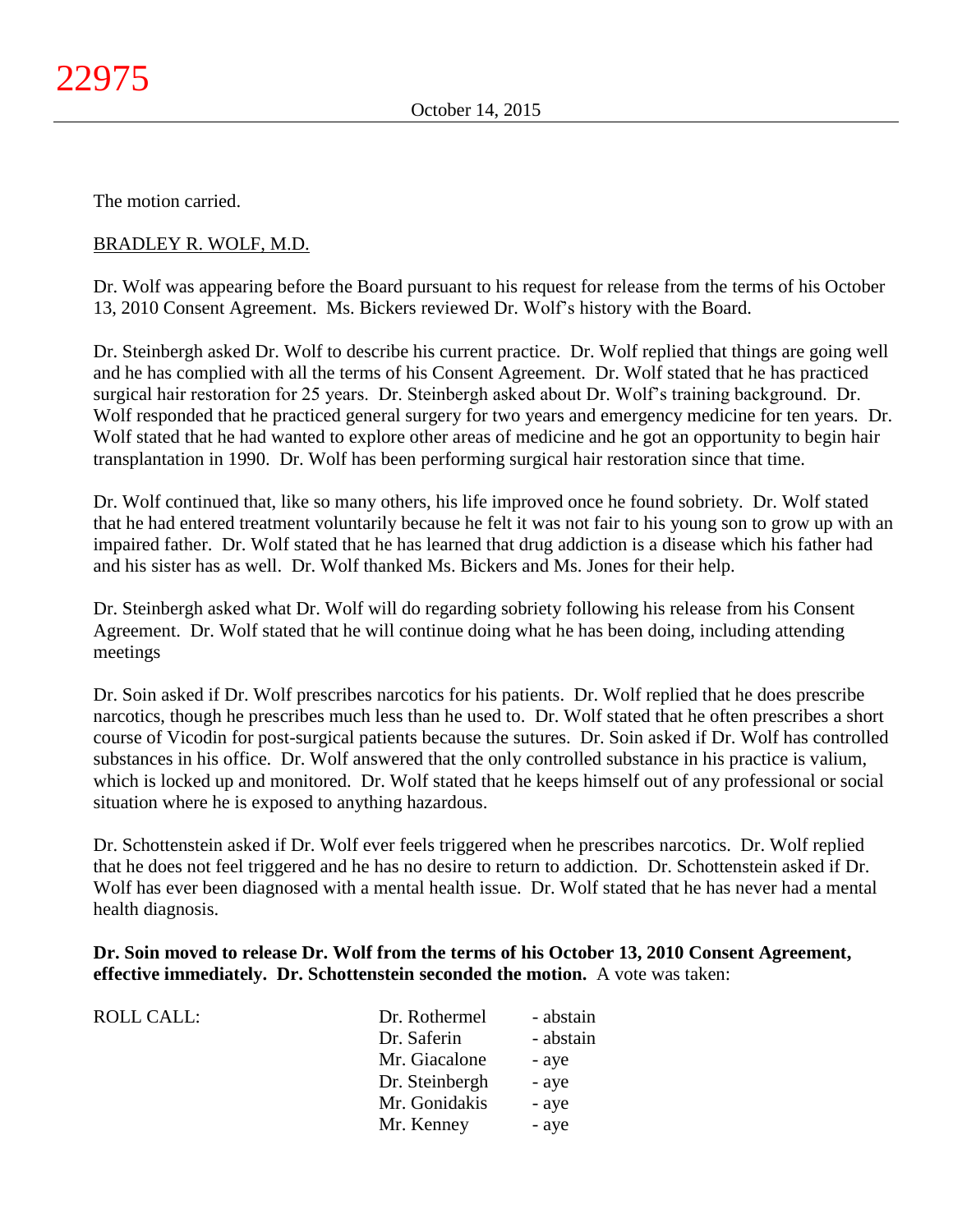The motion carried.

BRADLEY R. WOLF, M.D.

Dr. Wolf was appearing before the Board pursuant to his request for release from the terms of his October 13, 2010 Consent Agreement. Ms. Bickers reviewed Dr. Wolf's history with the Board.

Dr. Steinbergh asked Dr. Wolf to describe his current practice. Dr. Wolf replied that things are going well and he has complied with all the terms of his Consent Agreement. Dr. Wolf stated that he has practiced surgical hair restoration for 25 years. Dr. Steinbergh asked about Dr. Wolf's training background. Dr. Wolf responded that he practiced general surgery for two years and emergency medicine for ten years. Dr. Wolf stated that he had wanted to explore other areas of medicine and he got an opportunity to begin hair transplantation in 1990. Dr. Wolf has been performing surgical hair restoration since that time.

Dr. Wolf continued that, like so many others, his life improved once he found sobriety. Dr. Wolf stated that he had entered treatment voluntarily because he felt it was not fair to his young son to grow up with an impaired father. Dr. Wolf stated that he has learned that drug addiction is a disease which his father had and his sister has as well. Dr. Wolf thanked Ms. Bickers and Ms. Jones for their help.

Dr. Steinbergh asked what Dr. Wolf will do regarding sobriety following his release from his Consent Agreement. Dr. Wolf stated that he will continue doing what he has been doing, including attending meetings

Dr. Soin asked if Dr. Wolf prescribes narcotics for his patients. Dr. Wolf replied that he does prescribe narcotics, though he prescribes much less than he used to. Dr. Wolf stated that he often prescribes a short course of Vicodin for post-surgical patients because the sutures. Dr. Soin asked if Dr. Wolf has controlled substances in his office. Dr. Wolf answered that the only controlled substance in his practice is valium, which is locked up and monitored. Dr. Wolf stated that he keeps himself out of any professional or social situation where he is exposed to anything hazardous.

Dr. Schottenstein asked if Dr. Wolf ever feels triggered when he prescribes narcotics. Dr. Wolf replied that he does not feel triggered and he has no desire to return to addiction. Dr. Schottenstein asked if Dr. Wolf has ever been diagnosed with a mental health issue. Dr. Wolf stated that he has never had a mental health diagnosis.

**Dr. Soin moved to release Dr. Wolf from the terms of his October 13, 2010 Consent Agreement, effective immediately. Dr. Schottenstein seconded the motion.** A vote was taken:

| ROLL CALL: | Dr. Rothermel | - abstain |
|---|---|---|
| | Dr. Saferin | - abstain |
| | Mr. Giacalone | - aye |
| | Dr. Steinbergh | - aye |
| | Mr. Gonidakis | - aye |
| | Mr. Kenney | - aye |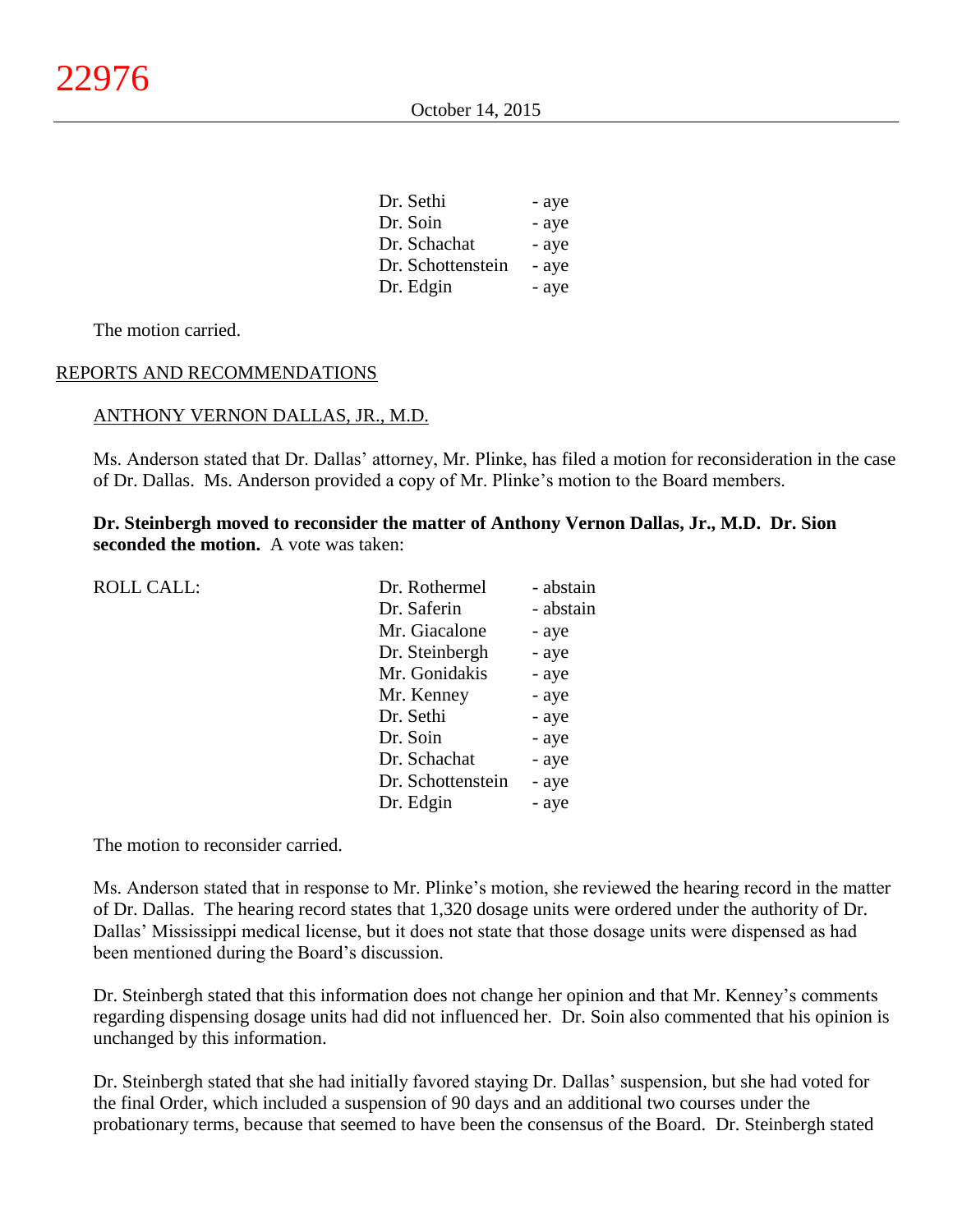Dr. Sethi - aye
Dr. Soin - aye
Dr. Schachat - aye
Dr. Schottenstein - aye
Dr. Edgin - aye

The motion carried.

REPORTS AND RECOMMENDATIONS

ANTHONY VERNON DALLAS, JR., M.D.

Ms. Anderson stated that Dr. Dallas' attorney, Mr. Plinke, has filed a motion for reconsideration in the case of Dr. Dallas. Ms. Anderson provided a copy of Mr. Plinke's motion to the Board members.

**Dr. Steinbergh moved to reconsider the matter of Anthony Vernon Dallas, Jr., M.D. Dr. Sion seconded the motion.** A vote was taken:

| ROLL CALL: | | |
|---|---|---|
| | Dr. Rothermel | - abstain |
| | Dr. Saferin | - abstain |
| | Mr. Giacalone | - aye |
| | Dr. Steinbergh | - aye |
| | Mr. Gonidakis | - aye |
| | Mr. Kenney | - aye |
| | Dr. Sethi | - aye |
| | Dr. Soin | - aye |
| | Dr. Schachat | - aye |
| | Dr. Schottenstein | - aye |
| | Dr. Edgin | - aye |

The motion to reconsider carried.

Ms. Anderson stated that in response to Mr. Plinke's motion, she reviewed the hearing record in the matter of Dr. Dallas. The hearing record states that 1,320 dosage units were ordered under the authority of Dr. Dallas' Mississippi medical license, but it does not state that those dosage units were dispensed as had been mentioned during the Board's discussion.

Dr. Steinbergh stated that this information does not change her opinion and that Mr. Kenney's comments regarding dispensing dosage units had did not influenced her. Dr. Soin also commented that his opinion is unchanged by this information.

Dr. Steinbergh stated that she had initially favored staying Dr. Dallas' suspension, but she had voted for the final Order, which included a suspension of 90 days and an additional two courses under the probationary terms, because that seemed to have been the consensus of the Board. Dr. Steinbergh stated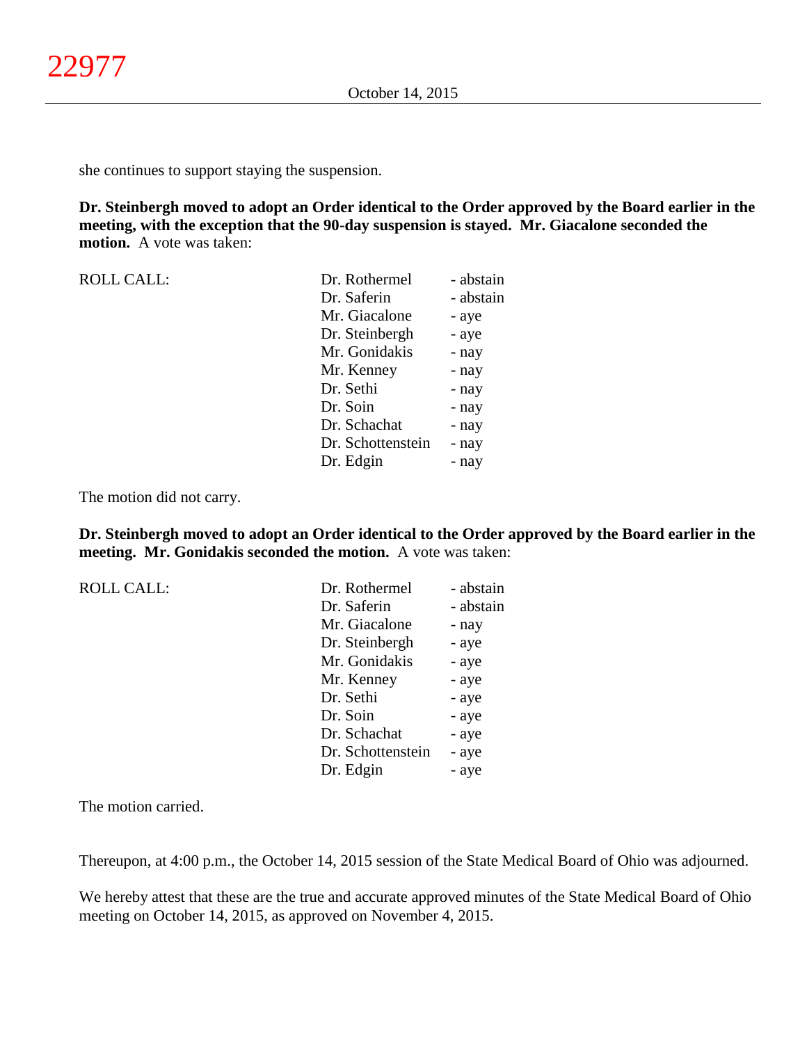she continues to support staying the suspension.

**Dr. Steinbergh moved to adopt an Order identical to the Order approved by the Board earlier in the meeting, with the exception that the 90-day suspension is stayed. Mr. Giacalone seconded the motion.** A vote was taken:

| ROLL CALL: | Dr. Rothermel | - abstain |
|---|---|---|
| | Dr. Saferin | - abstain |
| | Mr. Giacalone | - aye |
| | Dr. Steinbergh | - aye |
| | Mr. Gonidakis | - nay |
| | Mr. Kenney | - nay |
| | Dr. Sethi | - nay |
| | Dr. Soin | - nay |
| | Dr. Schachat | - nay |
| | Dr. Schottenstein | - nay |
| | Dr. Edgin | - nay |

The motion did not carry.

**Dr. Steinbergh moved to adopt an Order identical to the Order approved by the Board earlier in the meeting. Mr. Gonidakis seconded the motion.** A vote was taken:

| ROLL CALL: | Dr. Rothermel | - abstain |
|---|---|---|
| | Dr. Saferin | - abstain |
| | Mr. Giacalone | - nay |
| | Dr. Steinbergh | - aye |
| | Mr. Gonidakis | - aye |
| | Mr. Kenney | - aye |
| | Dr. Sethi | - aye |
| | Dr. Soin | - aye |
| | Dr. Schachat | - aye |
| | Dr. Schottenstein | - aye |
| | Dr. Edgin | - aye |

The motion carried.

Thereupon, at 4:00 p.m., the October 14, 2015 session of the State Medical Board of Ohio was adjourned.

We hereby attest that these are the true and accurate approved minutes of the State Medical Board of Ohio meeting on October 14, 2015, as approved on November 4, 2015.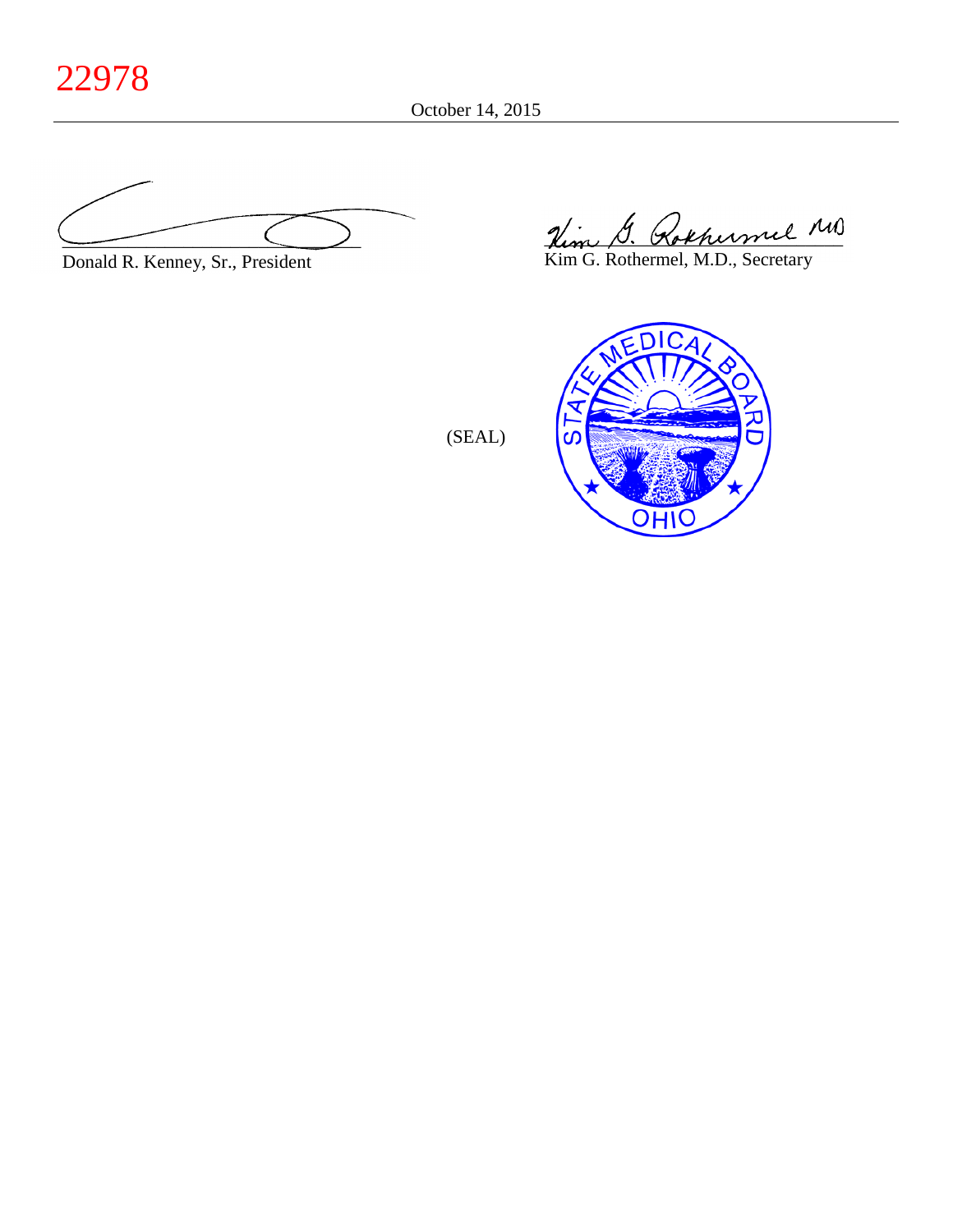22978

October 14, 2015

Donald R. Kenney, Sr., President

Kim G. Rothermel, M.D., Secretary

(SEAL)